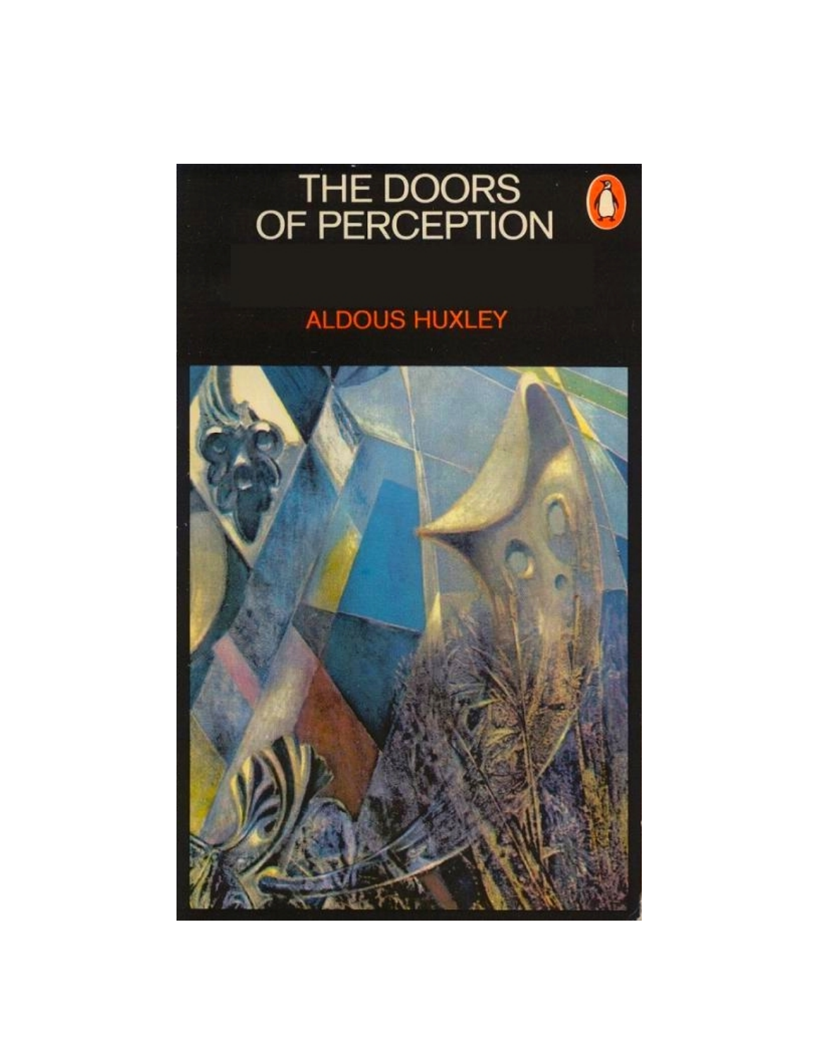# THE DOORS OF PERCEPTION

ALDOUS HUXLEY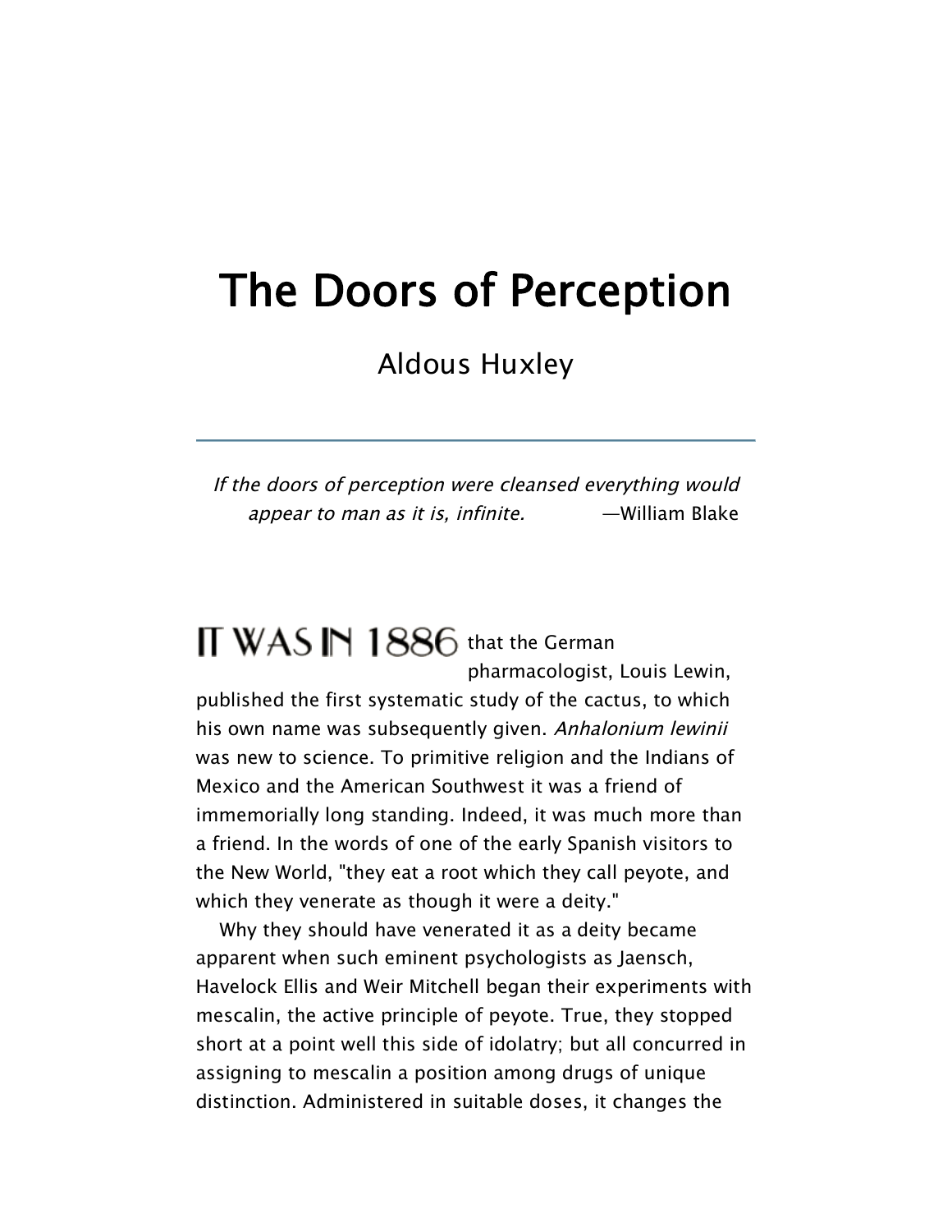# The Doors of Perception

## Aldous Huxley

---

*If the doors of perception were cleansed everything would appear to man as it is, infinite.* —William Blake

IT WAS IN 1886 that the German pharmacologist, Louis Lewin, published the first systematic study of the cactus, to which his own name was subsequently given. *Anhalonium lewinii* was new to science. To primitive religion and the Indians of Mexico and the American Southwest it was a friend of immemorially long standing. Indeed, it was much more than a friend. In the words of one of the early Spanish visitors to the New World, "they eat a root which they call peyote, and which they venerate as though it were a deity."

Why they should have venerated it as a deity became apparent when such eminent psychologists as Jaensch, Havelock Ellis and Weir Mitchell began their experiments with mescalin, the active principle of peyote. True, they stopped short at a point well this side of idolatry; but all concurred in assigning to mescalin a position among drugs of unique distinction. Administered in suitable doses, it changes the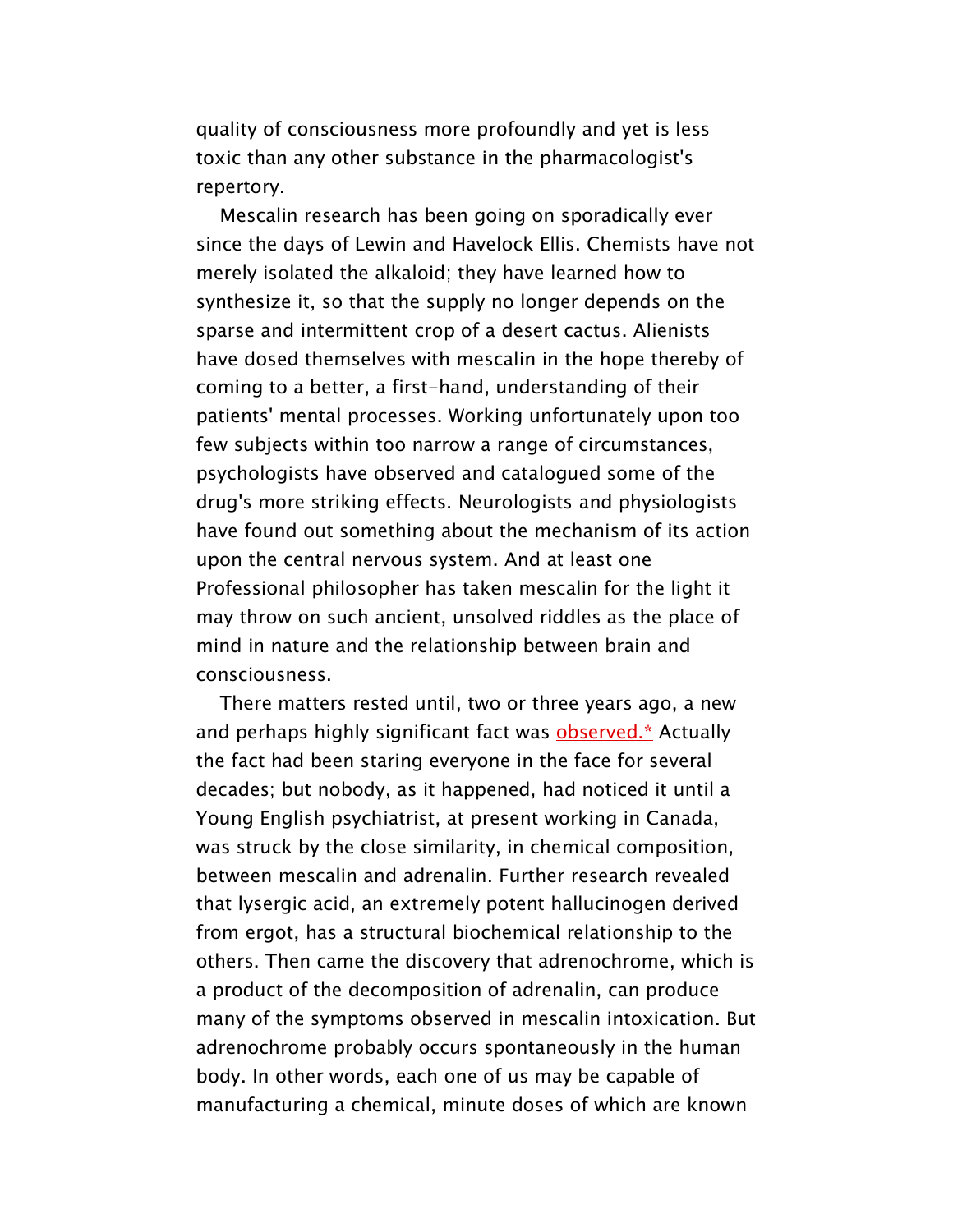quality of consciousness more profoundly and yet is less toxic than any other substance in the pharmacologist's repertory.

Mescalin research has been going on sporadically ever since the days of Lewin and Havelock Ellis. Chemists have not merely isolated the alkaloid; they have learned how to synthesize it, so that the supply no longer depends on the sparse and intermittent crop of a desert cactus. Alienists have dosed themselves with mescalin in the hope thereby of coming to a better, a first-hand, understanding of their patients' mental processes. Working unfortunately upon too few subjects within too narrow a range of circumstances, psychologists have observed and catalogued some of the drug's more striking effects. Neurologists and physiologists have found out something about the mechanism of its action upon the central nervous system. And at least one Professional philosopher has taken mescalin for the light it may throw on such ancient, unsolved riddles as the place of mind in nature and the relationship between brain and consciousness.

There matters rested until, two or three years ago, a new and perhaps highly significant fact was observed.* Actually the fact had been staring everyone in the face for several decades; but nobody, as it happened, had noticed it until a Young English psychiatrist, at present working in Canada, was struck by the close similarity, in chemical composition, between mescalin and adrenalin. Further research revealed that lysergic acid, an extremely potent hallucinogen derived from ergot, has a structural biochemical relationship to the others. Then came the discovery that adrenochrome, which is a product of the decomposition of adrenalin, can produce many of the symptoms observed in mescalin intoxication. But adrenochrome probably occurs spontaneously in the human body. In other words, each one of us may be capable of manufacturing a chemical, minute doses of which are known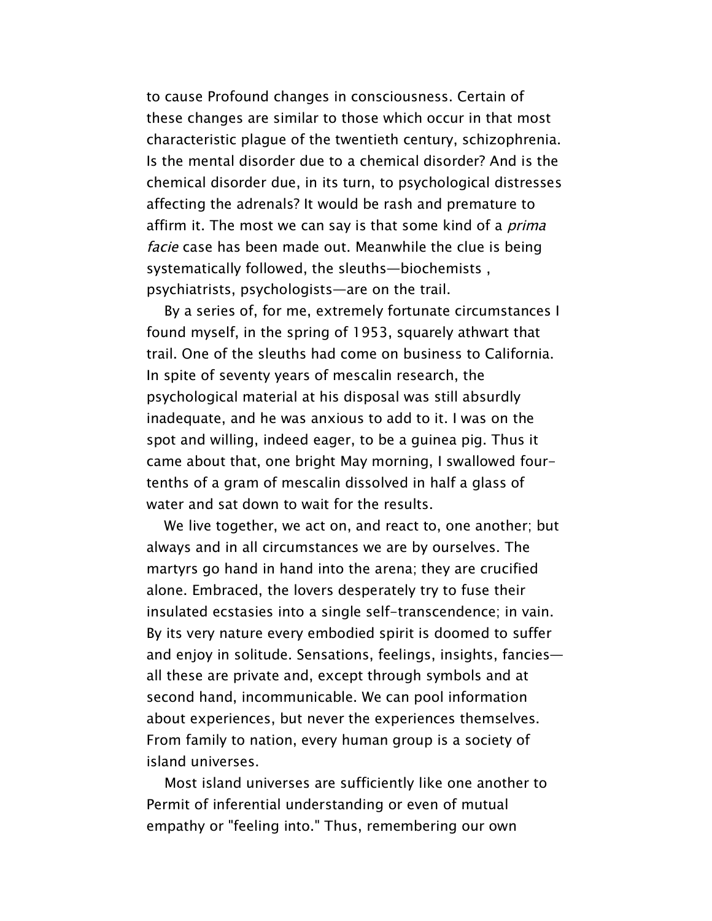to cause Profound changes in consciousness. Certain of these changes are similar to those which occur in that most characteristic plague of the twentieth century, schizophrenia. Is the mental disorder due to a chemical disorder? And is the chemical disorder due, in its turn, to psychological distresses affecting the adrenals? It would be rash and premature to affirm it. The most we can say is that some kind of a *prima facie* case has been made out. Meanwhile the clue is being systematically followed, the sleuths—biochemists , psychiatrists, psychologists—are on the trail.

By a series of, for me, extremely fortunate circumstances I found myself, in the spring of 1953, squarely athwart that trail. One of the sleuths had come on business to California. In spite of seventy years of mescalin research, the psychological material at his disposal was still absurdly inadequate, and he was anxious to add to it. I was on the spot and willing, indeed eager, to be a guinea pig. Thus it came about that, one bright May morning, I swallowed four-tenths of a gram of mescalin dissolved in half a glass of water and sat down to wait for the results.

We live together, we act on, and react to, one another; but always and in all circumstances we are by ourselves. The martyrs go hand in hand into the arena; they are crucified alone. Embraced, the lovers desperately try to fuse their insulated ecstasies into a single self-transcendence; in vain. By its very nature every embodied spirit is doomed to suffer and enjoy in solitude. Sensations, feelings, insights, fancies—all these are private and, except through symbols and at second hand, incommunicable. We can pool information about experiences, but never the experiences themselves. From family to nation, every human group is a society of island universes.

Most island universes are sufficiently like one another to Permit of inferential understanding or even of mutual empathy or "feeling into." Thus, remembering our own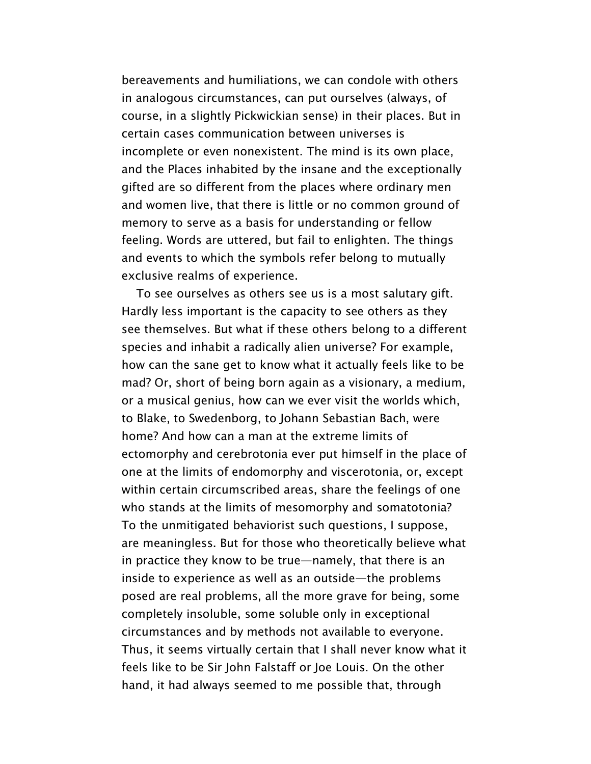bereavements and humiliations, we can condole with others in analogous circumstances, can put ourselves (always, of course, in a slightly Pickwickian sense) in their places. But in certain cases communication between universes is incomplete or even nonexistent. The mind is its own place, and the Places inhabited by the insane and the exceptionally gifted are so different from the places where ordinary men and women live, that there is little or no common ground of memory to serve as a basis for understanding or fellow feeling. Words are uttered, but fail to enlighten. The things and events to which the symbols refer belong to mutually exclusive realms of experience.

To see ourselves as others see us is a most salutary gift. Hardly less important is the capacity to see others as they see themselves. But what if these others belong to a different species and inhabit a radically alien universe? For example, how can the sane get to know what it actually feels like to be mad? Or, short of being born again as a visionary, a medium, or a musical genius, how can we ever visit the worlds which, to Blake, to Swedenborg, to Johann Sebastian Bach, were home? And how can a man at the extreme limits of ectomorphy and cerebrotonia ever put himself in the place of one at the limits of endomorphy and viscerotonia, or, except within certain circumscribed areas, share the feelings of one who stands at the limits of mesomorphy and somatotonia? To the unmitigated behaviorist such questions, I suppose, are meaningless. But for those who theoretically believe what in practice they know to be true—namely, that there is an inside to experience as well as an outside—the problems posed are real problems, all the more grave for being, some completely insoluble, some soluble only in exceptional circumstances and by methods not available to everyone. Thus, it seems virtually certain that I shall never know what it feels like to be Sir John Falstaff or Joe Louis. On the other hand, it had always seemed to me possible that, through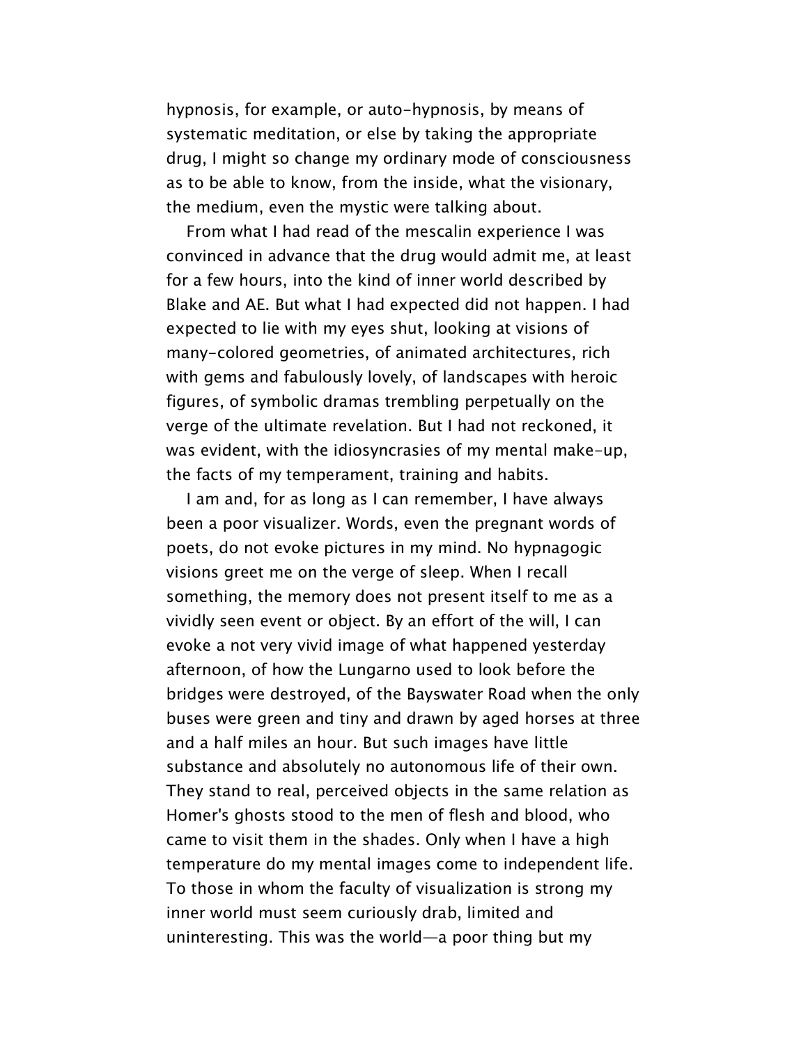hypnosis, for example, or auto-hypnosis, by means of systematic meditation, or else by taking the appropriate drug, I might so change my ordinary mode of consciousness as to be able to know, from the inside, what the visionary, the medium, even the mystic were talking about.

From what I had read of the mescalin experience I was convinced in advance that the drug would admit me, at least for a few hours, into the kind of inner world described by Blake and AE. But what I had expected did not happen. I had expected to lie with my eyes shut, looking at visions of many-colored geometries, of animated architectures, rich with gems and fabulously lovely, of landscapes with heroic figures, of symbolic dramas trembling perpetually on the verge of the ultimate revelation. But I had not reckoned, it was evident, with the idiosyncrasies of my mental make-up, the facts of my temperament, training and habits.

I am and, for as long as I can remember, I have always been a poor visualizer. Words, even the pregnant words of poets, do not evoke pictures in my mind. No hypnagogic visions greet me on the verge of sleep. When I recall something, the memory does not present itself to me as a vividly seen event or object. By an effort of the will, I can evoke a not very vivid image of what happened yesterday afternoon, of how the Lungarno used to look before the bridges were destroyed, of the Bayswater Road when the only buses were green and tiny and drawn by aged horses at three and a half miles an hour. But such images have little substance and absolutely no autonomous life of their own. They stand to real, perceived objects in the same relation as Homer's ghosts stood to the men of flesh and blood, who came to visit them in the shades. Only when I have a high temperature do my mental images come to independent life. To those in whom the faculty of visualization is strong my inner world must seem curiously drab, limited and uninteresting. This was the world—a poor thing but my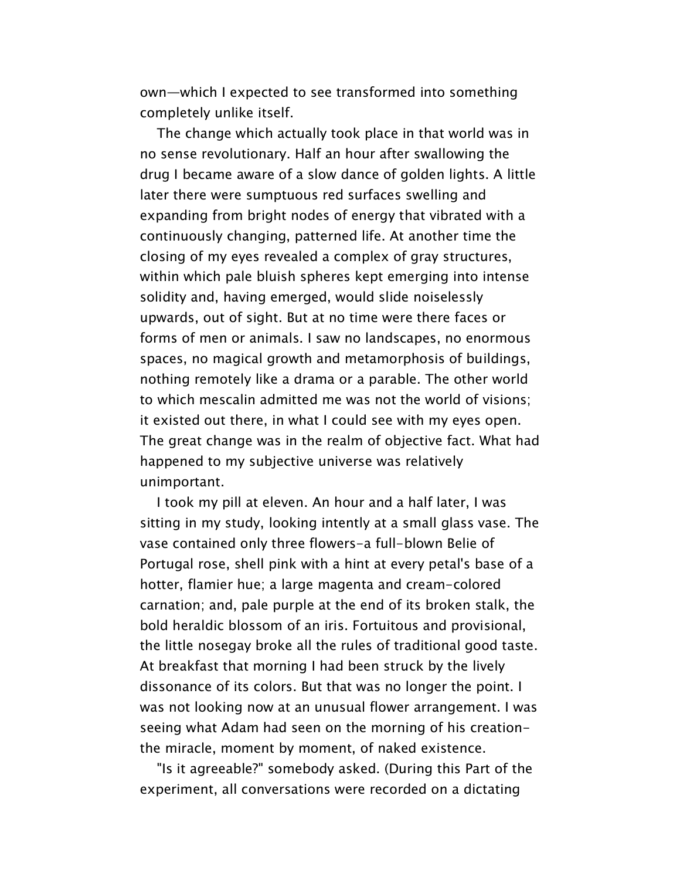own—which I expected to see transformed into something completely unlike itself.

The change which actually took place in that world was in no sense revolutionary. Half an hour after swallowing the drug I became aware of a slow dance of golden lights. A little later there were sumptuous red surfaces swelling and expanding from bright nodes of energy that vibrated with a continuously changing, patterned life. At another time the closing of my eyes revealed a complex of gray structures, within which pale bluish spheres kept emerging into intense solidity and, having emerged, would slide noiselessly upwards, out of sight. But at no time were there faces or forms of men or animals. I saw no landscapes, no enormous spaces, no magical growth and metamorphosis of buildings, nothing remotely like a drama or a parable. The other world to which mescalin admitted me was not the world of visions; it existed out there, in what I could see with my eyes open. The great change was in the realm of objective fact. What had happened to my subjective universe was relatively unimportant.

I took my pill at eleven. An hour and a half later, I was sitting in my study, looking intently at a small glass vase. The vase contained only three flowers-a full-blown Belie of Portugal rose, shell pink with a hint at every petal's base of a hotter, flamier hue; a large magenta and cream-colored carnation; and, pale purple at the end of its broken stalk, the bold heraldic blossom of an iris. Fortuitous and provisional, the little nosegay broke all the rules of traditional good taste. At breakfast that morning I had been struck by the lively dissonance of its colors. But that was no longer the point. I was not looking now at an unusual flower arrangement. I was seeing what Adam had seen on the morning of his creation-the miracle, moment by moment, of naked existence.

"Is it agreeable?" somebody asked. (During this Part of the experiment, all conversations were recorded on a dictating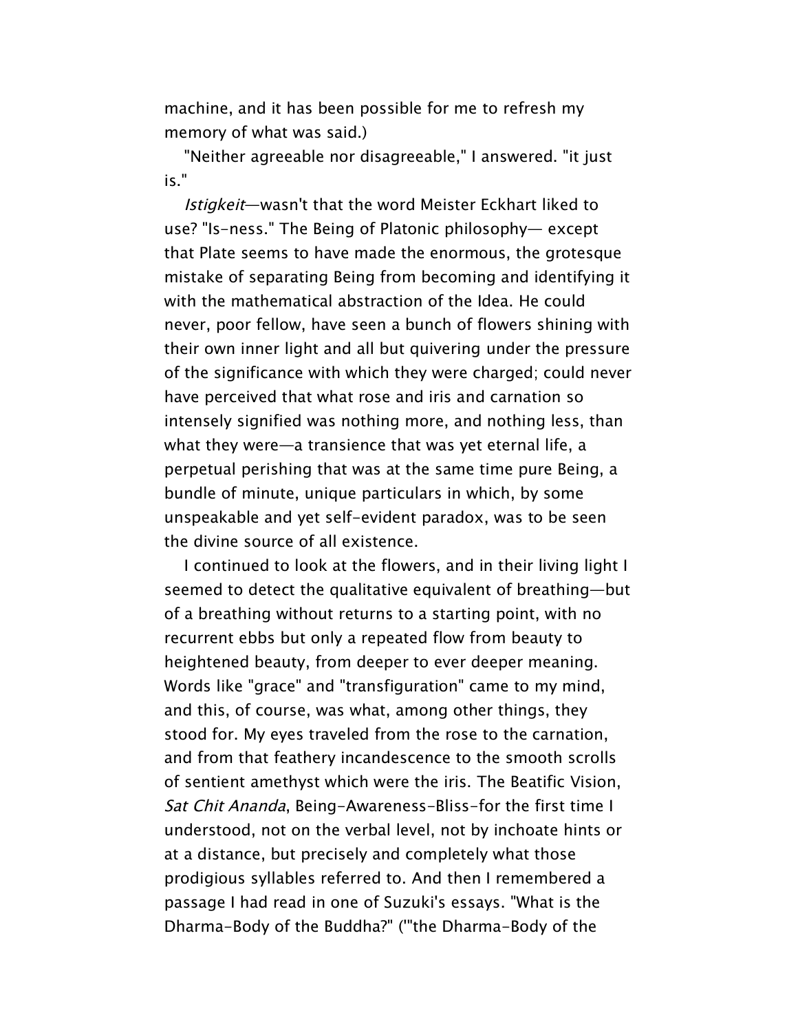machine, and it has been possible for me to refresh my memory of what was said.)

"Neither agreeable nor disagreeable," I answered. "it just is."

*Istigkeit*—wasn't that the word Meister Eckhart liked to use? "Is-ness." The Being of Platonic philosophy— except that Plate seems to have made the enormous, the grotesque mistake of separating Being from becoming and identifying it with the mathematical abstraction of the Idea. He could never, poor fellow, have seen a bunch of flowers shining with their own inner light and all but quivering under the pressure of the significance with which they were charged; could never have perceived that what rose and iris and carnation so intensely signified was nothing more, and nothing less, than what they were—a transience that was yet eternal life, a perpetual perishing that was at the same time pure Being, a bundle of minute, unique particulars in which, by some unspeakable and yet self-evident paradox, was to be seen the divine source of all existence.

I continued to look at the flowers, and in their living light I seemed to detect the qualitative equivalent of breathing—but of a breathing without returns to a starting point, with no recurrent ebbs but only a repeated flow from beauty to heightened beauty, from deeper to ever deeper meaning. Words like "grace" and "transfiguration" came to my mind, and this, of course, was what, among other things, they stood for. My eyes traveled from the rose to the carnation, and from that feathery incandescence to the smooth scrolls of sentient amethyst which were the iris. The Beatific Vision, *Sat Chit Ananda*, Being-Awareness-Bliss-for the first time I understood, not on the verbal level, not by inchoate hints or at a distance, but precisely and completely what those prodigious syllables referred to. And then I remembered a passage I had read in one of Suzuki's essays. "What is the Dharma-Body of the Buddha?" ('"the Dharma-Body of the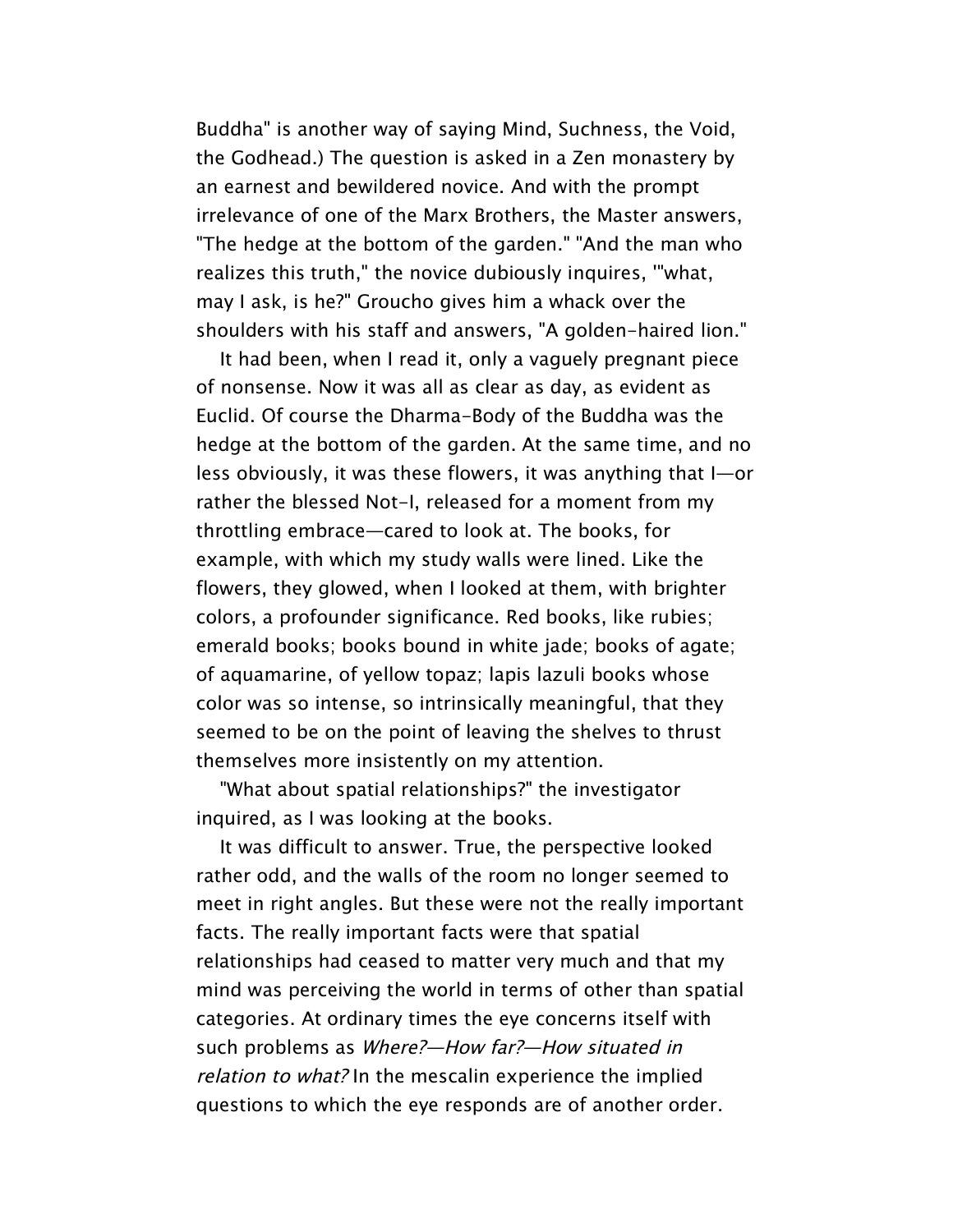Buddha" is another way of saying Mind, Suchness, the Void, the Godhead.) The question is asked in a Zen monastery by an earnest and bewildered novice. And with the prompt irrelevance of one of the Marx Brothers, the Master answers, "The hedge at the bottom of the garden." "And the man who realizes this truth," the novice dubiously inquires, '"what, may I ask, is he?" Groucho gives him a whack over the shoulders with his staff and answers, "A golden-haired lion."

It had been, when I read it, only a vaguely pregnant piece of nonsense. Now it was all as clear as day, as evident as Euclid. Of course the Dharma-Body of the Buddha was the hedge at the bottom of the garden. At the same time, and no less obviously, it was these flowers, it was anything that I—or rather the blessed Not-I, released for a moment from my throttling embrace—cared to look at. The books, for example, with which my study walls were lined. Like the flowers, they glowed, when I looked at them, with brighter colors, a profounder significance. Red books, like rubies; emerald books; books bound in white jade; books of agate; of aquamarine, of yellow topaz; lapis lazuli books whose color was so intense, so intrinsically meaningful, that they seemed to be on the point of leaving the shelves to thrust themselves more insistently on my attention.

"What about spatial relationships?" the investigator inquired, as I was looking at the books.

It was difficult to answer. True, the perspective looked rather odd, and the walls of the room no longer seemed to meet in right angles. But these were not the really important facts. The really important facts were that spatial relationships had ceased to matter very much and that my mind was perceiving the world in terms of other than spatial categories. At ordinary times the eye concerns itself with such problems as *Where?—How far?—How situated in relation to what?* In the mescalin experience the implied questions to which the eye responds are of another order.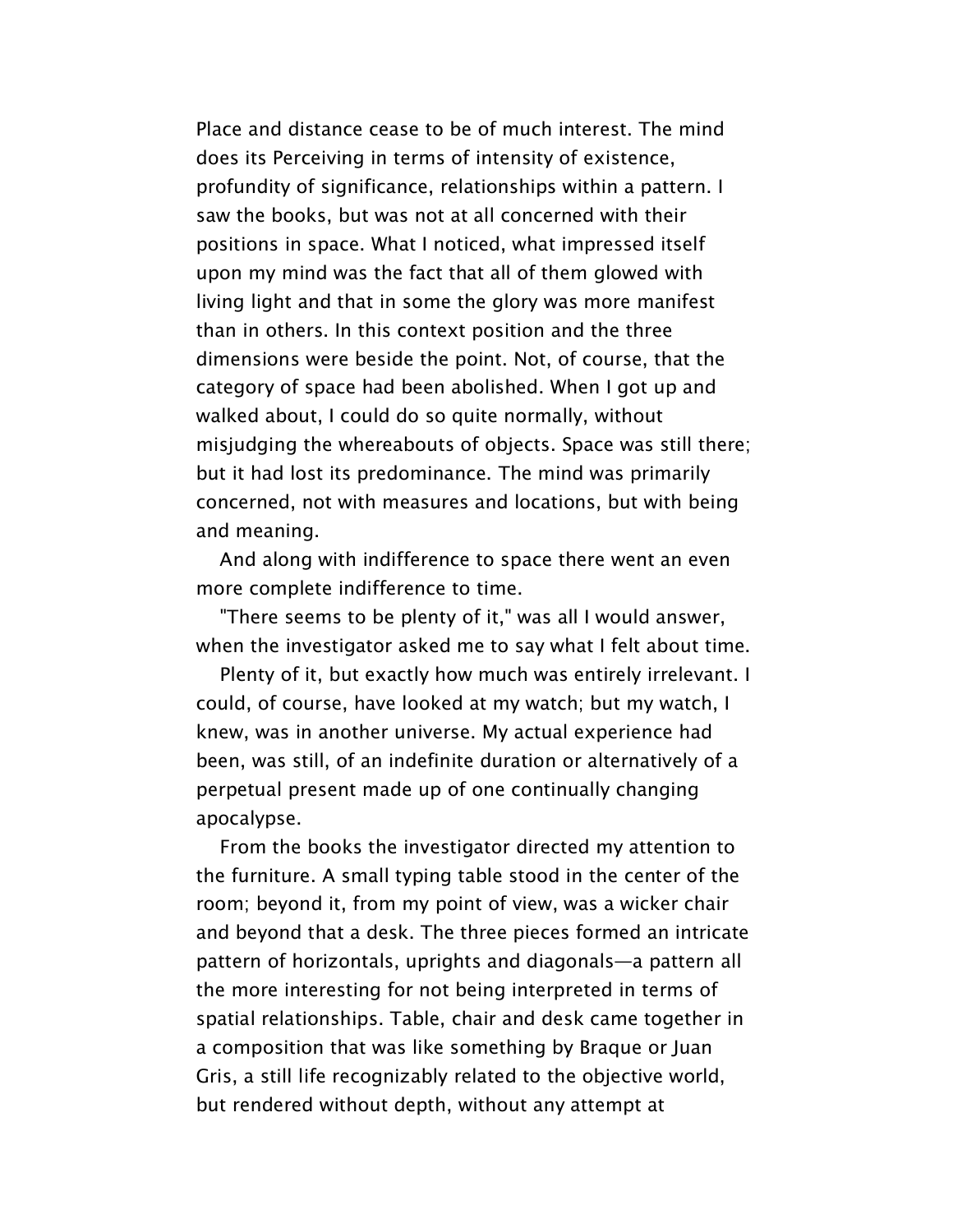Place and distance cease to be of much interest. The mind does its Perceiving in terms of intensity of existence, profundity of significance, relationships within a pattern. I saw the books, but was not at all concerned with their positions in space. What I noticed, what impressed itself upon my mind was the fact that all of them glowed with living light and that in some the glory was more manifest than in others. In this context position and the three dimensions were beside the point. Not, of course, that the category of space had been abolished. When I got up and walked about, I could do so quite normally, without misjudging the whereabouts of objects. Space was still there; but it had lost its predominance. The mind was primarily concerned, not with measures and locations, but with being and meaning.

And along with indifference to space there went an even more complete indifference to time.

"There seems to be plenty of it," was all I would answer, when the investigator asked me to say what I felt about time.

Plenty of it, but exactly how much was entirely irrelevant. I could, of course, have looked at my watch; but my watch, I knew, was in another universe. My actual experience had been, was still, of an indefinite duration or alternatively of a perpetual present made up of one continually changing apocalypse.

From the books the investigator directed my attention to the furniture. A small typing table stood in the center of the room; beyond it, from my point of view, was a wicker chair and beyond that a desk. The three pieces formed an intricate pattern of horizontals, uprights and diagonals—a pattern all the more interesting for not being interpreted in terms of spatial relationships. Table, chair and desk came together in a composition that was like something by Braque or Juan Gris, a still life recognizably related to the objective world, but rendered without depth, without any attempt at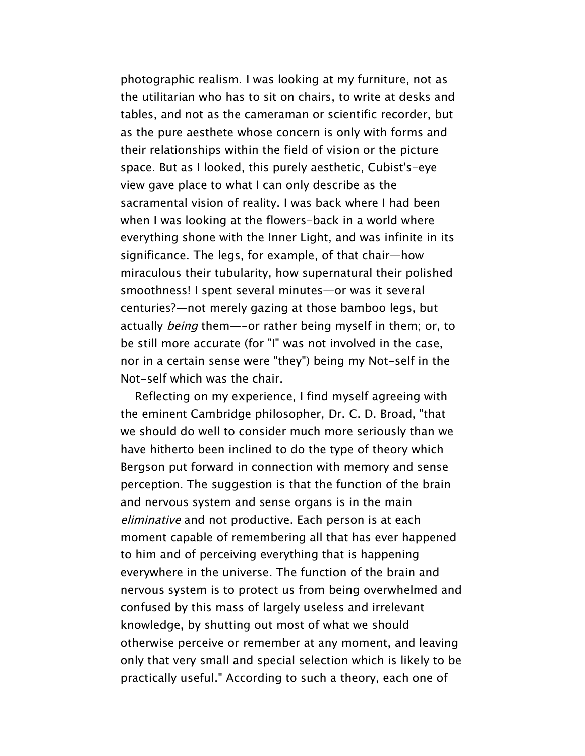photographic realism. I was looking at my furniture, not as the utilitarian who has to sit on chairs, to write at desks and tables, and not as the cameraman or scientific recorder, but as the pure aesthete whose concern is only with forms and their relationships within the field of vision or the picture space. But as I looked, this purely aesthetic, Cubist's-eye view gave place to what I can only describe as the sacramental vision of reality. I was back where I had been when I was looking at the flowers-back in a world where everything shone with the Inner Light, and was infinite in its significance. The legs, for example, of that chair—how miraculous their tubularity, how supernatural their polished smoothness! I spent several minutes—or was it several centuries?—not merely gazing at those bamboo legs, but actually *being* them—-or rather being myself in them; or, to be still more accurate (for "I" was not involved in the case, nor in a certain sense were "they") being my Not-self in the Not-self which was the chair.

Reflecting on my experience, I find myself agreeing with the eminent Cambridge philosopher, Dr. C. D. Broad, "that we should do well to consider much more seriously than we have hitherto been inclined to do the type of theory which Bergson put forward in connection with memory and sense perception. The suggestion is that the function of the brain and nervous system and sense organs is in the main *eliminative* and not productive. Each person is at each moment capable of remembering all that has ever happened to him and of perceiving everything that is happening everywhere in the universe. The function of the brain and nervous system is to protect us from being overwhelmed and confused by this mass of largely useless and irrelevant knowledge, by shutting out most of what we should otherwise perceive or remember at any moment, and leaving only that very small and special selection which is likely to be practically useful." According to such a theory, each one of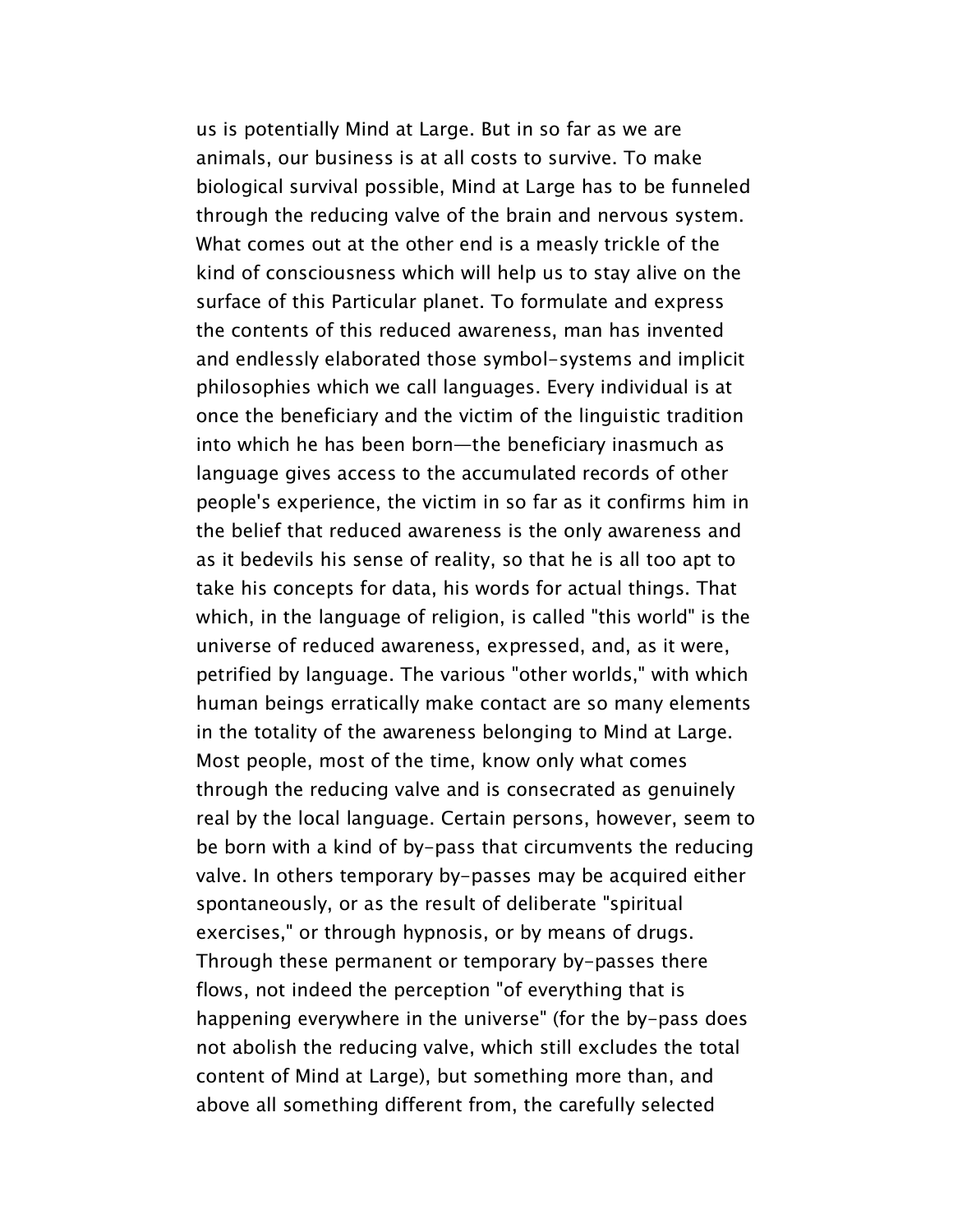us is potentially Mind at Large. But in so far as we are animals, our business is at all costs to survive. To make biological survival possible, Mind at Large has to be funneled through the reducing valve of the brain and nervous system. What comes out at the other end is a measly trickle of the kind of consciousness which will help us to stay alive on the surface of this Particular planet. To formulate and express the contents of this reduced awareness, man has invented and endlessly elaborated those symbol-systems and implicit philosophies which we call languages. Every individual is at once the beneficiary and the victim of the linguistic tradition into which he has been born—the beneficiary inasmuch as language gives access to the accumulated records of other people's experience, the victim in so far as it confirms him in the belief that reduced awareness is the only awareness and as it bedevils his sense of reality, so that he is all too apt to take his concepts for data, his words for actual things. That which, in the language of religion, is called "this world" is the universe of reduced awareness, expressed, and, as it were, petrified by language. The various "other worlds," with which human beings erratically make contact are so many elements in the totality of the awareness belonging to Mind at Large. Most people, most of the time, know only what comes through the reducing valve and is consecrated as genuinely real by the local language. Certain persons, however, seem to be born with a kind of by-pass that circumvents the reducing valve. In others temporary by-passes may be acquired either spontaneously, or as the result of deliberate "spiritual exercises," or through hypnosis, or by means of drugs. Through these permanent or temporary by-passes there flows, not indeed the perception "of everything that is happening everywhere in the universe" (for the by-pass does not abolish the reducing valve, which still excludes the total content of Mind at Large), but something more than, and above all something different from, the carefully selected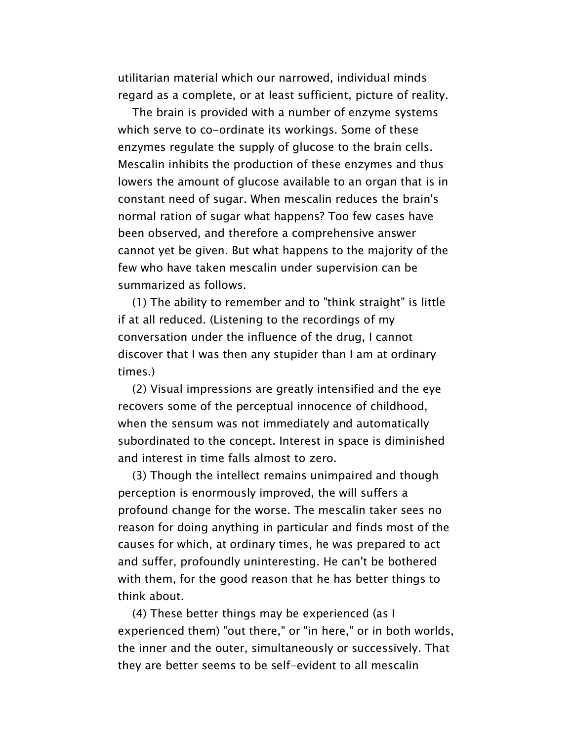utilitarian material which our narrowed, individual minds regard as a complete, or at least sufficient, picture of reality.

The brain is provided with a number of enzyme systems which serve to co-ordinate its workings. Some of these enzymes regulate the supply of glucose to the brain cells. Mescalin inhibits the production of these enzymes and thus lowers the amount of glucose available to an organ that is in constant need of sugar. When mescalin reduces the brain's normal ration of sugar what happens? Too few cases have been observed, and therefore a comprehensive answer cannot yet be given. But what happens to the majority of the few who have taken mescalin under supervision can be summarized as follows.

(1) The ability to remember and to "think straight" is little if at all reduced. (Listening to the recordings of my conversation under the influence of the drug, I cannot discover that I was then any stupider than I am at ordinary times.)

(2) Visual impressions are greatly intensified and the eye recovers some of the perceptual innocence of childhood, when the sensum was not immediately and automatically subordinated to the concept. Interest in space is diminished and interest in time falls almost to zero.

(3) Though the intellect remains unimpaired and though perception is enormously improved, the will suffers a profound change for the worse. The mescalin taker sees no reason for doing anything in particular and finds most of the causes for which, at ordinary times, he was prepared to act and suffer, profoundly uninteresting. He can't be bothered with them, for the good reason that he has better things to think about.

(4) These better things may be experienced (as I experienced them) "out there," or "in here," or in both worlds, the inner and the outer, simultaneously or successively. That they are better seems to be self-evident to all mescalin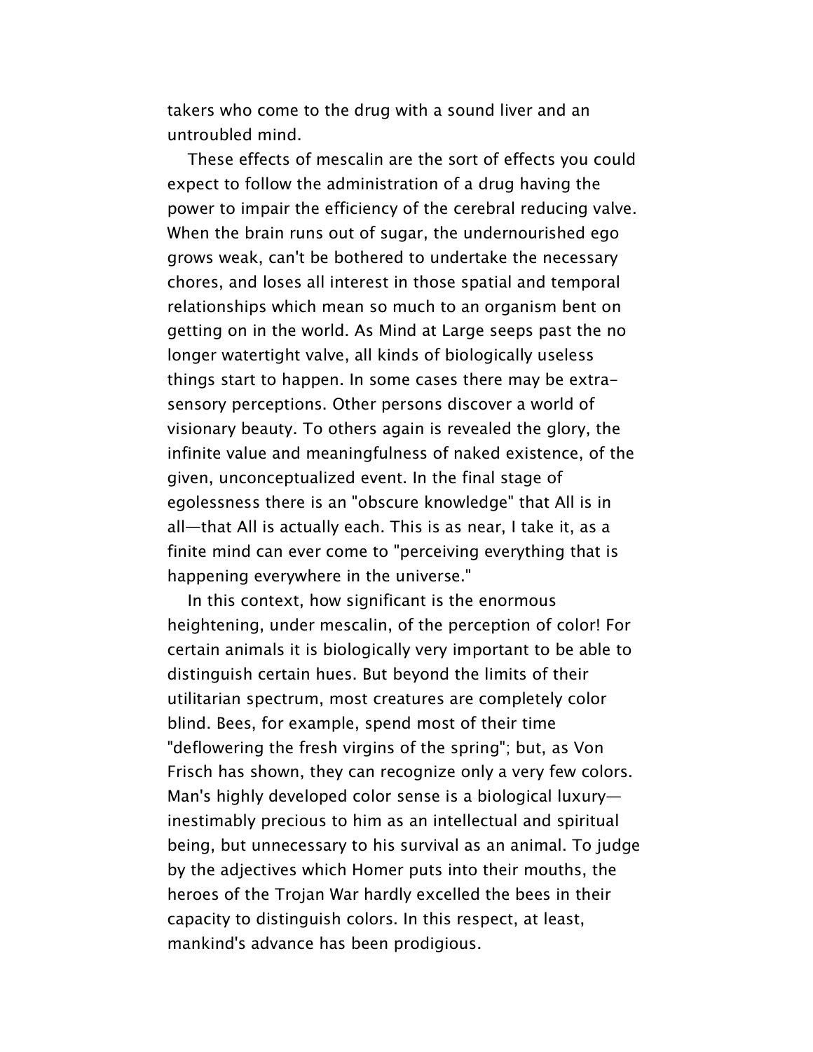takers who come to the drug with a sound liver and an untroubled mind.

These effects of mescalin are the sort of effects you could expect to follow the administration of a drug having the power to impair the efficiency of the cerebral reducing valve. When the brain runs out of sugar, the undernourished ego grows weak, can't be bothered to undertake the necessary chores, and loses all interest in those spatial and temporal relationships which mean so much to an organism bent on getting on in the world. As Mind at Large seeps past the no longer watertight valve, all kinds of biologically useless things start to happen. In some cases there may be extra-sensory perceptions. Other persons discover a world of visionary beauty. To others again is revealed the glory, the infinite value and meaningfulness of naked existence, of the given, unconceptualized event. In the final stage of egolessness there is an "obscure knowledge" that All is in all—that All is actually each. This is as near, I take it, as a finite mind can ever come to "perceiving everything that is happening everywhere in the universe."

In this context, how significant is the enormous heightening, under mescalin, of the perception of color! For certain animals it is biologically very important to be able to distinguish certain hues. But beyond the limits of their utilitarian spectrum, most creatures are completely color blind. Bees, for example, spend most of their time "deflowering the fresh virgins of the spring"; but, as Von Frisch has shown, they can recognize only a very few colors. Man's highly developed color sense is a biological luxury—inestimably precious to him as an intellectual and spiritual being, but unnecessary to his survival as an animal. To judge by the adjectives which Homer puts into their mouths, the heroes of the Trojan War hardly excelled the bees in their capacity to distinguish colors. In this respect, at least, mankind's advance has been prodigious.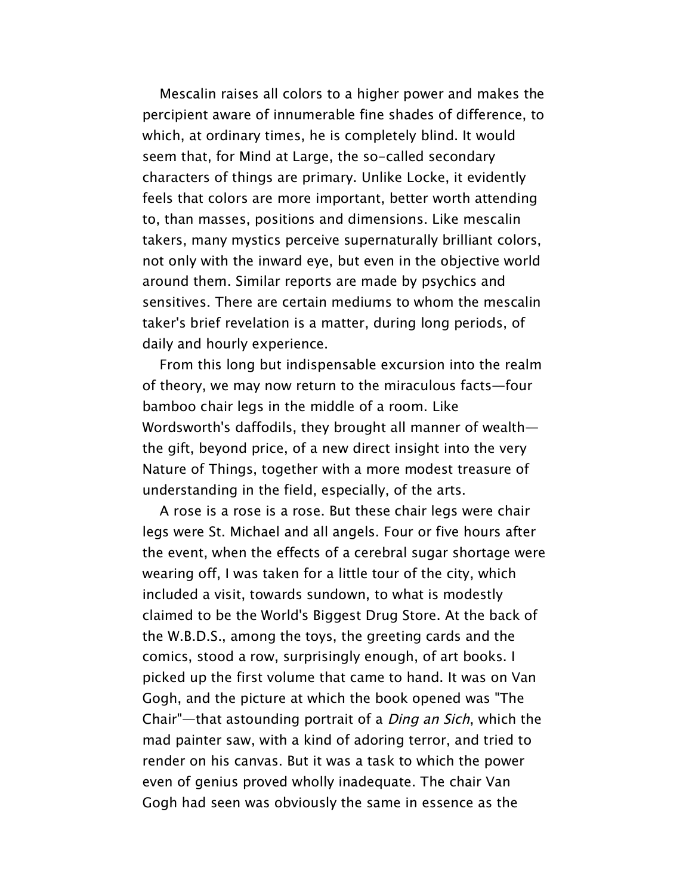Mescalin raises all colors to a higher power and makes the percipient aware of innumerable fine shades of difference, to which, at ordinary times, he is completely blind. It would seem that, for Mind at Large, the so-called secondary characters of things are primary. Unlike Locke, it evidently feels that colors are more important, better worth attending to, than masses, positions and dimensions. Like mescalin takers, many mystics perceive supernaturally brilliant colors, not only with the inward eye, but even in the objective world around them. Similar reports are made by psychics and sensitives. There are certain mediums to whom the mescalin taker's brief revelation is a matter, during long periods, of daily and hourly experience.

From this long but indispensable excursion into the realm of theory, we may now return to the miraculous facts—four bamboo chair legs in the middle of a room. Like Wordsworth's daffodils, they brought all manner of wealth—the gift, beyond price, of a new direct insight into the very Nature of Things, together with a more modest treasure of understanding in the field, especially, of the arts.

A rose is a rose is a rose. But these chair legs were chair legs were St. Michael and all angels. Four or five hours after the event, when the effects of a cerebral sugar shortage were wearing off, I was taken for a little tour of the city, which included a visit, towards sundown, to what is modestly claimed to be the World's Biggest Drug Store. At the back of the W.B.D.S., among the toys, the greeting cards and the comics, stood a row, surprisingly enough, of art books. I picked up the first volume that came to hand. It was on Van Gogh, and the picture at which the book opened was "The Chair"—that astounding portrait of a *Ding an Sich*, which the mad painter saw, with a kind of adoring terror, and tried to render on his canvas. But it was a task to which the power even of genius proved wholly inadequate. The chair Van Gogh had seen was obviously the same in essence as the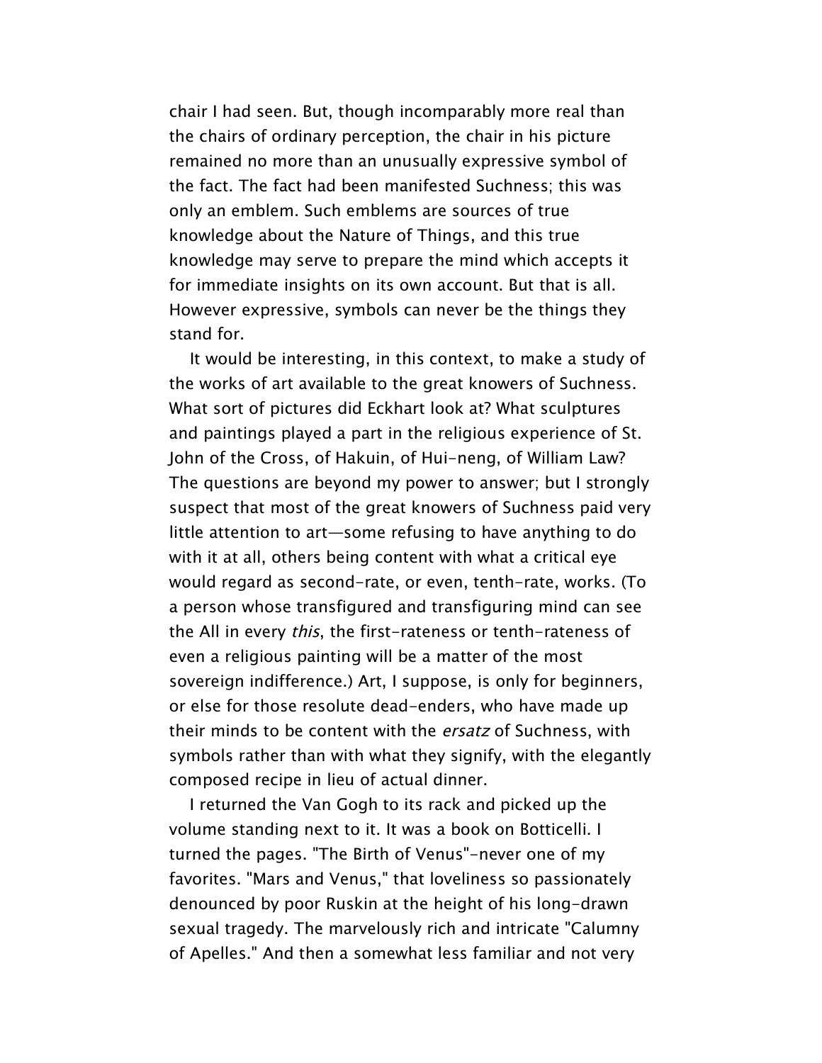chair I had seen. But, though incomparably more real than the chairs of ordinary perception, the chair in his picture remained no more than an unusually expressive symbol of the fact. The fact had been manifested Suchness; this was only an emblem. Such emblems are sources of true knowledge about the Nature of Things, and this true knowledge may serve to prepare the mind which accepts it for immediate insights on its own account. But that is all. However expressive, symbols can never be the things they stand for.

It would be interesting, in this context, to make a study of the works of art available to the great knowers of Suchness. What sort of pictures did Eckhart look at? What sculptures and paintings played a part in the religious experience of St. John of the Cross, of Hakuin, of Hui-neng, of William Law? The questions are beyond my power to answer; but I strongly suspect that most of the great knowers of Suchness paid very little attention to art—some refusing to have anything to do with it at all, others being content with what a critical eye would regard as second-rate, or even, tenth-rate, works. (To a person whose transfigured and transfiguring mind can see the All in every *this*, the first-rateness or tenth-rateness of even a religious painting will be a matter of the most sovereign indifference.) Art, I suppose, is only for beginners, or else for those resolute dead-enders, who have made up their minds to be content with the *ersatz* of Suchness, with symbols rather than with what they signify, with the elegantly composed recipe in lieu of actual dinner.

I returned the Van Gogh to its rack and picked up the volume standing next to it. It was a book on Botticelli. I turned the pages. "The Birth of Venus"-never one of my favorites. "Mars and Venus," that loveliness so passionately denounced by poor Ruskin at the height of his long-drawn sexual tragedy. The marvelously rich and intricate "Calumny of Apelles." And then a somewhat less familiar and not very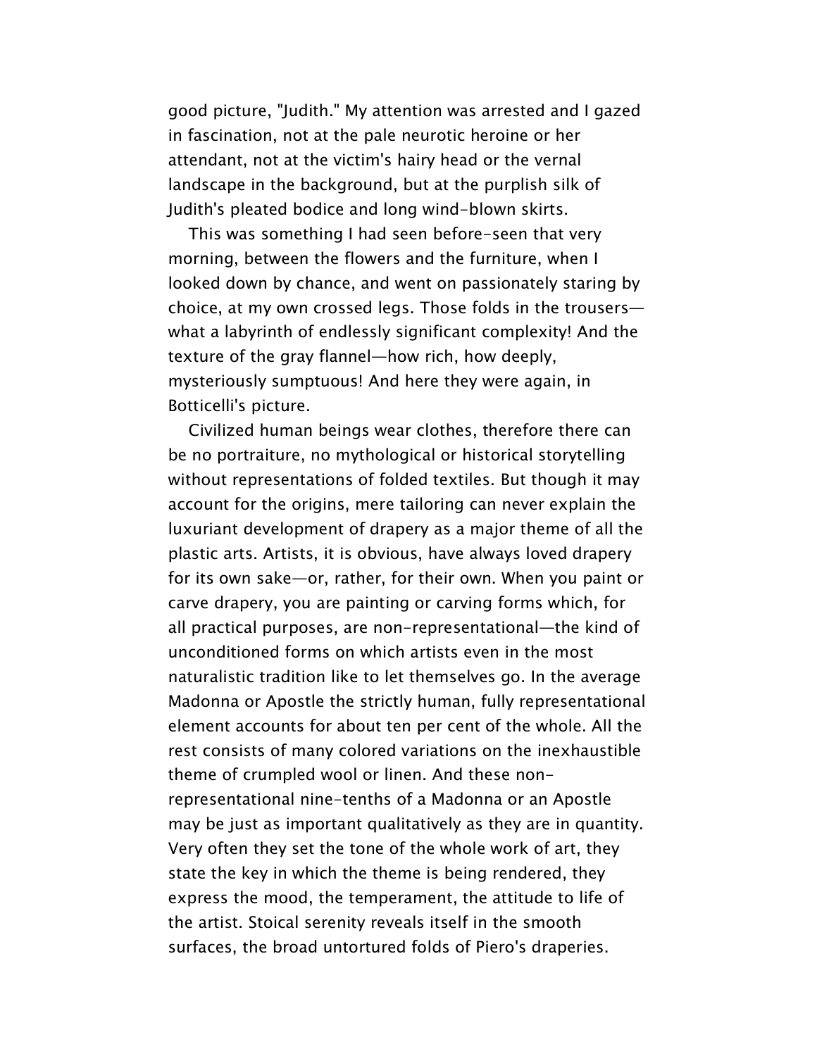good picture, "Judith." My attention was arrested and I gazed in fascination, not at the pale neurotic heroine or her attendant, not at the victim's hairy head or the vernal landscape in the background, but at the purplish silk of Judith's pleated bodice and long wind-blown skirts.

This was something I had seen before-seen that very morning, between the flowers and the furniture, when I looked down by chance, and went on passionately staring by choice, at my own crossed legs. Those folds in the trousers—what a labyrinth of endlessly significant complexity! And the texture of the gray flannel—how rich, how deeply, mysteriously sumptuous! And here they were again, in Botticelli's picture.

Civilized human beings wear clothes, therefore there can be no portraiture, no mythological or historical storytelling without representations of folded textiles. But though it may account for the origins, mere tailoring can never explain the luxuriant development of drapery as a major theme of all the plastic arts. Artists, it is obvious, have always loved drapery for its own sake—or, rather, for their own. When you paint or carve drapery, you are painting or carving forms which, for all practical purposes, are non-representational—the kind of unconditioned forms on which artists even in the most naturalistic tradition like to let themselves go. In the average Madonna or Apostle the strictly human, fully representational element accounts for about ten per cent of the whole. All the rest consists of many colored variations on the inexhaustible theme of crumpled wool or linen. And these non-representational nine-tenths of a Madonna or an Apostle may be just as important qualitatively as they are in quantity. Very often they set the tone of the whole work of art, they state the key in which the theme is being rendered, they express the mood, the temperament, the attitude to life of the artist. Stoical serenity reveals itself in the smooth surfaces, the broad untortured folds of Piero's draperies.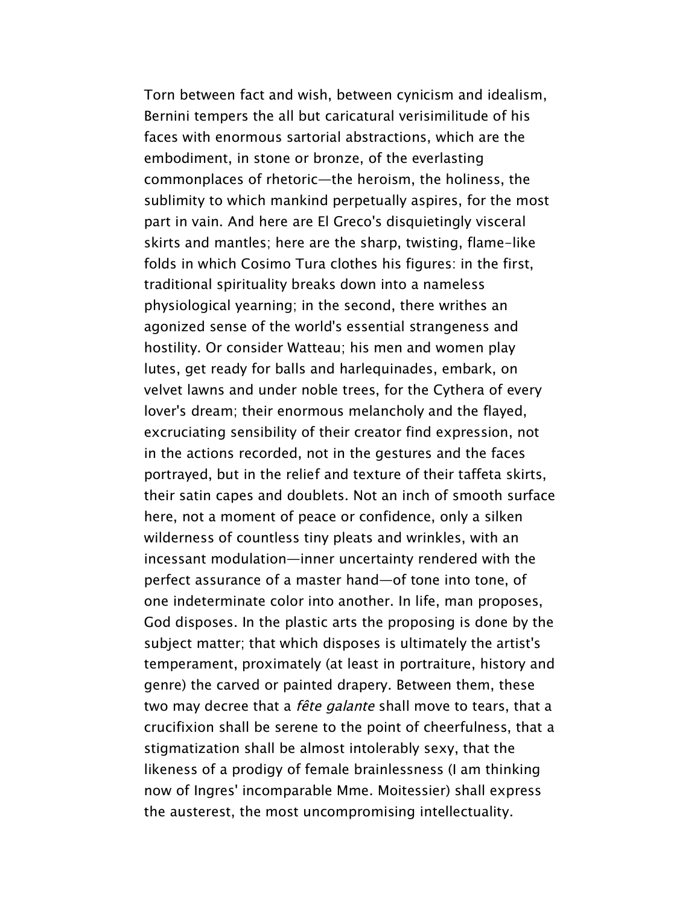Torn between fact and wish, between cynicism and idealism, Bernini tempers the all but caricatural verisimilitude of his faces with enormous sartorial abstractions, which are the embodiment, in stone or bronze, of the everlasting commonplaces of rhetoric—the heroism, the holiness, the sublimity to which mankind perpetually aspires, for the most part in vain. And here are El Greco's disquietingly visceral skirts and mantles; here are the sharp, twisting, flame-like folds in which Cosimo Tura clothes his figures: in the first, traditional spirituality breaks down into a nameless physiological yearning; in the second, there writhes an agonized sense of the world's essential strangeness and hostility. Or consider Watteau; his men and women play lutes, get ready for balls and harlequinades, embark, on velvet lawns and under noble trees, for the Cythera of every lover's dream; their enormous melancholy and the flayed, excruciating sensibility of their creator find expression, not in the actions recorded, not in the gestures and the faces portrayed, but in the relief and texture of their taffeta skirts, their satin capes and doublets. Not an inch of smooth surface here, not a moment of peace or confidence, only a silken wilderness of countless tiny pleats and wrinkles, with an incessant modulation—inner uncertainty rendered with the perfect assurance of a master hand—of tone into tone, of one indeterminate color into another. In life, man proposes, God disposes. In the plastic arts the proposing is done by the subject matter; that which disposes is ultimately the artist's temperament, proximately (at least in portraiture, history and genre) the carved or painted drapery. Between them, these two may decree that a *fête galante* shall move to tears, that a crucifixion shall be serene to the point of cheerfulness, that a stigmatization shall be almost intolerably sexy, that the likeness of a prodigy of female brainlessness (I am thinking now of Ingres' incomparable Mme. Moitessier) shall express the austerest, the most uncompromising intellectuality.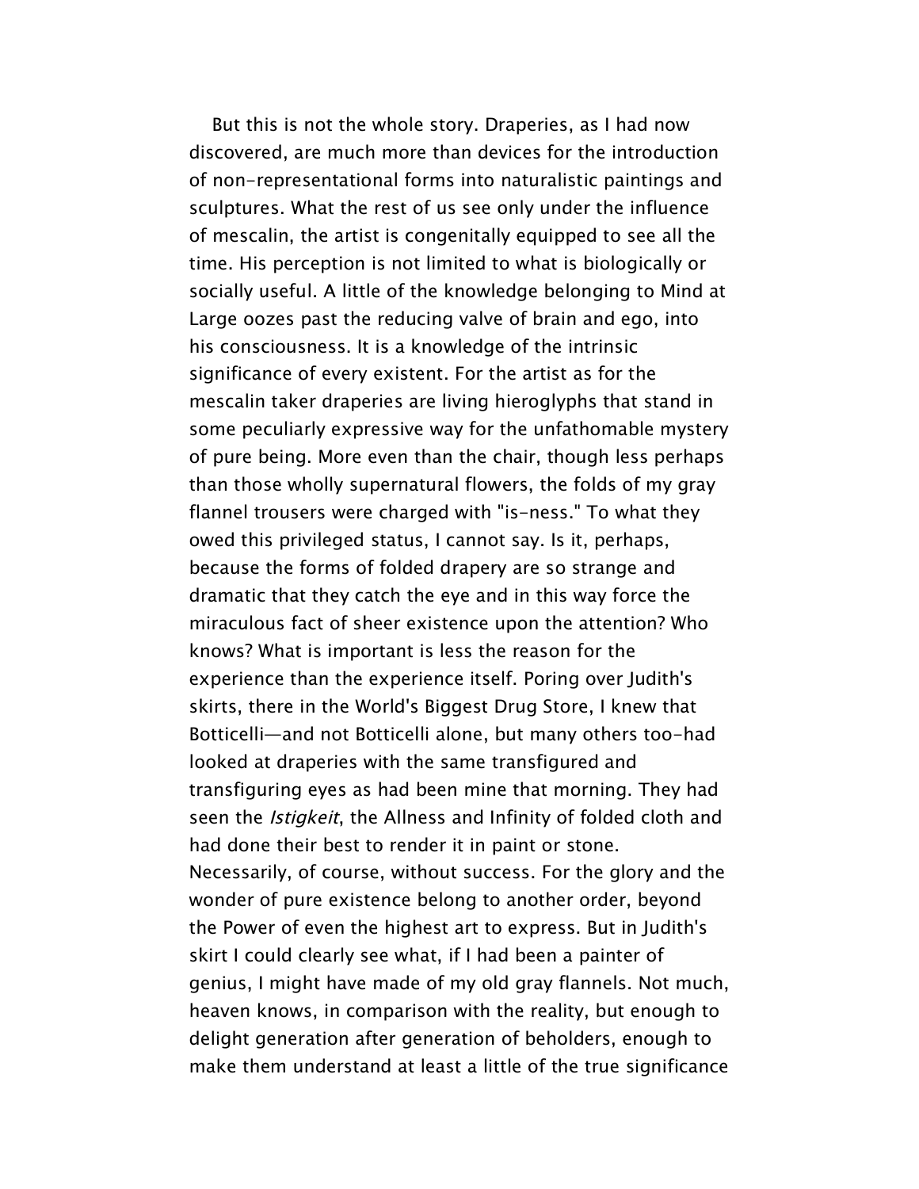But this is not the whole story. Draperies, as I had now discovered, are much more than devices for the introduction of non-representational forms into naturalistic paintings and sculptures. What the rest of us see only under the influence of mescalin, the artist is congenitally equipped to see all the time. His perception is not limited to what is biologically or socially useful. A little of the knowledge belonging to Mind at Large oozes past the reducing valve of brain and ego, into his consciousness. It is a knowledge of the intrinsic significance of every existent. For the artist as for the mescalin taker draperies are living hieroglyphs that stand in some peculiarly expressive way for the unfathomable mystery of pure being. More even than the chair, though less perhaps than those wholly supernatural flowers, the folds of my gray flannel trousers were charged with "is-ness." To what they owed this privileged status, I cannot say. Is it, perhaps, because the forms of folded drapery are so strange and dramatic that they catch the eye and in this way force the miraculous fact of sheer existence upon the attention? Who knows? What is important is less the reason for the experience than the experience itself. Poring over Judith's skirts, there in the World's Biggest Drug Store, I knew that Botticelli—and not Botticelli alone, but many others too-had looked at draperies with the same transfigured and transfiguring eyes as had been mine that morning. They had seen the *Istigkeit*, the Allness and Infinity of folded cloth and had done their best to render it in paint or stone. Necessarily, of course, without success. For the glory and the wonder of pure existence belong to another order, beyond the Power of even the highest art to express. But in Judith's skirt I could clearly see what, if I had been a painter of genius, I might have made of my old gray flannels. Not much, heaven knows, in comparison with the reality, but enough to delight generation after generation of beholders, enough to make them understand at least a little of the true significance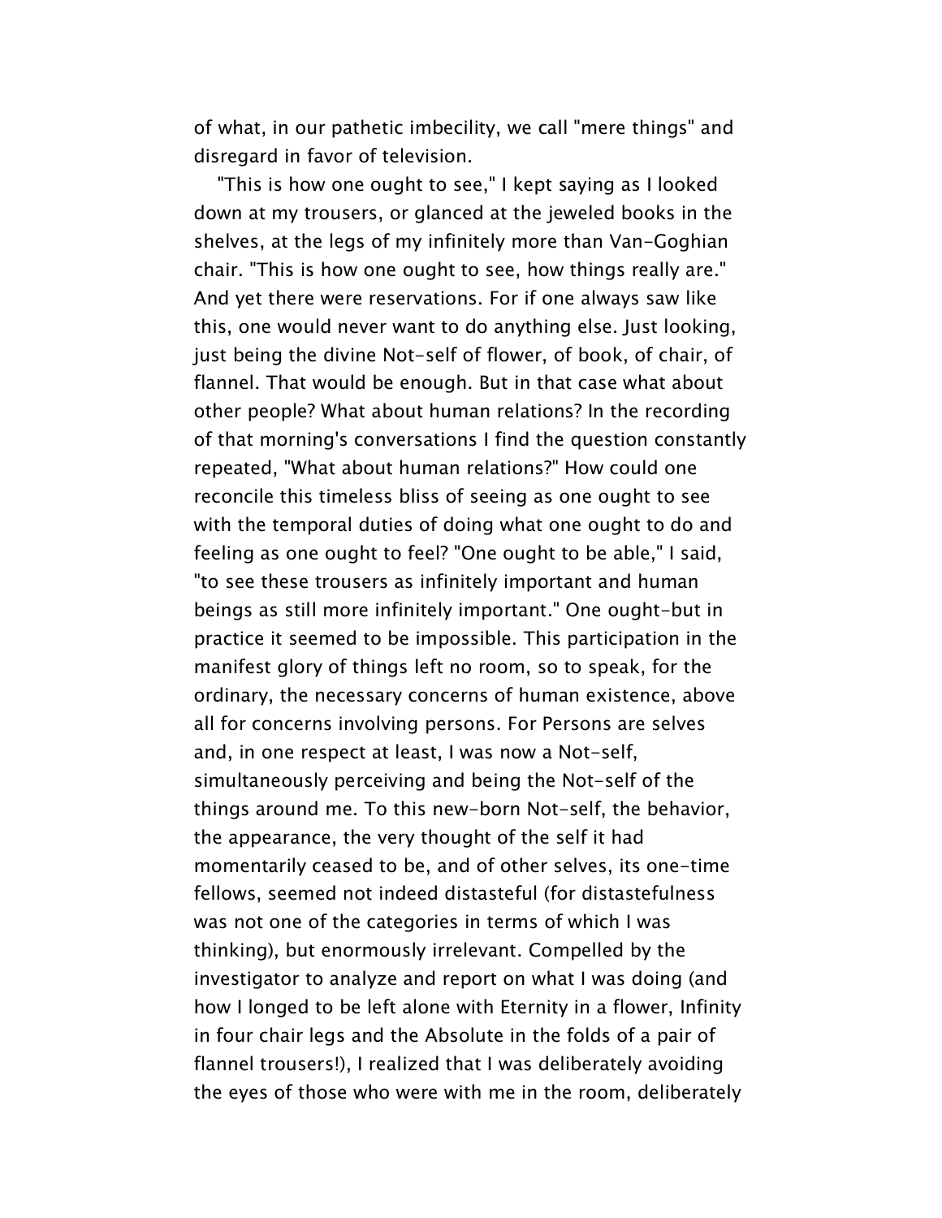of what, in our pathetic imbecility, we call "mere things" and disregard in favor of television.

"This is how one ought to see," I kept saying as I looked down at my trousers, or glanced at the jeweled books in the shelves, at the legs of my infinitely more than Van-Goghian chair. "This is how one ought to see, how things really are." And yet there were reservations. For if one always saw like this, one would never want to do anything else. Just looking, just being the divine Not-self of flower, of book, of chair, of flannel. That would be enough. But in that case what about other people? What about human relations? In the recording of that morning's conversations I find the question constantly repeated, "What about human relations?" How could one reconcile this timeless bliss of seeing as one ought to see with the temporal duties of doing what one ought to do and feeling as one ought to feel? "One ought to be able," I said, "to see these trousers as infinitely important and human beings as still more infinitely important." One ought-but in practice it seemed to be impossible. This participation in the manifest glory of things left no room, so to speak, for the ordinary, the necessary concerns of human existence, above all for concerns involving persons. For Persons are selves and, in one respect at least, I was now a Not-self, simultaneously perceiving and being the Not-self of the things around me. To this new-born Not-self, the behavior, the appearance, the very thought of the self it had momentarily ceased to be, and of other selves, its one-time fellows, seemed not indeed distasteful (for distastefulness was not one of the categories in terms of which I was thinking), but enormously irrelevant. Compelled by the investigator to analyze and report on what I was doing (and how I longed to be left alone with Eternity in a flower, Infinity in four chair legs and the Absolute in the folds of a pair of flannel trousers!), I realized that I was deliberately avoiding the eyes of those who were with me in the room, deliberately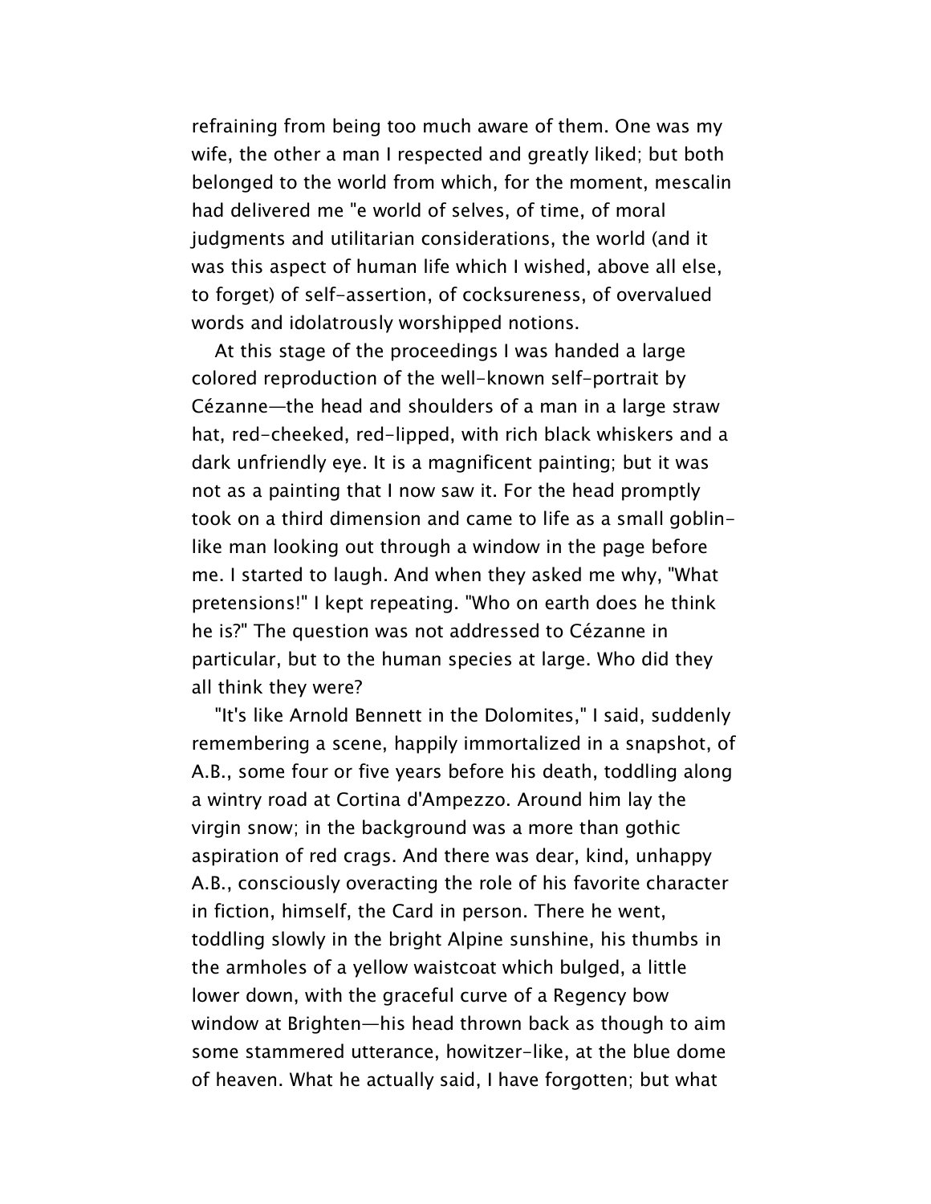refraining from being too much aware of them. One was my wife, the other a man I respected and greatly liked; but both belonged to the world from which, for the moment, mescalin had delivered me "e world of selves, of time, of moral judgments and utilitarian considerations, the world (and it was this aspect of human life which I wished, above all else, to forget) of self-assertion, of cocksureness, of overvalued words and idolatrously worshipped notions.

At this stage of the proceedings I was handed a large colored reproduction of the well-known self-portrait by Cézanne—the head and shoulders of a man in a large straw hat, red-cheeked, red-lipped, with rich black whiskers and a dark unfriendly eye. It is a magnificent painting; but it was not as a painting that I now saw it. For the head promptly took on a third dimension and came to life as a small goblin-like man looking out through a window in the page before me. I started to laugh. And when they asked me why, "What pretensions!" I kept repeating. "Who on earth does he think he is?" The question was not addressed to Cézanne in particular, but to the human species at large. Who did they all think they were?

"It's like Arnold Bennett in the Dolomites," I said, suddenly remembering a scene, happily immortalized in a snapshot, of A.B., some four or five years before his death, toddling along a wintry road at Cortina d'Ampezzo. Around him lay the virgin snow; in the background was a more than gothic aspiration of red crags. And there was dear, kind, unhappy A.B., consciously overacting the role of his favorite character in fiction, himself, the Card in person. There he went, toddling slowly in the bright Alpine sunshine, his thumbs in the armholes of a yellow waistcoat which bulged, a little lower down, with the graceful curve of a Regency bow window at Brighten—his head thrown back as though to aim some stammered utterance, howitzer-like, at the blue dome of heaven. What he actually said, I have forgotten; but what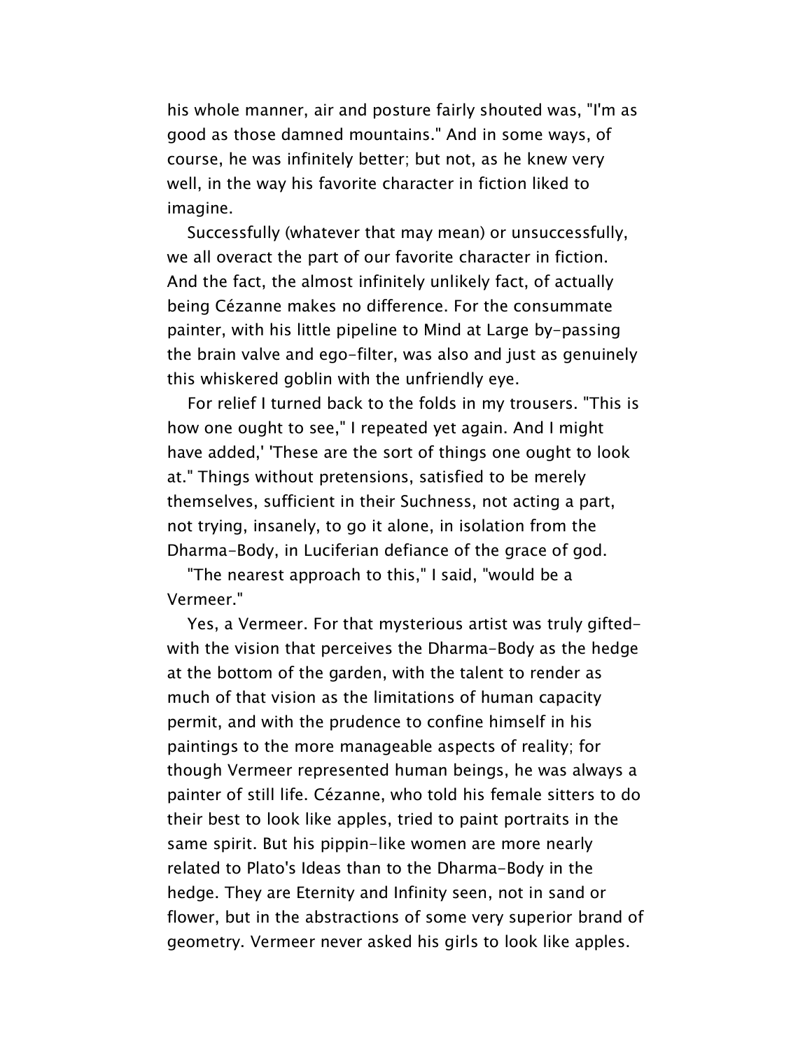his whole manner, air and posture fairly shouted was, "I'm as good as those damned mountains." And in some ways, of course, he was infinitely better; but not, as he knew very well, in the way his favorite character in fiction liked to imagine.

Successfully (whatever that may mean) or unsuccessfully, we all overact the part of our favorite character in fiction. And the fact, the almost infinitely unlikely fact, of actually being Cézanne makes no difference. For the consummate painter, with his little pipeline to Mind at Large by-passing the brain valve and ego-filter, was also and just as genuinely this whiskered goblin with the unfriendly eye.

For relief I turned back to the folds in my trousers. "This is how one ought to see," I repeated yet again. And I might have added,' 'These are the sort of things one ought to look at." Things without pretensions, satisfied to be merely themselves, sufficient in their Suchness, not acting a part, not trying, insanely, to go it alone, in isolation from the Dharma-Body, in Luciferian defiance of the grace of god.

"The nearest approach to this," I said, "would be a Vermeer."

Yes, a Vermeer. For that mysterious artist was truly gifted-with the vision that perceives the Dharma-Body as the hedge at the bottom of the garden, with the talent to render as much of that vision as the limitations of human capacity permit, and with the prudence to confine himself in his paintings to the more manageable aspects of reality; for though Vermeer represented human beings, he was always a painter of still life. Cézanne, who told his female sitters to do their best to look like apples, tried to paint portraits in the same spirit. But his pippin-like women are more nearly related to Plato's Ideas than to the Dharma-Body in the hedge. They are Eternity and Infinity seen, not in sand or flower, but in the abstractions of some very superior brand of geometry. Vermeer never asked his girls to look like apples.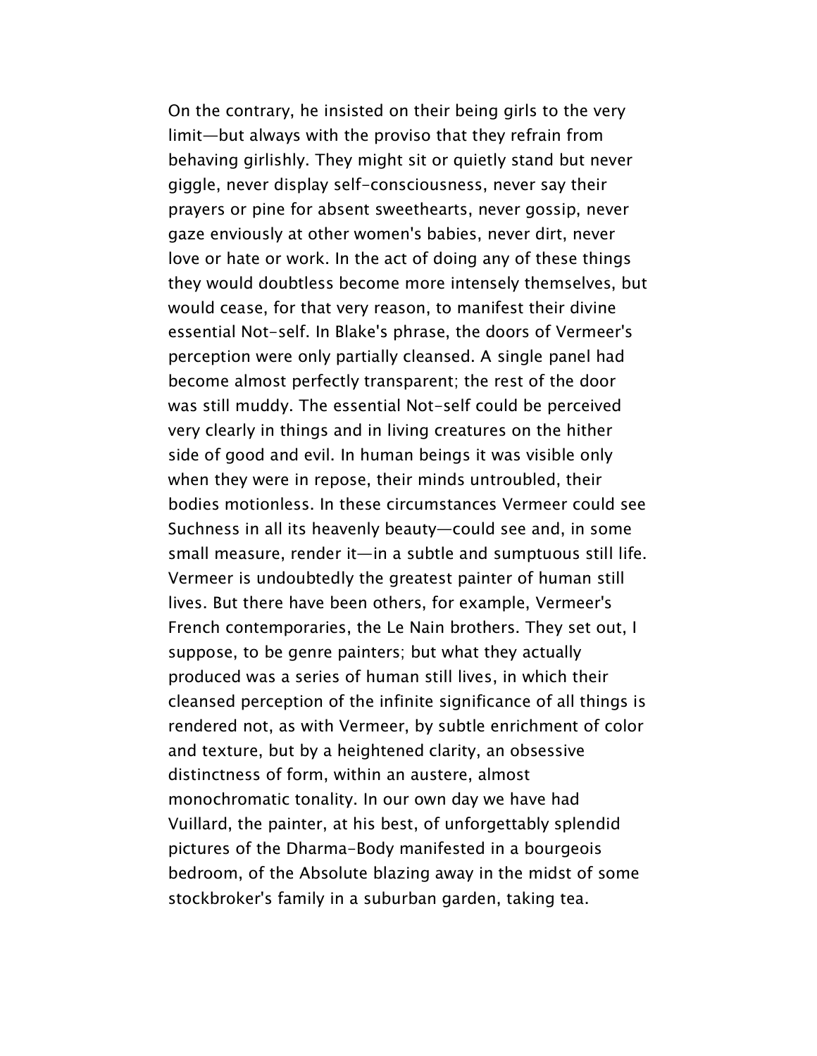On the contrary, he insisted on their being girls to the very limit—but always with the proviso that they refrain from behaving girlishly. They might sit or quietly stand but never giggle, never display self-consciousness, never say their prayers or pine for absent sweethearts, never gossip, never gaze enviously at other women's babies, never dirt, never love or hate or work. In the act of doing any of these things they would doubtless become more intensely themselves, but would cease, for that very reason, to manifest their divine essential Not-self. In Blake's phrase, the doors of Vermeer's perception were only partially cleansed. A single panel had become almost perfectly transparent; the rest of the door was still muddy. The essential Not-self could be perceived very clearly in things and in living creatures on the hither side of good and evil. In human beings it was visible only when they were in repose, their minds untroubled, their bodies motionless. In these circumstances Vermeer could see Suchness in all its heavenly beauty—could see and, in some small measure, render it—in a subtle and sumptuous still life. Vermeer is undoubtedly the greatest painter of human still lives. But there have been others, for example, Vermeer's French contemporaries, the Le Nain brothers. They set out, I suppose, to be genre painters; but what they actually produced was a series of human still lives, in which their cleansed perception of the infinite significance of all things is rendered not, as with Vermeer, by subtle enrichment of color and texture, but by a heightened clarity, an obsessive distinctness of form, within an austere, almost monochromatic tonality. In our own day we have had Vuillard, the painter, at his best, of unforgettably splendid pictures of the Dharma-Body manifested in a bourgeois bedroom, of the Absolute blazing away in the midst of some stockbroker's family in a suburban garden, taking tea.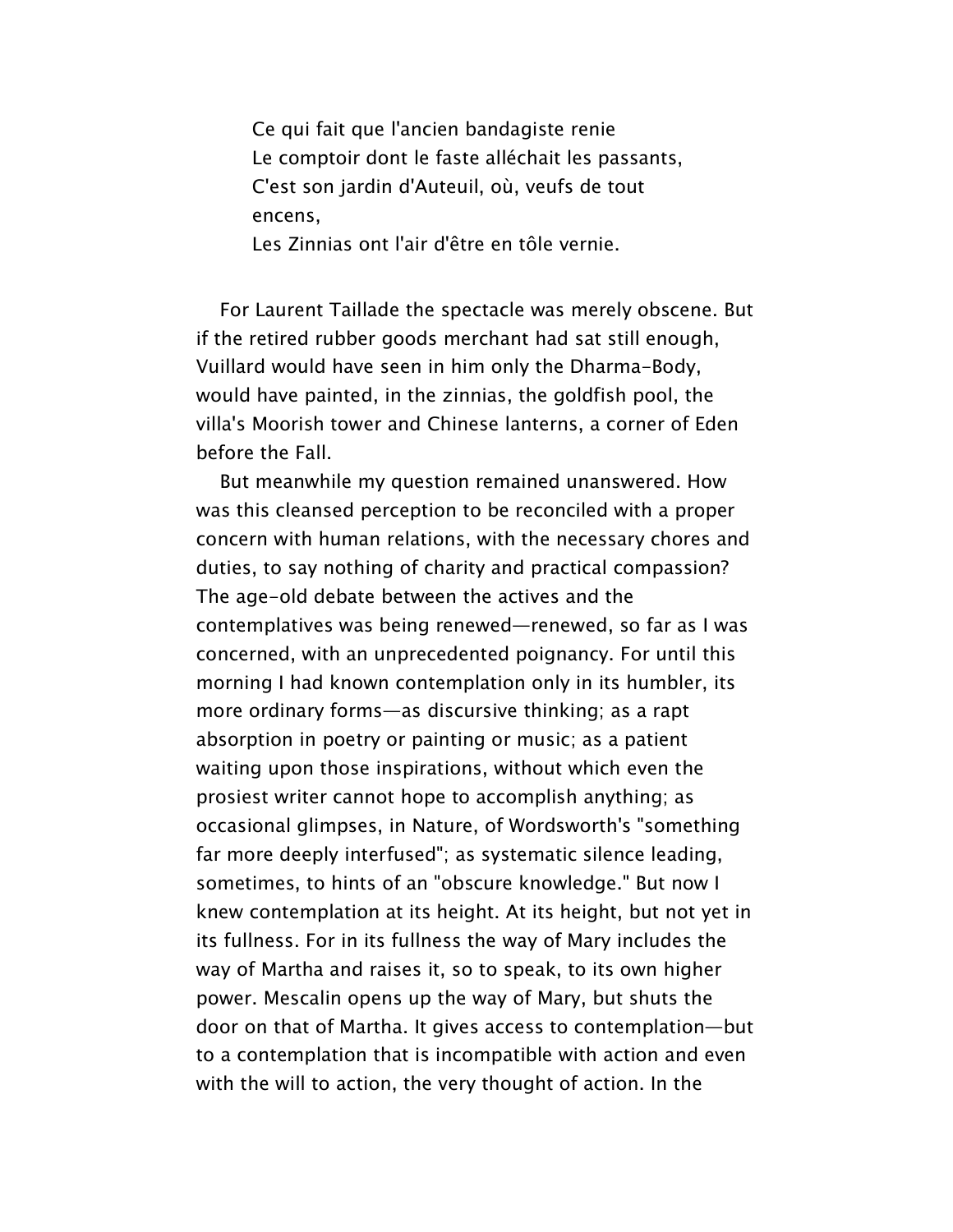> Ce qui fait que l'ancien bandagiste renie
> Le comptoir dont le faste alléchait les passants,
> C'est son jardin d'Auteuil, où, veufs de tout encens,
> Les Zinnias ont l'air d'être en tôle vernie.

For Laurent Taillade the spectacle was merely obscene. But if the retired rubber goods merchant had sat still enough, Vuillard would have seen in him only the Dharma-Body, would have painted, in the zinnias, the goldfish pool, the villa's Moorish tower and Chinese lanterns, a corner of Eden before the Fall.

But meanwhile my question remained unanswered. How was this cleansed perception to be reconciled with a proper concern with human relations, with the necessary chores and duties, to say nothing of charity and practical compassion? The age-old debate between the actives and the contemplatives was being renewed—renewed, so far as I was concerned, with an unprecedented poignancy. For until this morning I had known contemplation only in its humbler, its more ordinary forms—as discursive thinking; as a rapt absorption in poetry or painting or music; as a patient waiting upon those inspirations, without which even the prosiest writer cannot hope to accomplish anything; as occasional glimpses, in Nature, of Wordsworth's "something far more deeply interfused"; as systematic silence leading, sometimes, to hints of an "obscure knowledge." But now I knew contemplation at its height. At its height, but not yet in its fullness. For in its fullness the way of Mary includes the way of Martha and raises it, so to speak, to its own higher power. Mescalin opens up the way of Mary, but shuts the door on that of Martha. It gives access to contemplation—but to a contemplation that is incompatible with action and even with the will to action, the very thought of action. In the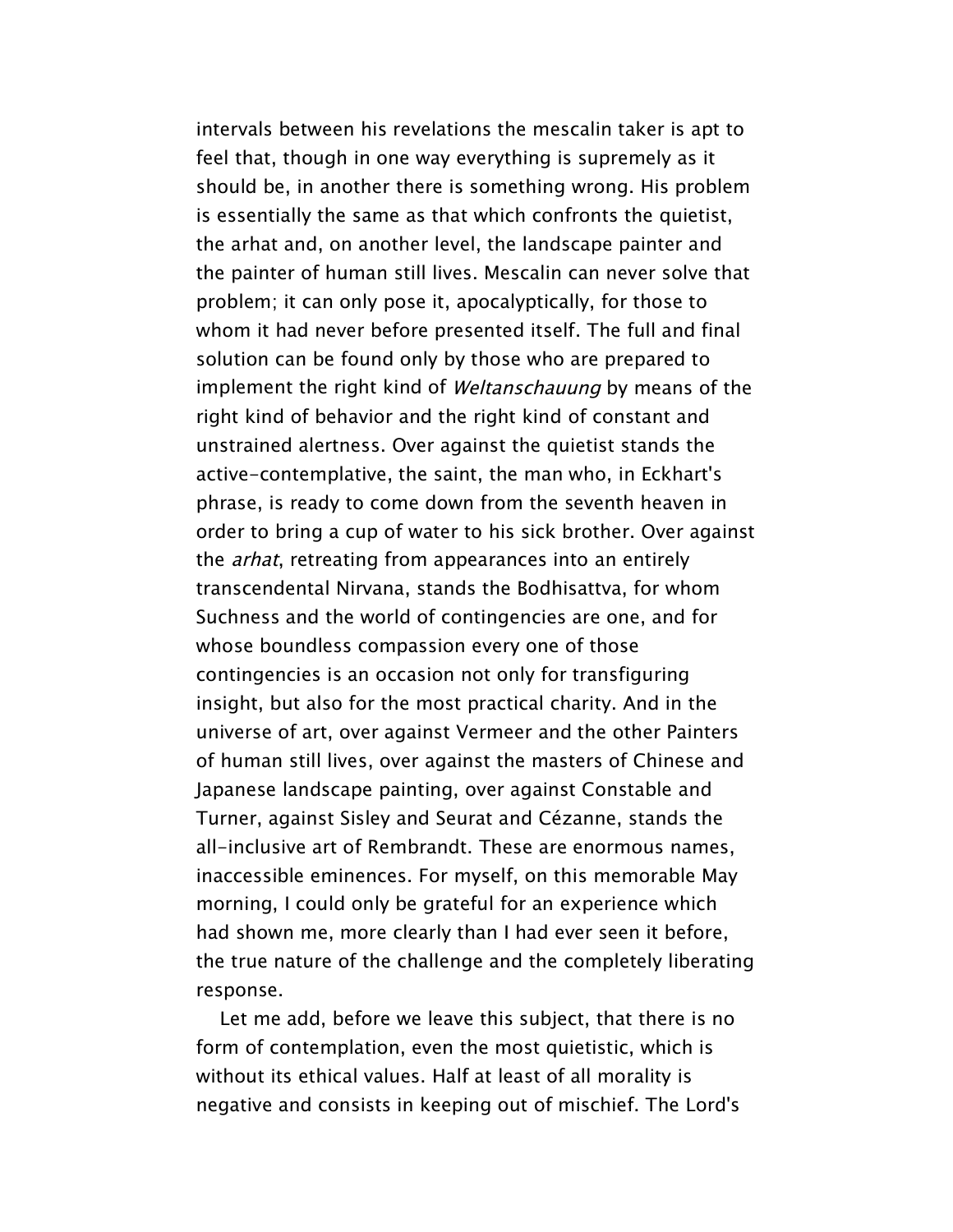intervals between his revelations the mescalin taker is apt to feel that, though in one way everything is supremely as it should be, in another there is something wrong. His problem is essentially the same as that which confronts the quietist, the arhat and, on another level, the landscape painter and the painter of human still lives. Mescalin can never solve that problem; it can only pose it, apocalyptically, for those to whom it had never before presented itself. The full and final solution can be found only by those who are prepared to implement the right kind of *Weltanschauung* by means of the right kind of behavior and the right kind of constant and unstrained alertness. Over against the quietist stands the active-contemplative, the saint, the man who, in Eckhart's phrase, is ready to come down from the seventh heaven in order to bring a cup of water to his sick brother. Over against the *arhat*, retreating from appearances into an entirely transcendental Nirvana, stands the Bodhisattva, for whom Suchness and the world of contingencies are one, and for whose boundless compassion every one of those contingencies is an occasion not only for transfiguring insight, but also for the most practical charity. And in the universe of art, over against Vermeer and the other Painters of human still lives, over against the masters of Chinese and Japanese landscape painting, over against Constable and Turner, against Sisley and Seurat and Cézanne, stands the all-inclusive art of Rembrandt. These are enormous names, inaccessible eminences. For myself, on this memorable May morning, I could only be grateful for an experience which had shown me, more clearly than I had ever seen it before, the true nature of the challenge and the completely liberating response.

Let me add, before we leave this subject, that there is no form of contemplation, even the most quietistic, which is without its ethical values. Half at least of all morality is negative and consists in keeping out of mischief. The Lord's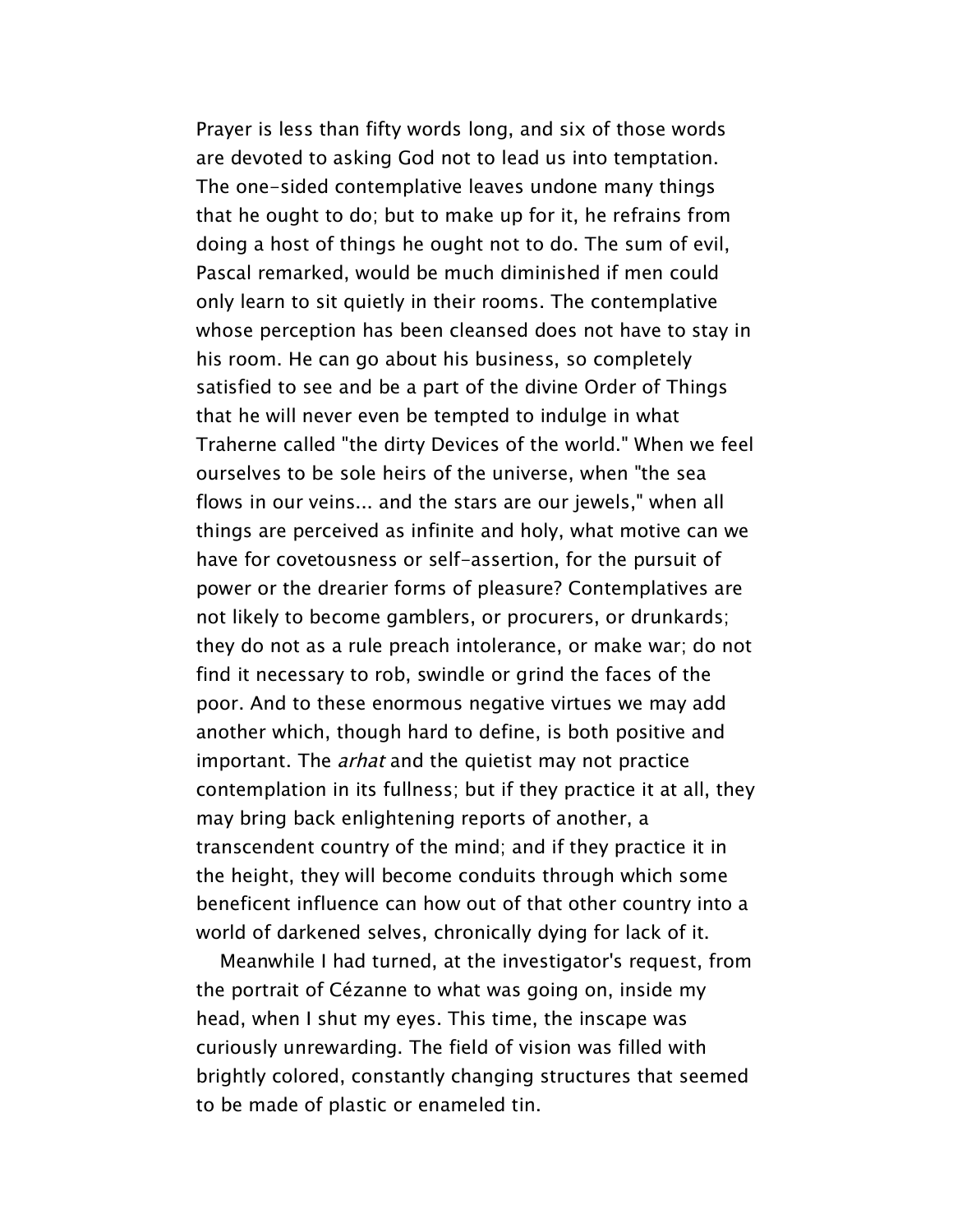Prayer is less than fifty words long, and six of those words are devoted to asking God not to lead us into temptation. The one-sided contemplative leaves undone many things that he ought to do; but to make up for it, he refrains from doing a host of things he ought not to do. The sum of evil, Pascal remarked, would be much diminished if men could only learn to sit quietly in their rooms. The contemplative whose perception has been cleansed does not have to stay in his room. He can go about his business, so completely satisfied to see and be a part of the divine Order of Things that he will never even be tempted to indulge in what Traherne called "the dirty Devices of the world." When we feel ourselves to be sole heirs of the universe, when "the sea flows in our veins... and the stars are our jewels," when all things are perceived as infinite and holy, what motive can we have for covetousness or self-assertion, for the pursuit of power or the drearier forms of pleasure? Contemplatives are not likely to become gamblers, or procurers, or drunkards; they do not as a rule preach intolerance, or make war; do not find it necessary to rob, swindle or grind the faces of the poor. And to these enormous negative virtues we may add another which, though hard to define, is both positive and important. The *arhat* and the quietist may not practice contemplation in its fullness; but if they practice it at all, they may bring back enlightening reports of another, a transcendent country of the mind; and if they practice it in the height, they will become conduits through which some beneficent influence can how out of that other country into a world of darkened selves, chronically dying for lack of it.

Meanwhile I had turned, at the investigator's request, from the portrait of Cézanne to what was going on, inside my head, when I shut my eyes. This time, the inscape was curiously unrewarding. The field of vision was filled with brightly colored, constantly changing structures that seemed to be made of plastic or enameled tin.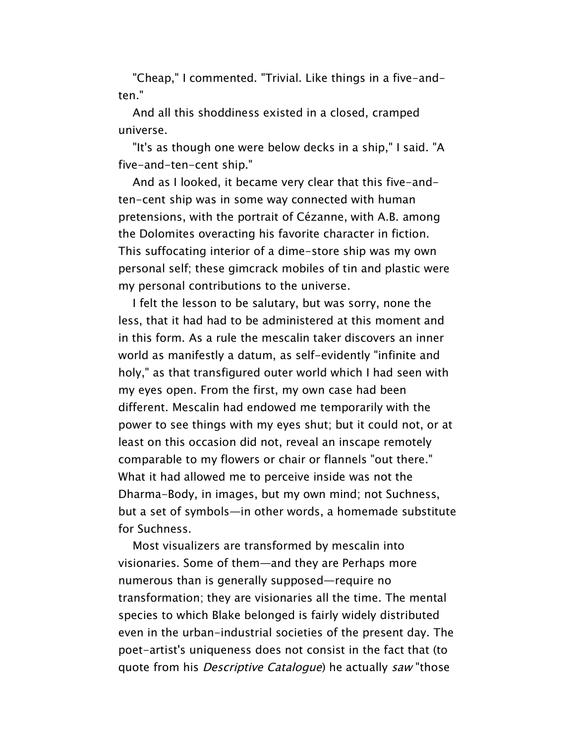"Cheap," I commented. "Trivial. Like things in a five-and-ten."

And all this shoddiness existed in a closed, cramped universe.

"It's as though one were below decks in a ship," I said. "A five-and-ten-cent ship."

And as I looked, it became very clear that this five-and-ten-cent ship was in some way connected with human pretensions, with the portrait of Cézanne, with A.B. among the Dolomites overacting his favorite character in fiction. This suffocating interior of a dime-store ship was my own personal self; these gimcrack mobiles of tin and plastic were my personal contributions to the universe.

I felt the lesson to be salutary, but was sorry, none the less, that it had had to be administered at this moment and in this form. As a rule the mescalin taker discovers an inner world as manifestly a datum, as self-evidently "infinite and holy," as that transfigured outer world which I had seen with my eyes open. From the first, my own case had been different. Mescalin had endowed me temporarily with the power to see things with my eyes shut; but it could not, or at least on this occasion did not, reveal an inscape remotely comparable to my flowers or chair or flannels "out there." What it had allowed me to perceive inside was not the Dharma-Body, in images, but my own mind; not Suchness, but a set of symbols—in other words, a homemade substitute for Suchness.

Most visualizers are transformed by mescalin into visionaries. Some of them—and they are Perhaps more numerous than is generally supposed—require no transformation; they are visionaries all the time. The mental species to which Blake belonged is fairly widely distributed even in the urban-industrial societies of the present day. The poet-artist's uniqueness does not consist in the fact that (to quote from his *Descriptive Catalogue*) he actually *saw* "those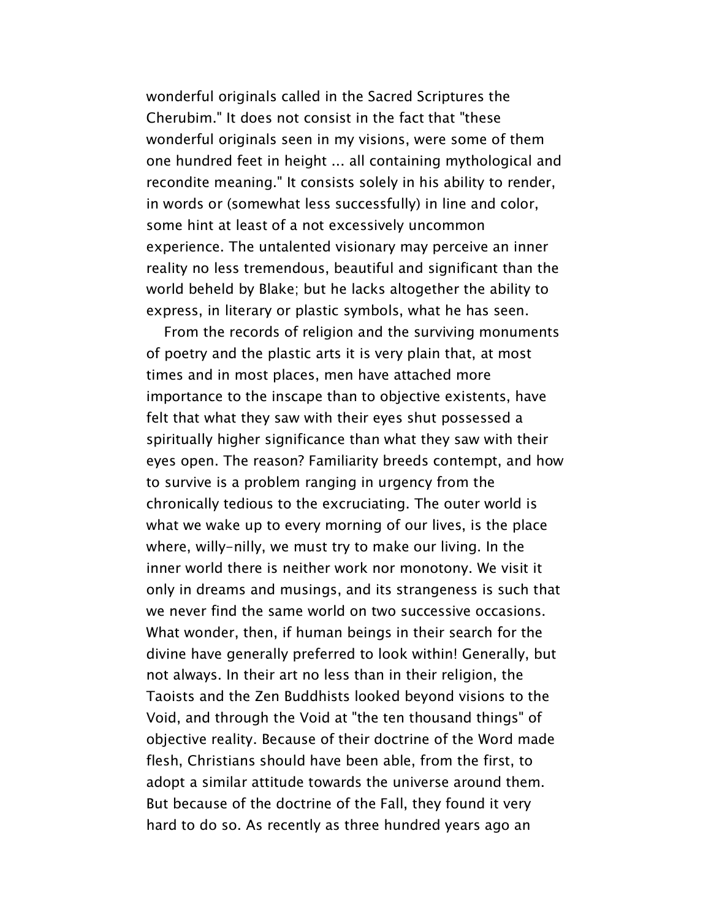wonderful originals called in the Sacred Scriptures the Cherubim." It does not consist in the fact that "these wonderful originals seen in my visions, were some of them one hundred feet in height ... all containing mythological and recondite meaning." It consists solely in his ability to render, in words or (somewhat less successfully) in line and color, some hint at least of a not excessively uncommon experience. The untalented visionary may perceive an inner reality no less tremendous, beautiful and significant than the world beheld by Blake; but he lacks altogether the ability to express, in literary or plastic symbols, what he has seen.

From the records of religion and the surviving monuments of poetry and the plastic arts it is very plain that, at most times and in most places, men have attached more importance to the inscape than to objective existents, have felt that what they saw with their eyes shut possessed a spiritually higher significance than what they saw with their eyes open. The reason? Familiarity breeds contempt, and how to survive is a problem ranging in urgency from the chronically tedious to the excruciating. The outer world is what we wake up to every morning of our lives, is the place where, willy-nilly, we must try to make our living. In the inner world there is neither work nor monotony. We visit it only in dreams and musings, and its strangeness is such that we never find the same world on two successive occasions. What wonder, then, if human beings in their search for the divine have generally preferred to look within! Generally, but not always. In their art no less than in their religion, the Taoists and the Zen Buddhists looked beyond visions to the Void, and through the Void at "the ten thousand things" of objective reality. Because of their doctrine of the Word made flesh, Christians should have been able, from the first, to adopt a similar attitude towards the universe around them. But because of the doctrine of the Fall, they found it very hard to do so. As recently as three hundred years ago an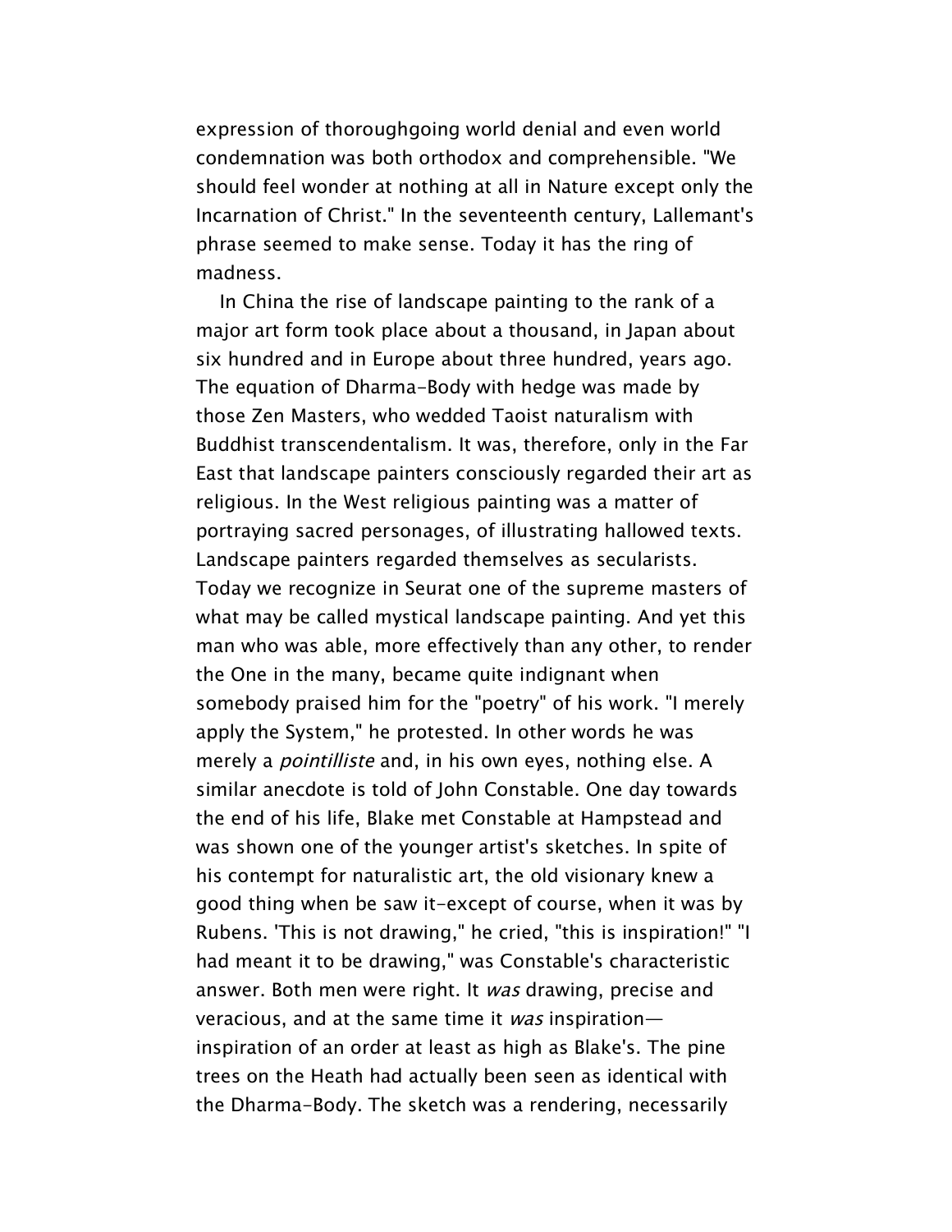expression of thoroughgoing world denial and even world condemnation was both orthodox and comprehensible. "We should feel wonder at nothing at all in Nature except only the Incarnation of Christ." In the seventeenth century, Lallemant's phrase seemed to make sense. Today it has the ring of madness.

In China the rise of landscape painting to the rank of a major art form took place about a thousand, in Japan about six hundred and in Europe about three hundred, years ago. The equation of Dharma-Body with hedge was made by those Zen Masters, who wedded Taoist naturalism with Buddhist transcendentalism. It was, therefore, only in the Far East that landscape painters consciously regarded their art as religious. In the West religious painting was a matter of portraying sacred personages, of illustrating hallowed texts. Landscape painters regarded themselves as secularists. Today we recognize in Seurat one of the supreme masters of what may be called mystical landscape painting. And yet this man who was able, more effectively than any other, to render the One in the many, became quite indignant when somebody praised him for the "poetry" of his work. "I merely apply the System," he protested. In other words he was merely a *pointilliste* and, in his own eyes, nothing else. A similar anecdote is told of John Constable. One day towards the end of his life, Blake met Constable at Hampstead and was shown one of the younger artist's sketches. In spite of his contempt for naturalistic art, the old visionary knew a good thing when be saw it-except of course, when it was by Rubens. 'This is not drawing," he cried, "this is inspiration!" "I had meant it to be drawing," was Constable's characteristic answer. Both men were right. It *was* drawing, precise and veracious, and at the same time it *was* inspiration—inspiration of an order at least as high as Blake's. The pine trees on the Heath had actually been seen as identical with the Dharma-Body. The sketch was a rendering, necessarily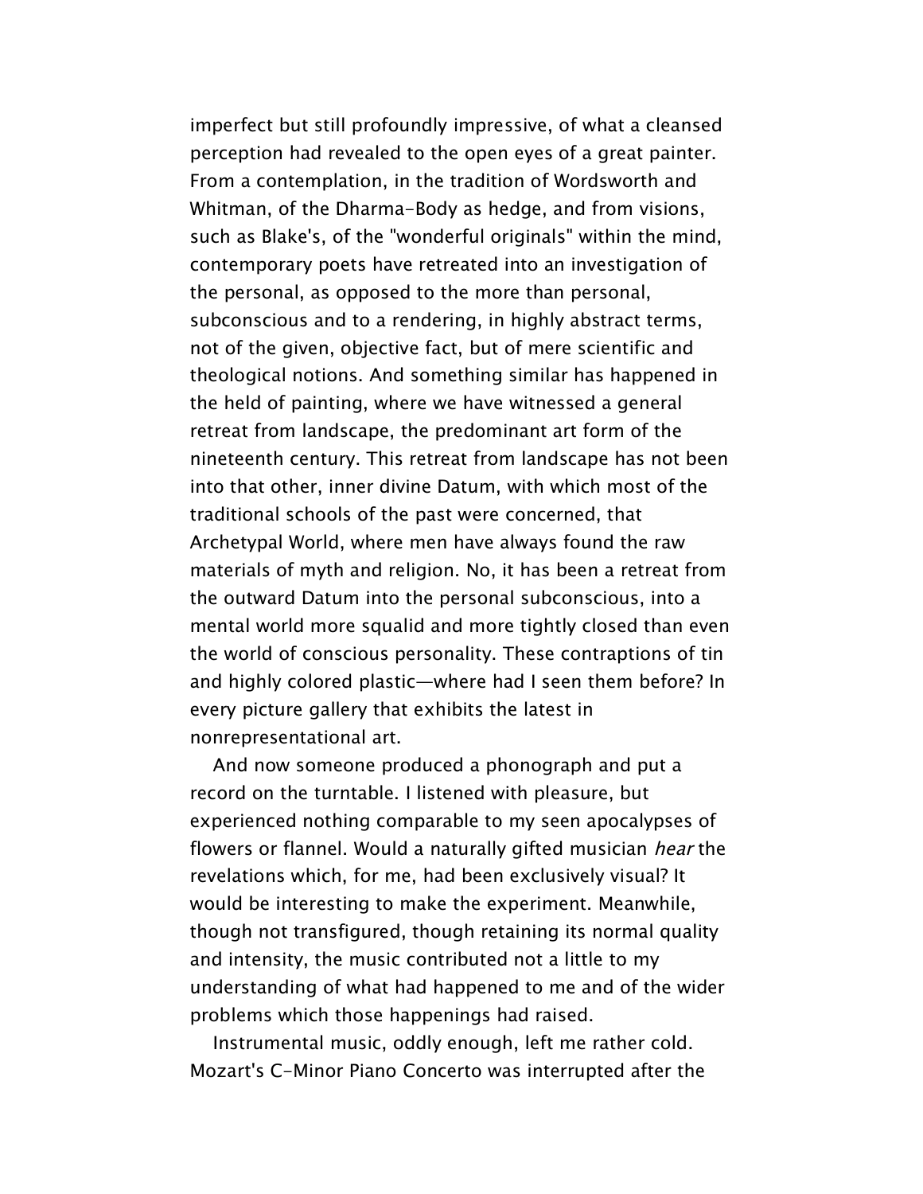imperfect but still profoundly impressive, of what a cleansed perception had revealed to the open eyes of a great painter. From a contemplation, in the tradition of Wordsworth and Whitman, of the Dharma-Body as hedge, and from visions, such as Blake's, of the "wonderful originals" within the mind, contemporary poets have retreated into an investigation of the personal, as opposed to the more than personal, subconscious and to a rendering, in highly abstract terms, not of the given, objective fact, but of mere scientific and theological notions. And something similar has happened in the held of painting, where we have witnessed a general retreat from landscape, the predominant art form of the nineteenth century. This retreat from landscape has not been into that other, inner divine Datum, with which most of the traditional schools of the past were concerned, that Archetypal World, where men have always found the raw materials of myth and religion. No, it has been a retreat from the outward Datum into the personal subconscious, into a mental world more squalid and more tightly closed than even the world of conscious personality. These contraptions of tin and highly colored plastic—where had I seen them before? In every picture gallery that exhibits the latest in nonrepresentational art.

And now someone produced a phonograph and put a record on the turntable. I listened with pleasure, but experienced nothing comparable to my seen apocalypses of flowers or flannel. Would a naturally gifted musician *hear* the revelations which, for me, had been exclusively visual? It would be interesting to make the experiment. Meanwhile, though not transfigured, though retaining its normal quality and intensity, the music contributed not a little to my understanding of what had happened to me and of the wider problems which those happenings had raised.

Instrumental music, oddly enough, left me rather cold. Mozart's C-Minor Piano Concerto was interrupted after the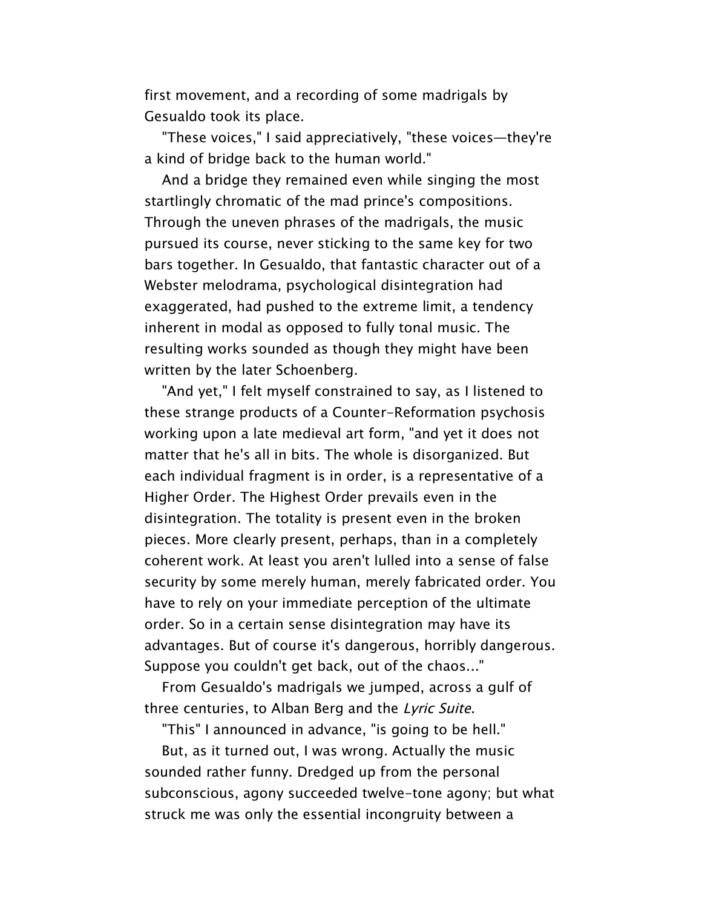first movement, and a recording of some madrigals by Gesualdo took its place.

"These voices," I said appreciatively, "these voices—they're a kind of bridge back to the human world."

And a bridge they remained even while singing the most startlingly chromatic of the mad prince's compositions. Through the uneven phrases of the madrigals, the music pursued its course, never sticking to the same key for two bars together. In Gesualdo, that fantastic character out of a Webster melodrama, psychological disintegration had exaggerated, had pushed to the extreme limit, a tendency inherent in modal as opposed to fully tonal music. The resulting works sounded as though they might have been written by the later Schoenberg.

"And yet," I felt myself constrained to say, as I listened to these strange products of a Counter-Reformation psychosis working upon a late medieval art form, "and yet it does not matter that he's all in bits. The whole is disorganized. But each individual fragment is in order, is a representative of a Higher Order. The Highest Order prevails even in the disintegration. The totality is present even in the broken pieces. More clearly present, perhaps, than in a completely coherent work. At least you aren't lulled into a sense of false security by some merely human, merely fabricated order. You have to rely on your immediate perception of the ultimate order. So in a certain sense disintegration may have its advantages. But of course it's dangerous, horribly dangerous. Suppose you couldn't get back, out of the chaos..."

From Gesualdo's madrigals we jumped, across a gulf of three centuries, to Alban Berg and the *Lyric Suite*.

"This" I announced in advance, "is going to be hell."

But, as it turned out, I was wrong. Actually the music sounded rather funny. Dredged up from the personal subconscious, agony succeeded twelve-tone agony; but what struck me was only the essential incongruity between a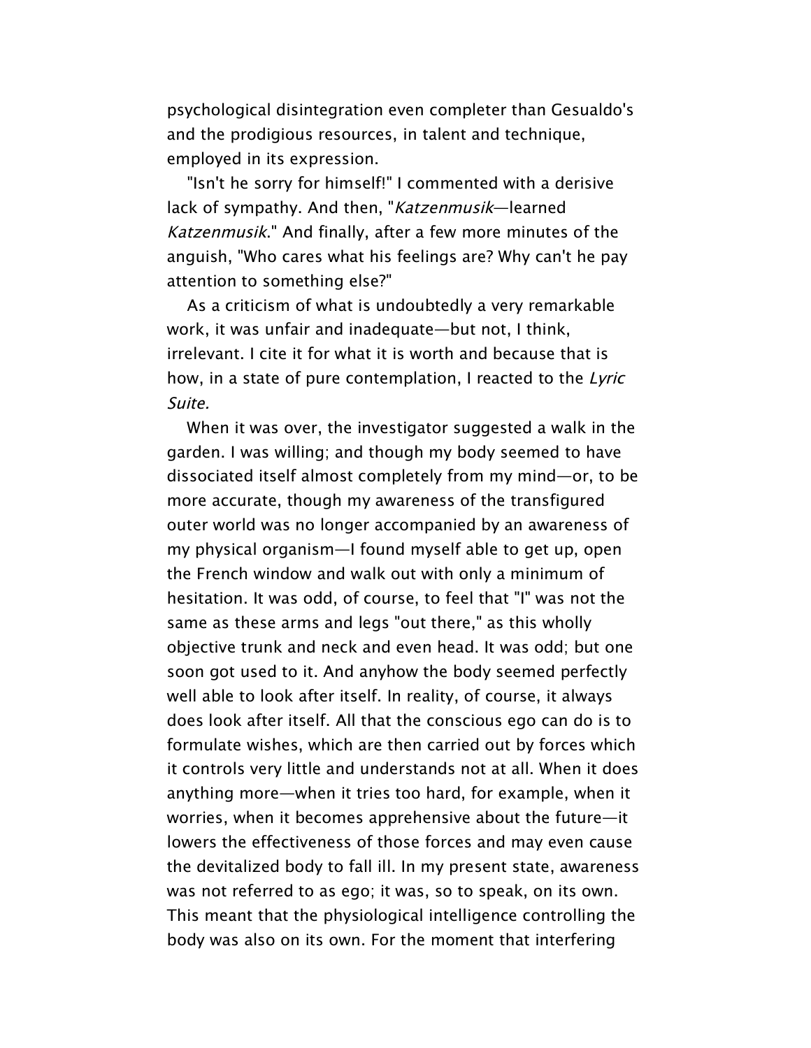psychological disintegration even completer than Gesualdo's and the prodigious resources, in talent and technique, employed in its expression.

"Isn't he sorry for himself!" I commented with a derisive lack of sympathy. And then, "*Katzenmusik*—learned *Katzenmusik*." And finally, after a few more minutes of the anguish, "Who cares what his feelings are? Why can't he pay attention to something else?"

As a criticism of what is undoubtedly a very remarkable work, it was unfair and inadequate—but not, I think, irrelevant. I cite it for what it is worth and because that is how, in a state of pure contemplation, I reacted to the *Lyric Suite.*

When it was over, the investigator suggested a walk in the garden. I was willing; and though my body seemed to have dissociated itself almost completely from my mind—or, to be more accurate, though my awareness of the transfigured outer world was no longer accompanied by an awareness of my physical organism—I found myself able to get up, open the French window and walk out with only a minimum of hesitation. It was odd, of course, to feel that "I" was not the same as these arms and legs "out there," as this wholly objective trunk and neck and even head. It was odd; but one soon got used to it. And anyhow the body seemed perfectly well able to look after itself. In reality, of course, it always does look after itself. All that the conscious ego can do is to formulate wishes, which are then carried out by forces which it controls very little and understands not at all. When it does anything more—when it tries too hard, for example, when it worries, when it becomes apprehensive about the future—it lowers the effectiveness of those forces and may even cause the devitalized body to fall ill. In my present state, awareness was not referred to as ego; it was, so to speak, on its own. This meant that the physiological intelligence controlling the body was also on its own. For the moment that interfering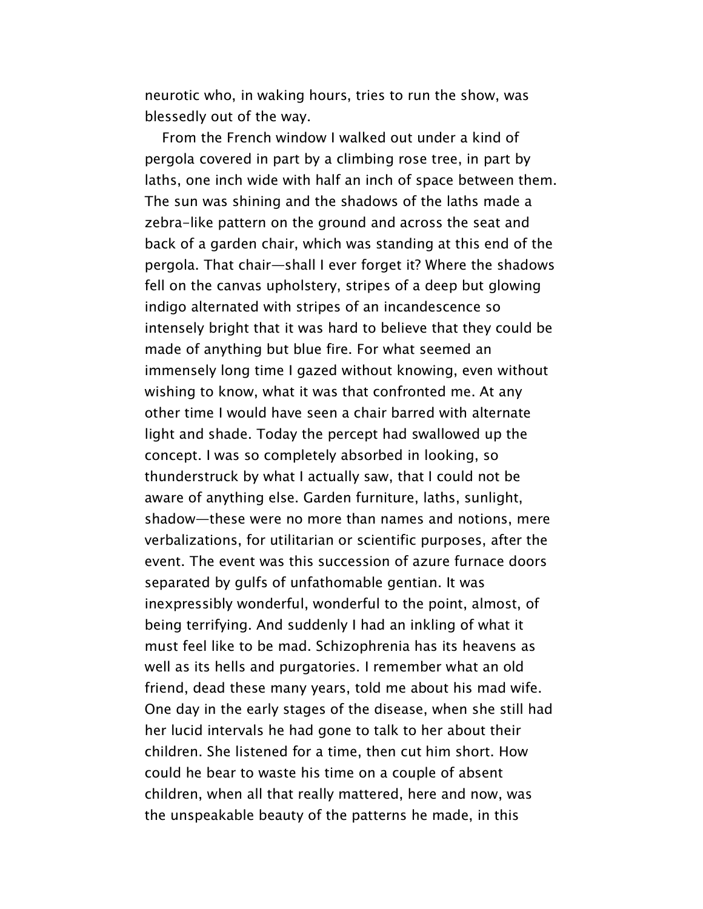neurotic who, in waking hours, tries to run the show, was blessedly out of the way.

From the French window I walked out under a kind of pergola covered in part by a climbing rose tree, in part by laths, one inch wide with half an inch of space between them. The sun was shining and the shadows of the laths made a zebra-like pattern on the ground and across the seat and back of a garden chair, which was standing at this end of the pergola. That chair—shall I ever forget it? Where the shadows fell on the canvas upholstery, stripes of a deep but glowing indigo alternated with stripes of an incandescence so intensely bright that it was hard to believe that they could be made of anything but blue fire. For what seemed an immensely long time I gazed without knowing, even without wishing to know, what it was that confronted me. At any other time I would have seen a chair barred with alternate light and shade. Today the percept had swallowed up the concept. I was so completely absorbed in looking, so thunderstruck by what I actually saw, that I could not be aware of anything else. Garden furniture, laths, sunlight, shadow—these were no more than names and notions, mere verbalizations, for utilitarian or scientific purposes, after the event. The event was this succession of azure furnace doors separated by gulfs of unfathomable gentian. It was inexpressibly wonderful, wonderful to the point, almost, of being terrifying. And suddenly I had an inkling of what it must feel like to be mad. Schizophrenia has its heavens as well as its hells and purgatories. I remember what an old friend, dead these many years, told me about his mad wife. One day in the early stages of the disease, when she still had her lucid intervals he had gone to talk to her about their children. She listened for a time, then cut him short. How could he bear to waste his time on a couple of absent children, when all that really mattered, here and now, was the unspeakable beauty of the patterns he made, in this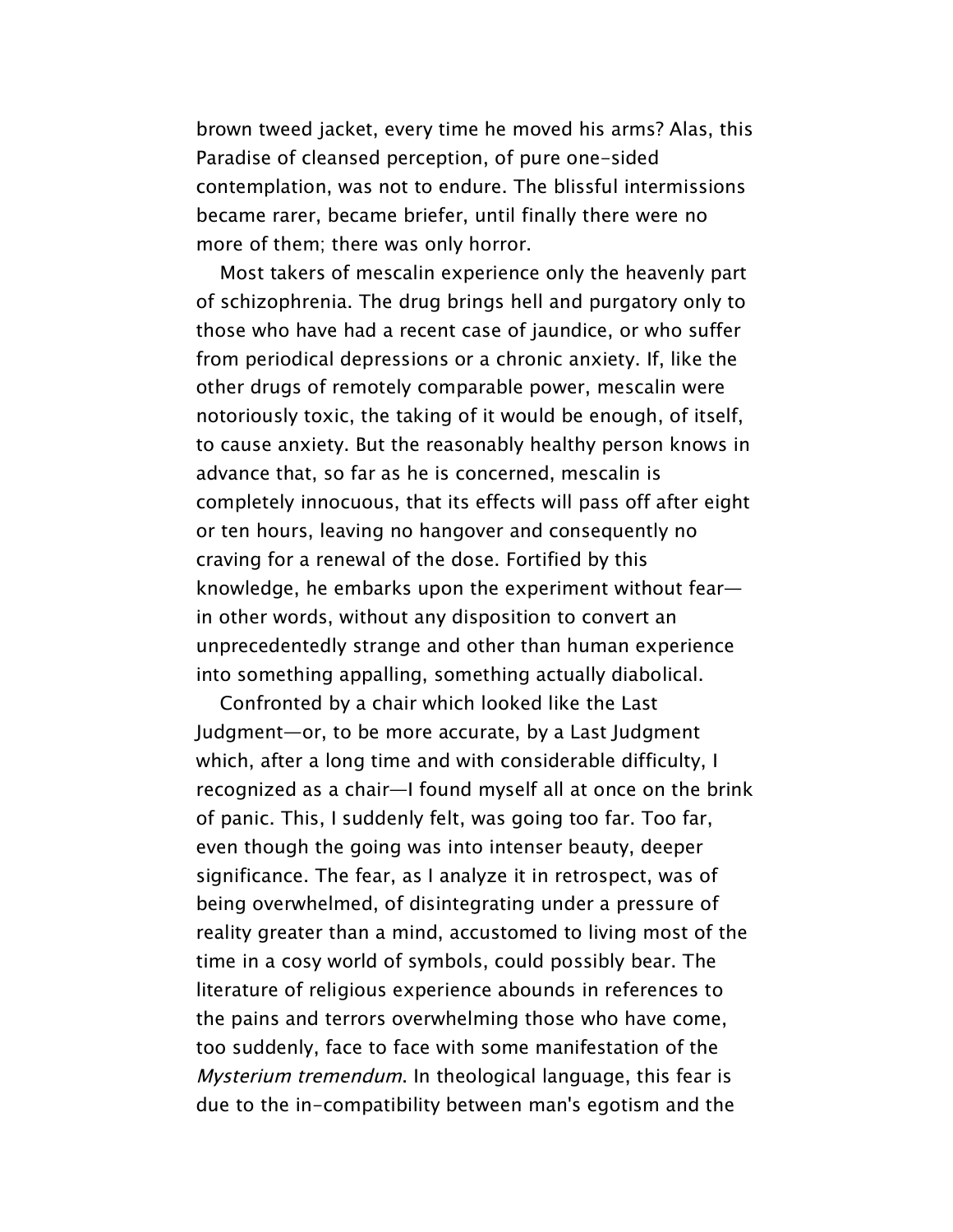brown tweed jacket, every time he moved his arms? Alas, this Paradise of cleansed perception, of pure one-sided contemplation, was not to endure. The blissful intermissions became rarer, became briefer, until finally there were no more of them; there was only horror.

Most takers of mescalin experience only the heavenly part of schizophrenia. The drug brings hell and purgatory only to those who have had a recent case of jaundice, or who suffer from periodical depressions or a chronic anxiety. If, like the other drugs of remotely comparable power, mescalin were notoriously toxic, the taking of it would be enough, of itself, to cause anxiety. But the reasonably healthy person knows in advance that, so far as he is concerned, mescalin is completely innocuous, that its effects will pass off after eight or ten hours, leaving no hangover and consequently no craving for a renewal of the dose. Fortified by this knowledge, he embarks upon the experiment without fear—in other words, without any disposition to convert an unprecedentedly strange and other than human experience into something appalling, something actually diabolical.

Confronted by a chair which looked like the Last Judgment—or, to be more accurate, by a Last Judgment which, after a long time and with considerable difficulty, I recognized as a chair—I found myself all at once on the brink of panic. This, I suddenly felt, was going too far. Too far, even though the going was into intenser beauty, deeper significance. The fear, as I analyze it in retrospect, was of being overwhelmed, of disintegrating under a pressure of reality greater than a mind, accustomed to living most of the time in a cosy world of symbols, could possibly bear. The literature of religious experience abounds in references to the pains and terrors overwhelming those who have come, too suddenly, face to face with some manifestation of the *Mysterium tremendum*. In theological language, this fear is due to the in-compatibility between man's egotism and the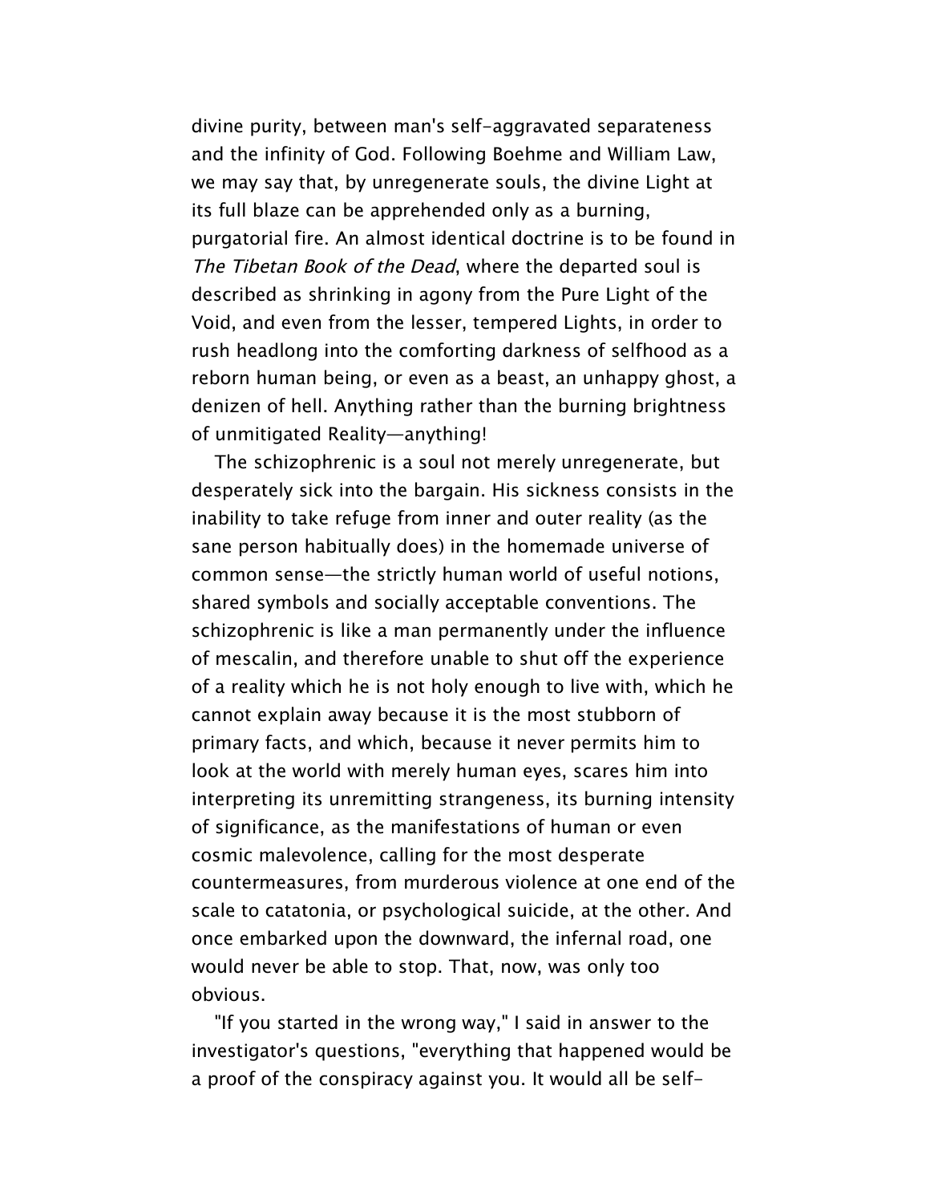divine purity, between man's self-aggravated separateness and the infinity of God. Following Boehme and William Law, we may say that, by unregenerate souls, the divine Light at its full blaze can be apprehended only as a burning, purgatorial fire. An almost identical doctrine is to be found in *The Tibetan Book of the Dead*, where the departed soul is described as shrinking in agony from the Pure Light of the Void, and even from the lesser, tempered Lights, in order to rush headlong into the comforting darkness of selfhood as a reborn human being, or even as a beast, an unhappy ghost, a denizen of hell. Anything rather than the burning brightness of unmitigated Reality—anything!

The schizophrenic is a soul not merely unregenerate, but desperately sick into the bargain. His sickness consists in the inability to take refuge from inner and outer reality (as the sane person habitually does) in the homemade universe of common sense—the strictly human world of useful notions, shared symbols and socially acceptable conventions. The schizophrenic is like a man permanently under the influence of mescalin, and therefore unable to shut off the experience of a reality which he is not holy enough to live with, which he cannot explain away because it is the most stubborn of primary facts, and which, because it never permits him to look at the world with merely human eyes, scares him into interpreting its unremitting strangeness, its burning intensity of significance, as the manifestations of human or even cosmic malevolence, calling for the most desperate countermeasures, from murderous violence at one end of the scale to catatonia, or psychological suicide, at the other. And once embarked upon the downward, the infernal road, one would never be able to stop. That, now, was only too obvious.

"If you started in the wrong way," I said in answer to the investigator's questions, "everything that happened would be a proof of the conspiracy against you. It would all be self-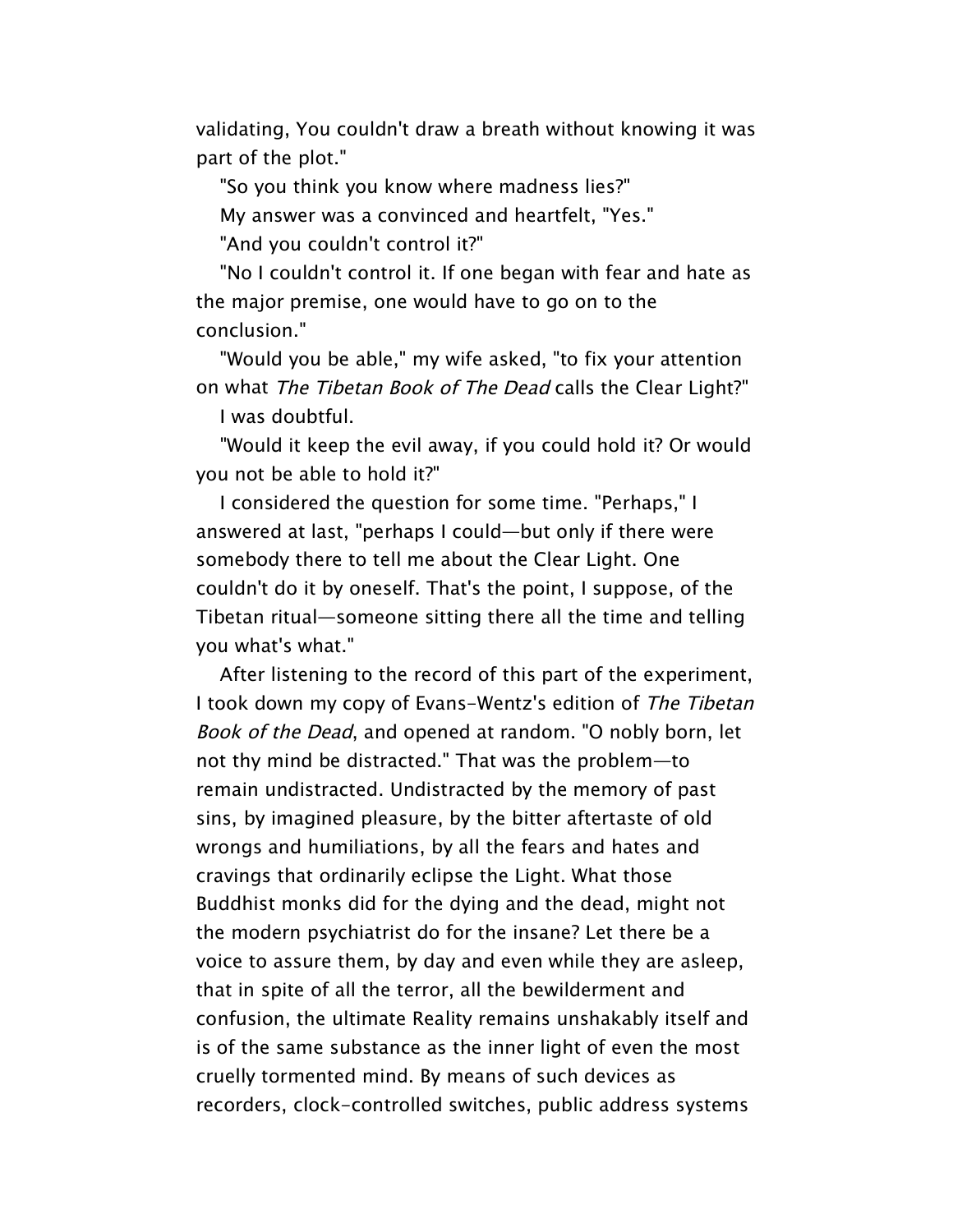validating, You couldn't draw a breath without knowing it was part of the plot."

"So you think you know where madness lies?"

My answer was a convinced and heartfelt, "Yes."

"And you couldn't control it?"

"No I couldn't control it. If one began with fear and hate as the major premise, one would have to go on to the conclusion."

"Would you be able," my wife asked, "to fix your attention on what *The Tibetan Book of The Dead* calls the Clear Light?"

I was doubtful.

"Would it keep the evil away, if you could hold it? Or would you not be able to hold it?"

I considered the question for some time. "Perhaps," I answered at last, "perhaps I could—but only if there were somebody there to tell me about the Clear Light. One couldn't do it by oneself. That's the point, I suppose, of the Tibetan ritual—someone sitting there all the time and telling you what's what."

After listening to the record of this part of the experiment, I took down my copy of Evans-Wentz's edition of *The Tibetan Book of the Dead*, and opened at random. "O nobly born, let not thy mind be distracted." That was the problem—to remain undistracted. Undistracted by the memory of past sins, by imagined pleasure, by the bitter aftertaste of old wrongs and humiliations, by all the fears and hates and cravings that ordinarily eclipse the Light. What those Buddhist monks did for the dying and the dead, might not the modern psychiatrist do for the insane? Let there be a voice to assure them, by day and even while they are asleep, that in spite of all the terror, all the bewilderment and confusion, the ultimate Reality remains unshakably itself and is of the same substance as the inner light of even the most cruelly tormented mind. By means of such devices as recorders, clock-controlled switches, public address systems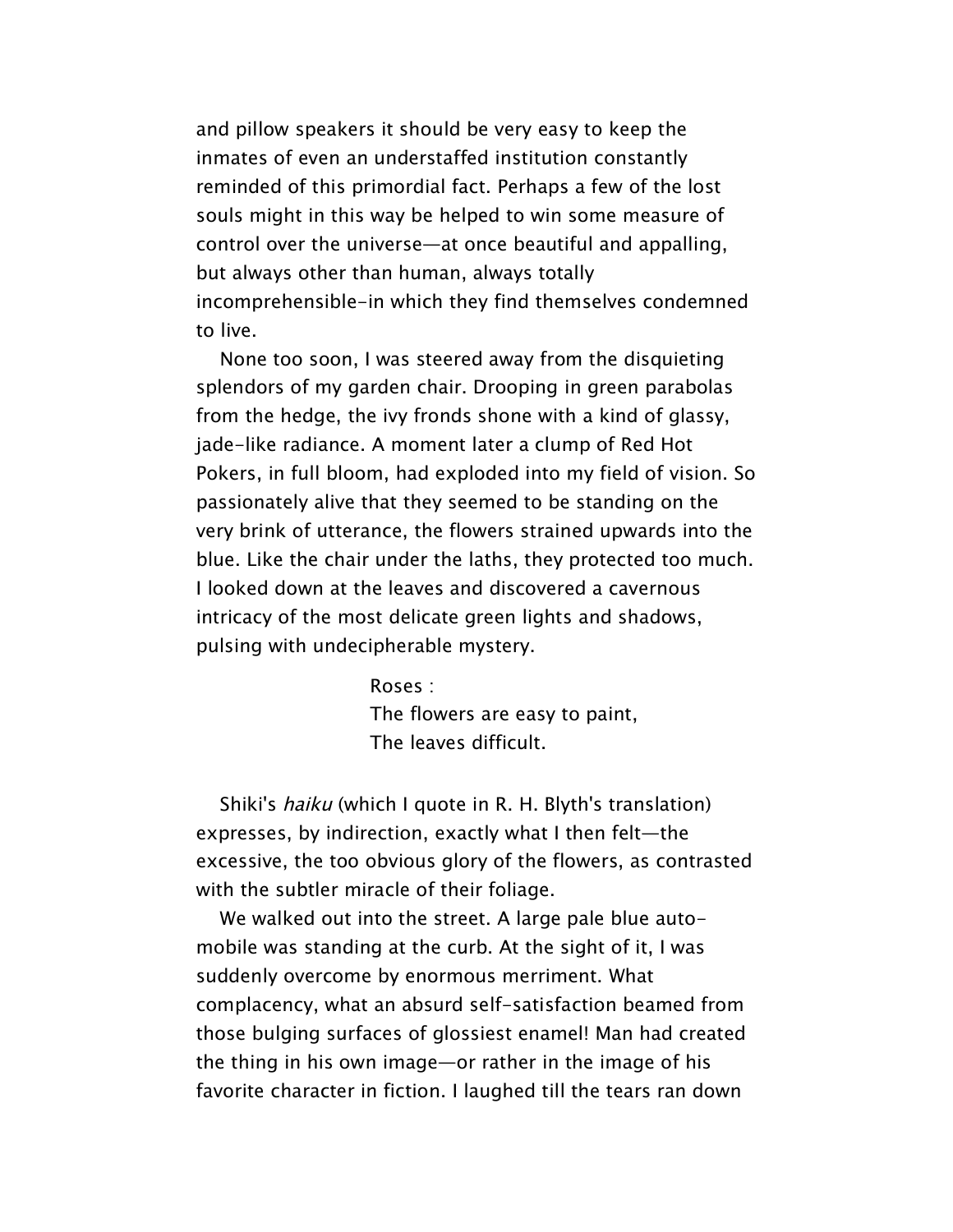and pillow speakers it should be very easy to keep the inmates of even an understaffed institution constantly reminded of this primordial fact. Perhaps a few of the lost souls might in this way be helped to win some measure of control over the universe—at once beautiful and appalling, but always other than human, always totally incomprehensible-in which they find themselves condemned to live.

None too soon, I was steered away from the disquieting splendors of my garden chair. Drooping in green parabolas from the hedge, the ivy fronds shone with a kind of glassy, jade-like radiance. A moment later a clump of Red Hot Pokers, in full bloom, had exploded into my field of vision. So passionately alive that they seemed to be standing on the very brink of utterance, the flowers strained upwards into the blue. Like the chair under the laths, they protected too much. I looked down at the leaves and discovered a cavernous intricacy of the most delicate green lights and shadows, pulsing with undecipherable mystery.

> Roses :  
> The flowers are easy to paint,  
> The leaves difficult.

Shiki's *haiku* (which I quote in R. H. Blyth's translation) expresses, by indirection, exactly what I then felt—the excessive, the too obvious glory of the flowers, as contrasted with the subtler miracle of their foliage.

We walked out into the street. A large pale blue automobile was standing at the curb. At the sight of it, I was suddenly overcome by enormous merriment. What complacency, what an absurd self-satisfaction beamed from those bulging surfaces of glossiest enamel! Man had created the thing in his own image—or rather in the image of his favorite character in fiction. I laughed till the tears ran down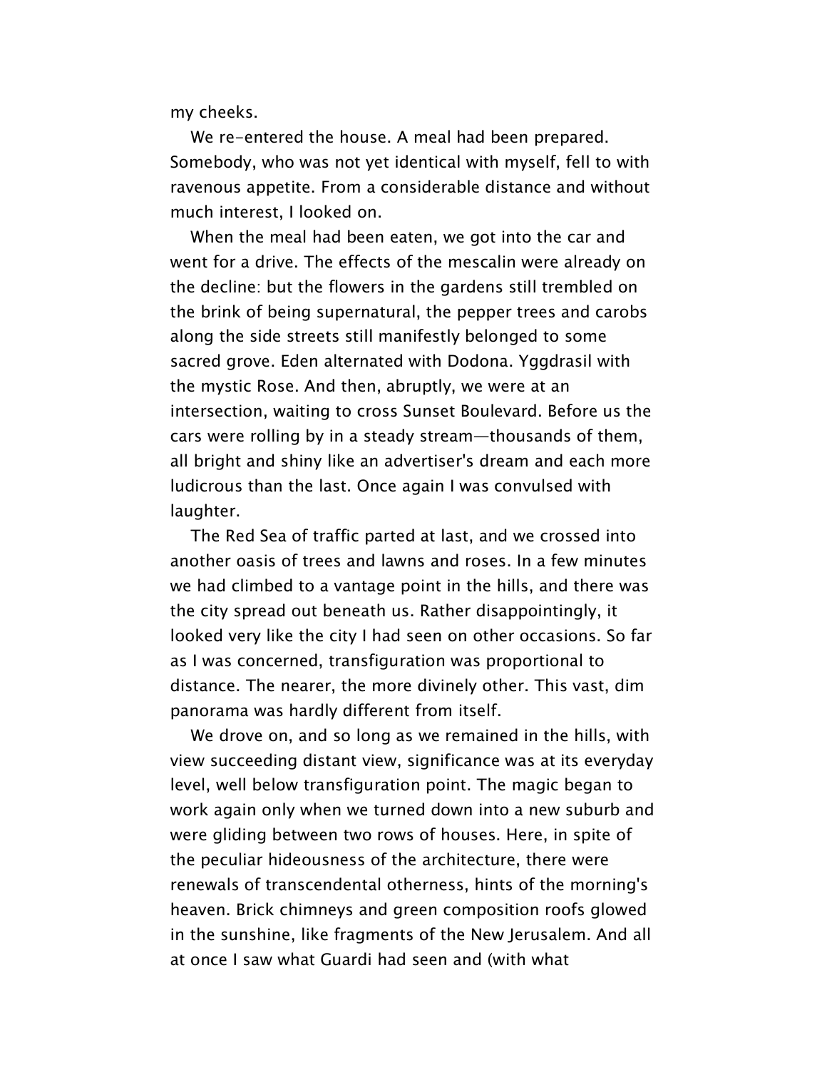my cheeks.

We re-entered the house. A meal had been prepared. Somebody, who was not yet identical with myself, fell to with ravenous appetite. From a considerable distance and without much interest, I looked on.

When the meal had been eaten, we got into the car and went for a drive. The effects of the mescalin were already on the decline: but the flowers in the gardens still trembled on the brink of being supernatural, the pepper trees and carobs along the side streets still manifestly belonged to some sacred grove. Eden alternated with Dodona. Yggdrasil with the mystic Rose. And then, abruptly, we were at an intersection, waiting to cross Sunset Boulevard. Before us the cars were rolling by in a steady stream—thousands of them, all bright and shiny like an advertiser's dream and each more ludicrous than the last. Once again I was convulsed with laughter.

The Red Sea of traffic parted at last, and we crossed into another oasis of trees and lawns and roses. In a few minutes we had climbed to a vantage point in the hills, and there was the city spread out beneath us. Rather disappointingly, it looked very like the city I had seen on other occasions. So far as I was concerned, transfiguration was proportional to distance. The nearer, the more divinely other. This vast, dim panorama was hardly different from itself.

We drove on, and so long as we remained in the hills, with view succeeding distant view, significance was at its everyday level, well below transfiguration point. The magic began to work again only when we turned down into a new suburb and were gliding between two rows of houses. Here, in spite of the peculiar hideousness of the architecture, there were renewals of transcendental otherness, hints of the morning's heaven. Brick chimneys and green composition roofs glowed in the sunshine, like fragments of the New Jerusalem. And all at once I saw what Guardi had seen and (with what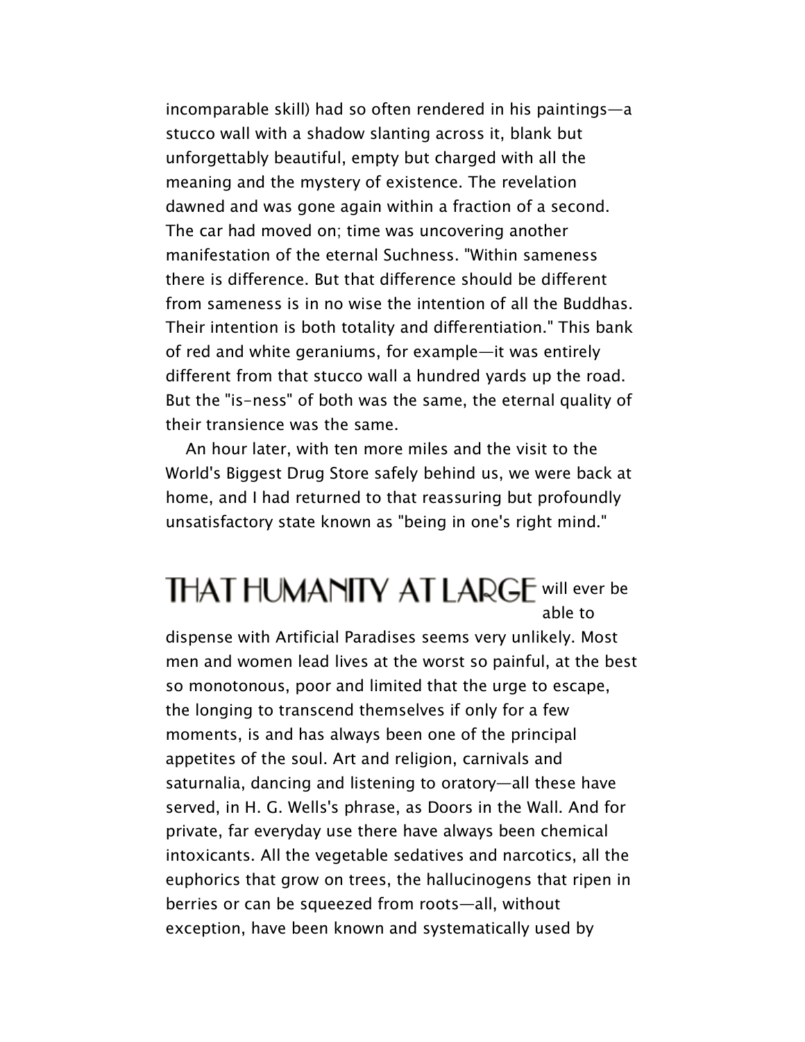incomparable skill) had so often rendered in his paintings—a stucco wall with a shadow slanting across it, blank but unforgettably beautiful, empty but charged with all the meaning and the mystery of existence. The revelation dawned and was gone again within a fraction of a second. The car had moved on; time was uncovering another manifestation of the eternal Suchness. "Within sameness there is difference. But that difference should be different from sameness is in no wise the intention of all the Buddhas. Their intention is both totality and differentiation." This bank of red and white geraniums, for example—it was entirely different from that stucco wall a hundred yards up the road. But the "is-ness" of both was the same, the eternal quality of their transience was the same.

An hour later, with ten more miles and the visit to the World's Biggest Drug Store safely behind us, we were back at home, and I had returned to that reassuring but profoundly unsatisfactory state known as "being in one's right mind."

THAT HUMANITY AT LARGE will ever be able to dispense with Artificial Paradises seems very unlikely. Most men and women lead lives at the worst so painful, at the best so monotonous, poor and limited that the urge to escape, the longing to transcend themselves if only for a few moments, is and has always been one of the principal appetites of the soul. Art and religion, carnivals and saturnalia, dancing and listening to oratory—all these have served, in H. G. Wells's phrase, as Doors in the Wall. And for private, far everyday use there have always been chemical intoxicants. All the vegetable sedatives and narcotics, all the euphorics that grow on trees, the hallucinogens that ripen in berries or can be squeezed from roots—all, without exception, have been known and systematically used by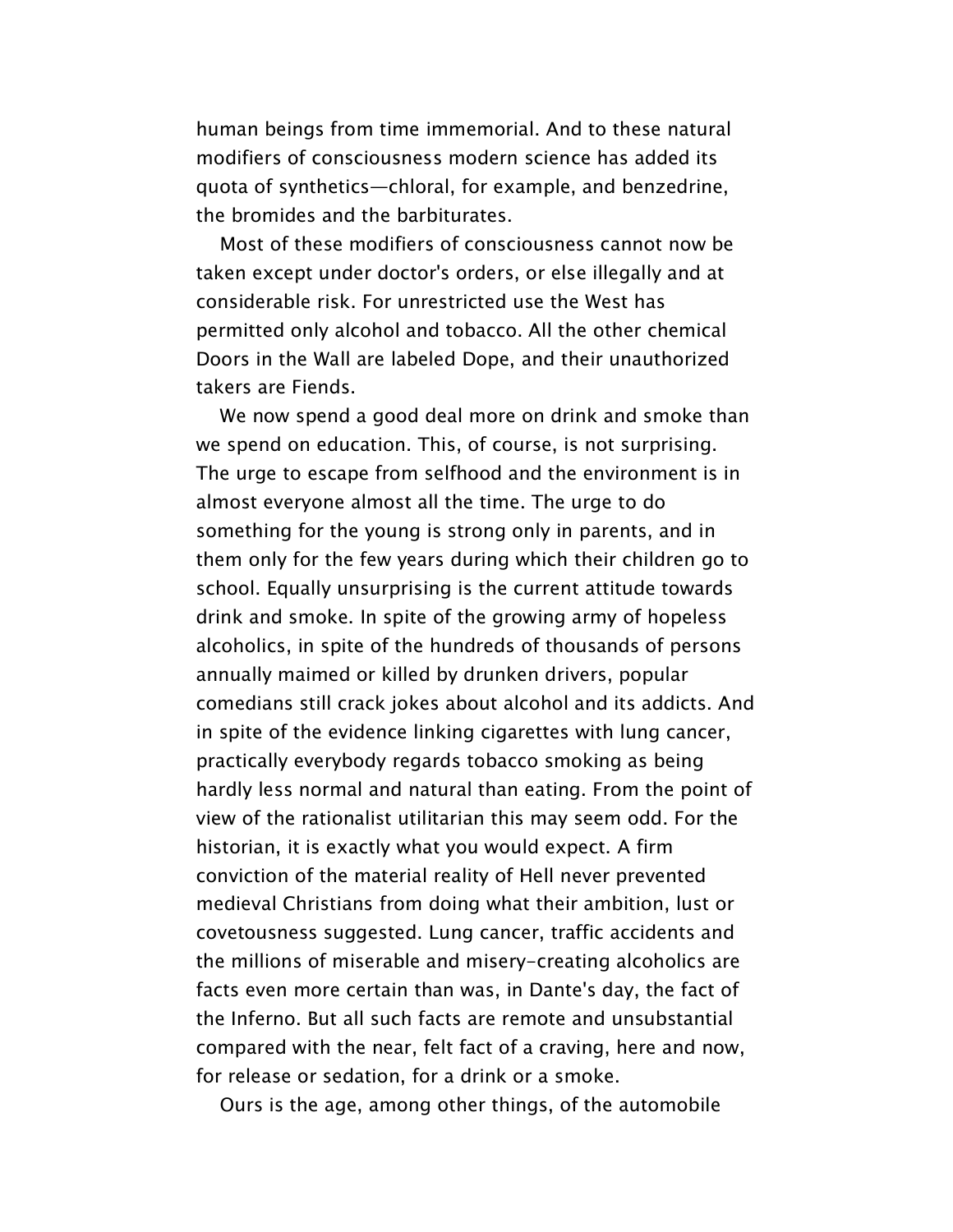human beings from time immemorial. And to these natural modifiers of consciousness modern science has added its quota of synthetics—chloral, for example, and benzedrine, the bromides and the barbiturates.

Most of these modifiers of consciousness cannot now be taken except under doctor's orders, or else illegally and at considerable risk. For unrestricted use the West has permitted only alcohol and tobacco. All the other chemical Doors in the Wall are labeled Dope, and their unauthorized takers are Fiends.

We now spend a good deal more on drink and smoke than we spend on education. This, of course, is not surprising. The urge to escape from selfhood and the environment is in almost everyone almost all the time. The urge to do something for the young is strong only in parents, and in them only for the few years during which their children go to school. Equally unsurprising is the current attitude towards drink and smoke. In spite of the growing army of hopeless alcoholics, in spite of the hundreds of thousands of persons annually maimed or killed by drunken drivers, popular comedians still crack jokes about alcohol and its addicts. And in spite of the evidence linking cigarettes with lung cancer, practically everybody regards tobacco smoking as being hardly less normal and natural than eating. From the point of view of the rationalist utilitarian this may seem odd. For the historian, it is exactly what you would expect. A firm conviction of the material reality of Hell never prevented medieval Christians from doing what their ambition, lust or covetousness suggested. Lung cancer, traffic accidents and the millions of miserable and misery-creating alcoholics are facts even more certain than was, in Dante's day, the fact of the Inferno. But all such facts are remote and unsubstantial compared with the near, felt fact of a craving, here and now, for release or sedation, for a drink or a smoke.

Ours is the age, among other things, of the automobile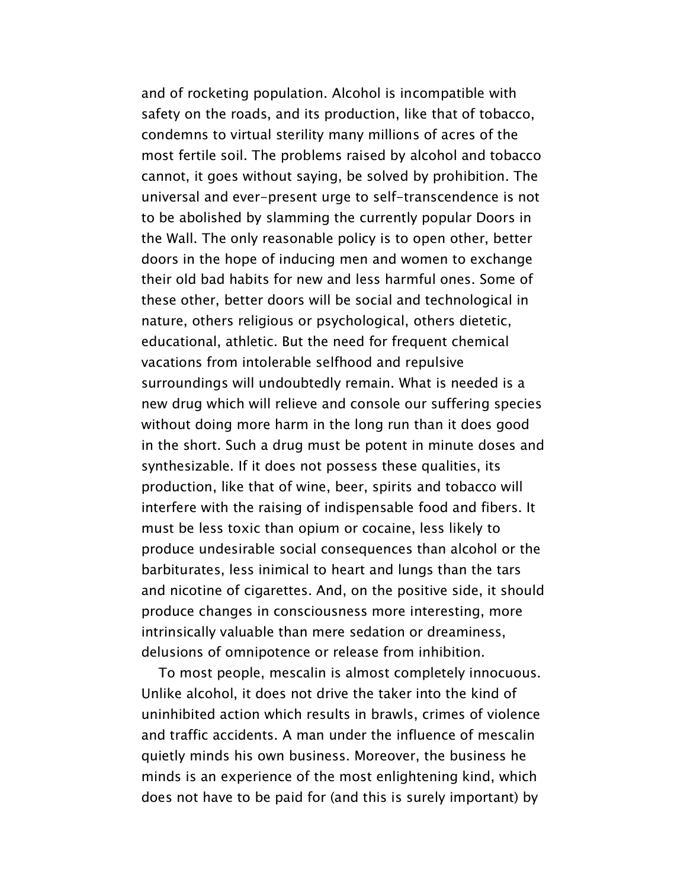and of rocketing population. Alcohol is incompatible with safety on the roads, and its production, like that of tobacco, condemns to virtual sterility many millions of acres of the most fertile soil. The problems raised by alcohol and tobacco cannot, it goes without saying, be solved by prohibition. The universal and ever-present urge to self-transcendence is not to be abolished by slamming the currently popular Doors in the Wall. The only reasonable policy is to open other, better doors in the hope of inducing men and women to exchange their old bad habits for new and less harmful ones. Some of these other, better doors will be social and technological in nature, others religious or psychological, others dietetic, educational, athletic. But the need for frequent chemical vacations from intolerable selfhood and repulsive surroundings will undoubtedly remain. What is needed is a new drug which will relieve and console our suffering species without doing more harm in the long run than it does good in the short. Such a drug must be potent in minute doses and synthesizable. If it does not possess these qualities, its production, like that of wine, beer, spirits and tobacco will interfere with the raising of indispensable food and fibers. It must be less toxic than opium or cocaine, less likely to produce undesirable social consequences than alcohol or the barbiturates, less inimical to heart and lungs than the tars and nicotine of cigarettes. And, on the positive side, it should produce changes in consciousness more interesting, more intrinsically valuable than mere sedation or dreaminess, delusions of omnipotence or release from inhibition.

To most people, mescalin is almost completely innocuous. Unlike alcohol, it does not drive the taker into the kind of uninhibited action which results in brawls, crimes of violence and traffic accidents. A man under the influence of mescalin quietly minds his own business. Moreover, the business he minds is an experience of the most enlightening kind, which does not have to be paid for (and this is surely important) by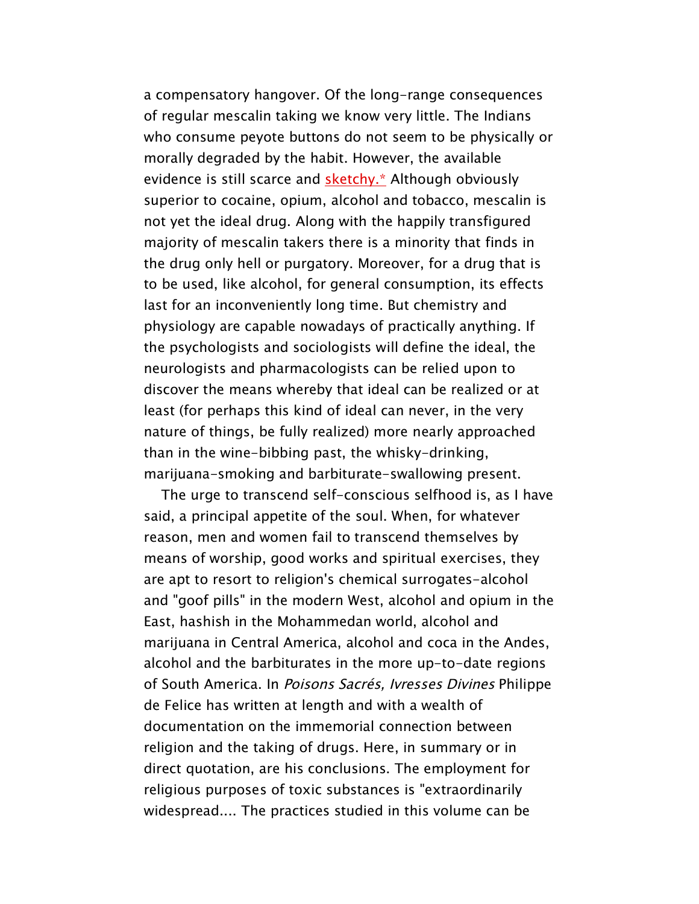a compensatory hangover. Of the long-range consequences of regular mescalin taking we know very little. The Indians who consume peyote buttons do not seem to be physically or morally degraded by the habit. However, the available evidence is still scarce and sketchy.* Although obviously superior to cocaine, opium, alcohol and tobacco, mescalin is not yet the ideal drug. Along with the happily transfigured majority of mescalin takers there is a minority that finds in the drug only hell or purgatory. Moreover, for a drug that is to be used, like alcohol, for general consumption, its effects last for an inconveniently long time. But chemistry and physiology are capable nowadays of practically anything. If the psychologists and sociologists will define the ideal, the neurologists and pharmacologists can be relied upon to discover the means whereby that ideal can be realized or at least (for perhaps this kind of ideal can never, in the very nature of things, be fully realized) more nearly approached than in the wine-bibbing past, the whisky-drinking, marijuana-smoking and barbiturate-swallowing present.

The urge to transcend self-conscious selfhood is, as I have said, a principal appetite of the soul. When, for whatever reason, men and women fail to transcend themselves by means of worship, good works and spiritual exercises, they are apt to resort to religion's chemical surrogates-alcohol and "goof pills" in the modern West, alcohol and opium in the East, hashish in the Mohammedan world, alcohol and marijuana in Central America, alcohol and coca in the Andes, alcohol and the barbiturates in the more up-to-date regions of South America. In *Poisons Sacrés, Ivresses Divines* Philippe de Felice has written at length and with a wealth of documentation on the immemorial connection between religion and the taking of drugs. Here, in summary or in direct quotation, are his conclusions. The employment for religious purposes of toxic substances is "extraordinarily widespread.... The practices studied in this volume can be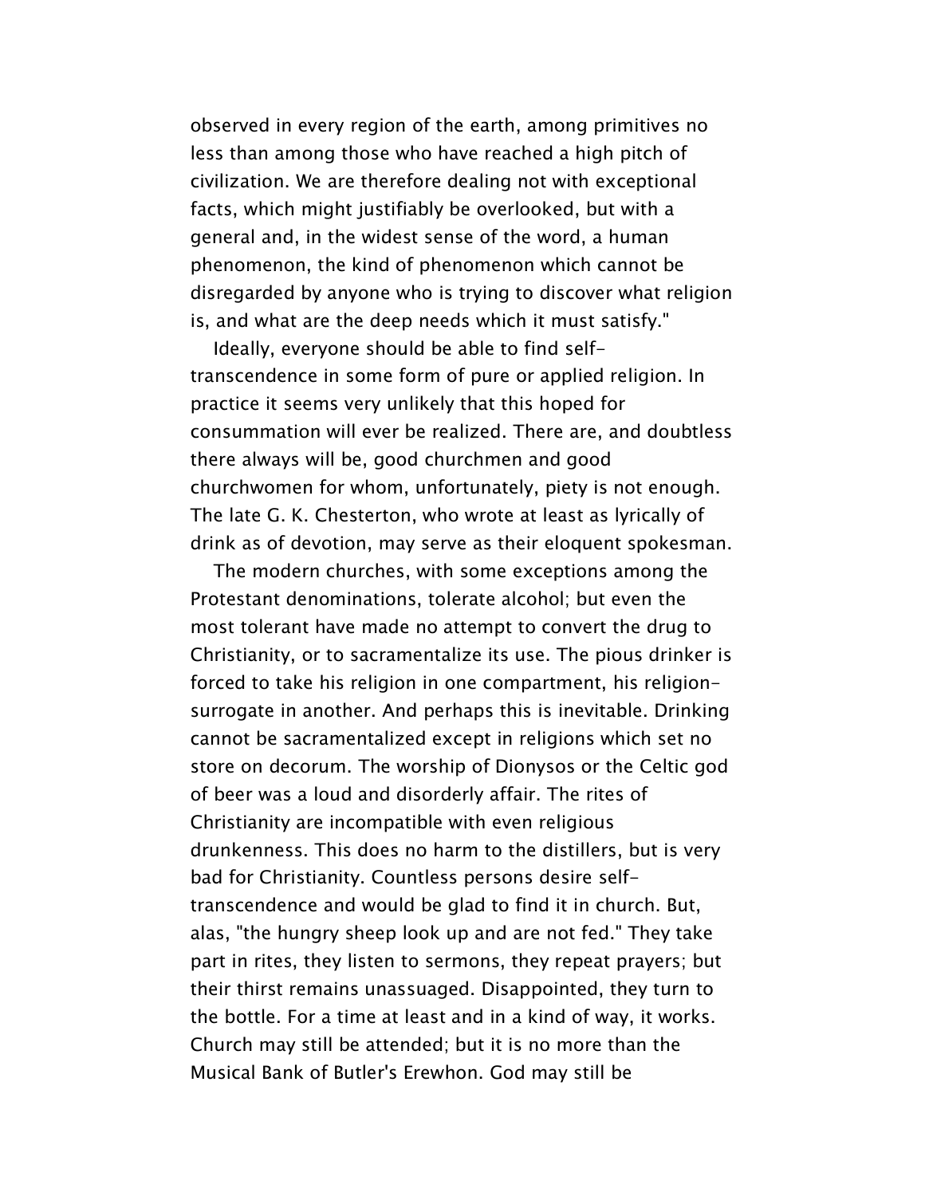observed in every region of the earth, among primitives no less than among those who have reached a high pitch of civilization. We are therefore dealing not with exceptional facts, which might justifiably be overlooked, but with a general and, in the widest sense of the word, a human phenomenon, the kind of phenomenon which cannot be disregarded by anyone who is trying to discover what religion is, and what are the deep needs which it must satisfy."

Ideally, everyone should be able to find self-transcendence in some form of pure or applied religion. In practice it seems very unlikely that this hoped for consummation will ever be realized. There are, and doubtless there always will be, good churchmen and good churchwomen for whom, unfortunately, piety is not enough. The late G. K. Chesterton, who wrote at least as lyrically of drink as of devotion, may serve as their eloquent spokesman.

The modern churches, with some exceptions among the Protestant denominations, tolerate alcohol; but even the most tolerant have made no attempt to convert the drug to Christianity, or to sacramentalize its use. The pious drinker is forced to take his religion in one compartment, his religion-surrogate in another. And perhaps this is inevitable. Drinking cannot be sacramentalized except in religions which set no store on decorum. The worship of Dionysos or the Celtic god of beer was a loud and disorderly affair. The rites of Christianity are incompatible with even religious drunkenness. This does no harm to the distillers, but is very bad for Christianity. Countless persons desire self-transcendence and would be glad to find it in church. But, alas, "the hungry sheep look up and are not fed." They take part in rites, they listen to sermons, they repeat prayers; but their thirst remains unassuaged. Disappointed, they turn to the bottle. For a time at least and in a kind of way, it works. Church may still be attended; but it is no more than the Musical Bank of Butler's Erewhon. God may still be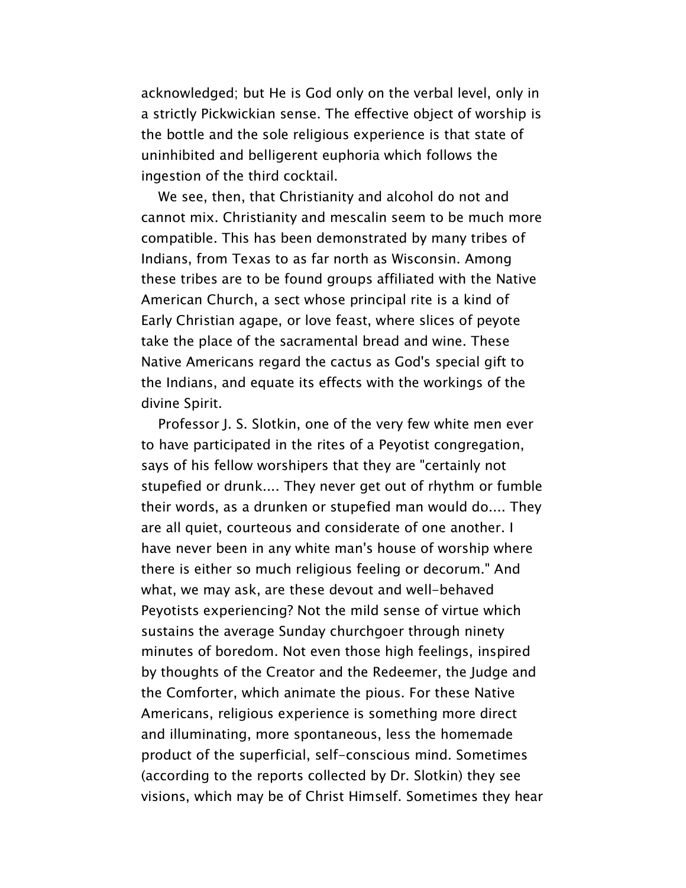acknowledged; but He is God only on the verbal level, only in a strictly Pickwickian sense. The effective object of worship is the bottle and the sole religious experience is that state of uninhibited and belligerent euphoria which follows the ingestion of the third cocktail.

We see, then, that Christianity and alcohol do not and cannot mix. Christianity and mescalin seem to be much more compatible. This has been demonstrated by many tribes of Indians, from Texas to as far north as Wisconsin. Among these tribes are to be found groups affiliated with the Native American Church, a sect whose principal rite is a kind of Early Christian agape, or love feast, where slices of peyote take the place of the sacramental bread and wine. These Native Americans regard the cactus as God's special gift to the Indians, and equate its effects with the workings of the divine Spirit.

Professor J. S. Slotkin, one of the very few white men ever to have participated in the rites of a Peyotist congregation, says of his fellow worshipers that they are "certainly not stupefied or drunk.... They never get out of rhythm or fumble their words, as a drunken or stupefied man would do.... They are all quiet, courteous and considerate of one another. I have never been in any white man's house of worship where there is either so much religious feeling or decorum." And what, we may ask, are these devout and well-behaved Peyotists experiencing? Not the mild sense of virtue which sustains the average Sunday churchgoer through ninety minutes of boredom. Not even those high feelings, inspired by thoughts of the Creator and the Redeemer, the Judge and the Comforter, which animate the pious. For these Native Americans, religious experience is something more direct and illuminating, more spontaneous, less the homemade product of the superficial, self-conscious mind. Sometimes (according to the reports collected by Dr. Slotkin) they see visions, which may be of Christ Himself. Sometimes they hear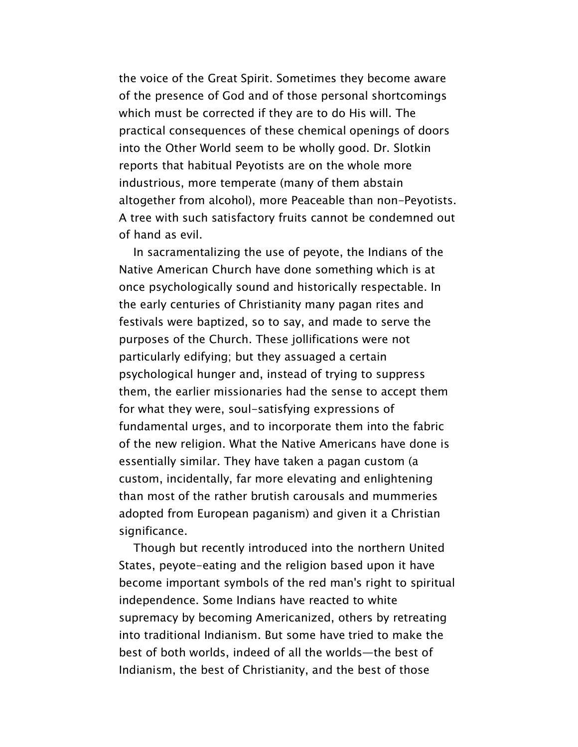the voice of the Great Spirit. Sometimes they become aware of the presence of God and of those personal shortcomings which must be corrected if they are to do His will. The practical consequences of these chemical openings of doors into the Other World seem to be wholly good. Dr. Slotkin reports that habitual Peyotists are on the whole more industrious, more temperate (many of them abstain altogether from alcohol), more Peaceable than non-Peyotists. A tree with such satisfactory fruits cannot be condemned out of hand as evil.

In sacramentalizing the use of peyote, the Indians of the Native American Church have done something which is at once psychologically sound and historically respectable. In the early centuries of Christianity many pagan rites and festivals were baptized, so to say, and made to serve the purposes of the Church. These jollifications were not particularly edifying; but they assuaged a certain psychological hunger and, instead of trying to suppress them, the earlier missionaries had the sense to accept them for what they were, soul-satisfying expressions of fundamental urges, and to incorporate them into the fabric of the new religion. What the Native Americans have done is essentially similar. They have taken a pagan custom (a custom, incidentally, far more elevating and enlightening than most of the rather brutish carousals and mummeries adopted from European paganism) and given it a Christian significance.

Though but recently introduced into the northern United States, peyote-eating and the religion based upon it have become important symbols of the red man's right to spiritual independence. Some Indians have reacted to white supremacy by becoming Americanized, others by retreating into traditional Indianism. But some have tried to make the best of both worlds, indeed of all the worlds—the best of Indianism, the best of Christianity, and the best of those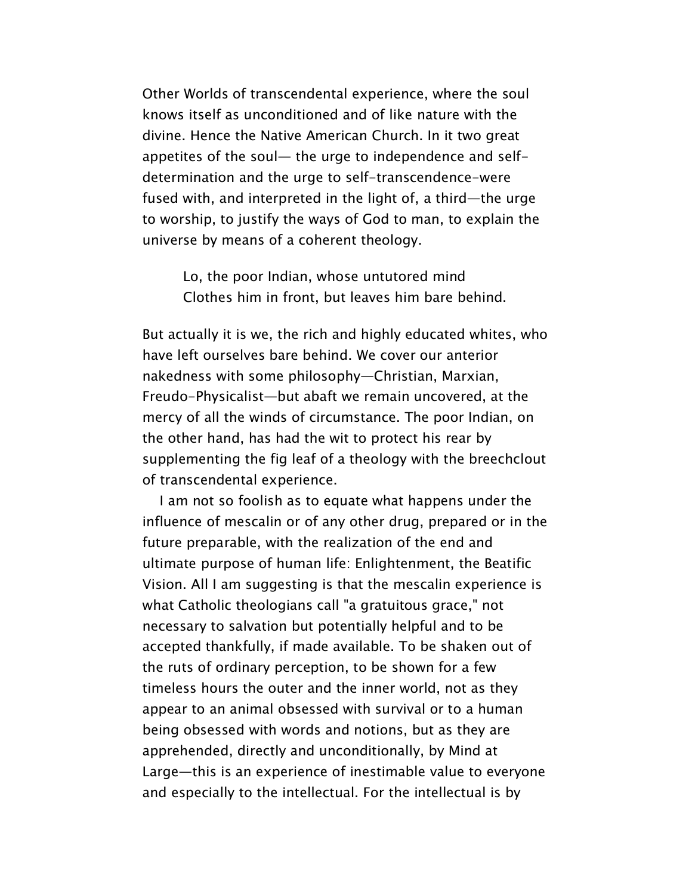Other Worlds of transcendental experience, where the soul knows itself as unconditioned and of like nature with the divine. Hence the Native American Church. In it two great appetites of the soul— the urge to independence and self-determination and the urge to self-transcendence-were fused with, and interpreted in the light of, a third—the urge to worship, to justify the ways of God to man, to explain the universe by means of a coherent theology.

> Lo, the poor Indian, whose untutored mind
> Clothes him in front, but leaves him bare behind.

But actually it is we, the rich and highly educated whites, who have left ourselves bare behind. We cover our anterior nakedness with some philosophy—Christian, Marxian, Freudo-Physicalist—but abaft we remain uncovered, at the mercy of all the winds of circumstance. The poor Indian, on the other hand, has had the wit to protect his rear by supplementing the fig leaf of a theology with the breechclout of transcendental experience.

I am not so foolish as to equate what happens under the influence of mescalin or of any other drug, prepared or in the future preparable, with the realization of the end and ultimate purpose of human life: Enlightenment, the Beatific Vision. All I am suggesting is that the mescalin experience is what Catholic theologians call "a gratuitous grace," not necessary to salvation but potentially helpful and to be accepted thankfully, if made available. To be shaken out of the ruts of ordinary perception, to be shown for a few timeless hours the outer and the inner world, not as they appear to an animal obsessed with survival or to a human being obsessed with words and notions, but as they are apprehended, directly and unconditionally, by Mind at Large—this is an experience of inestimable value to everyone and especially to the intellectual. For the intellectual is by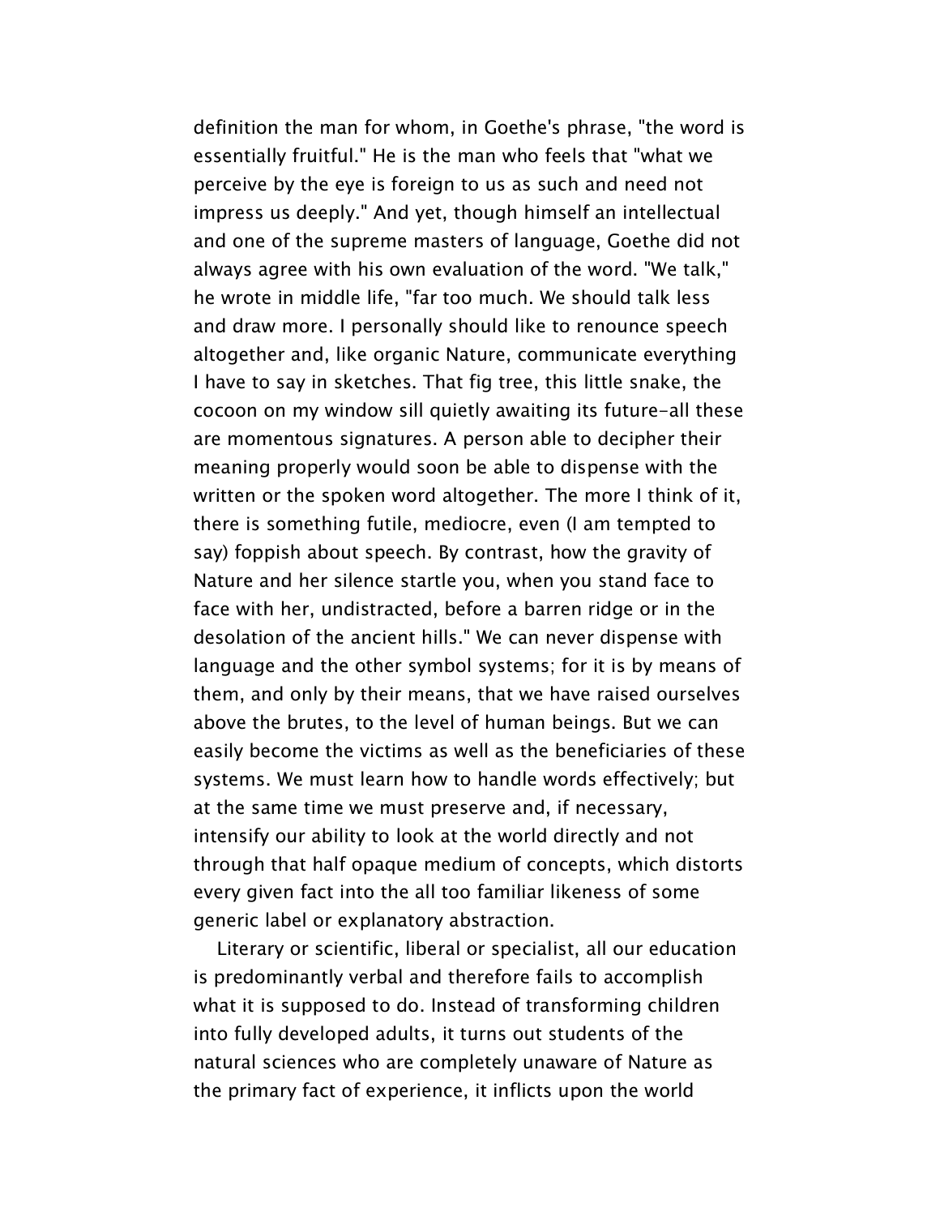definition the man for whom, in Goethe's phrase, "the word is essentially fruitful." He is the man who feels that "what we perceive by the eye is foreign to us as such and need not impress us deeply." And yet, though himself an intellectual and one of the supreme masters of language, Goethe did not always agree with his own evaluation of the word. "We talk," he wrote in middle life, "far too much. We should talk less and draw more. I personally should like to renounce speech altogether and, like organic Nature, communicate everything I have to say in sketches. That fig tree, this little snake, the cocoon on my window sill quietly awaiting its future-all these are momentous signatures. A person able to decipher their meaning properly would soon be able to dispense with the written or the spoken word altogether. The more I think of it, there is something futile, mediocre, even (I am tempted to say) foppish about speech. By contrast, how the gravity of Nature and her silence startle you, when you stand face to face with her, undistracted, before a barren ridge or in the desolation of the ancient hills." We can never dispense with language and the other symbol systems; for it is by means of them, and only by their means, that we have raised ourselves above the brutes, to the level of human beings. But we can easily become the victims as well as the beneficiaries of these systems. We must learn how to handle words effectively; but at the same time we must preserve and, if necessary, intensify our ability to look at the world directly and not through that half opaque medium of concepts, which distorts every given fact into the all too familiar likeness of some generic label or explanatory abstraction.

Literary or scientific, liberal or specialist, all our education is predominantly verbal and therefore fails to accomplish what it is supposed to do. Instead of transforming children into fully developed adults, it turns out students of the natural sciences who are completely unaware of Nature as the primary fact of experience, it inflicts upon the world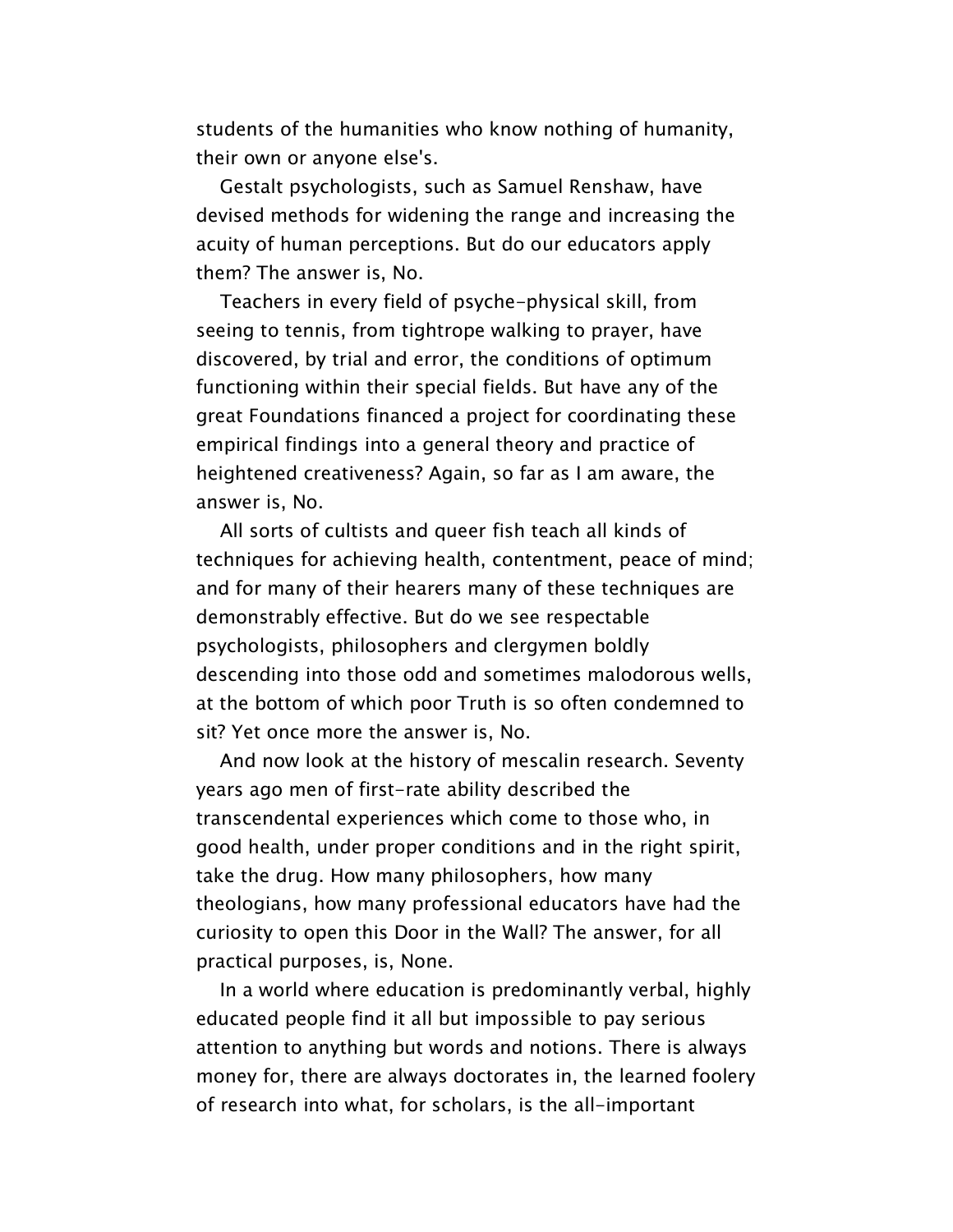students of the humanities who know nothing of humanity, their own or anyone else's.

Gestalt psychologists, such as Samuel Renshaw, have devised methods for widening the range and increasing the acuity of human perceptions. But do our educators apply them? The answer is, No.

Teachers in every field of psyche-physical skill, from seeing to tennis, from tightrope walking to prayer, have discovered, by trial and error, the conditions of optimum functioning within their special fields. But have any of the great Foundations financed a project for coordinating these empirical findings into a general theory and practice of heightened creativeness? Again, so far as I am aware, the answer is, No.

All sorts of cultists and queer fish teach all kinds of techniques for achieving health, contentment, peace of mind; and for many of their hearers many of these techniques are demonstrably effective. But do we see respectable psychologists, philosophers and clergymen boldly descending into those odd and sometimes malodorous wells, at the bottom of which poor Truth is so often condemned to sit? Yet once more the answer is, No.

And now look at the history of mescalin research. Seventy years ago men of first-rate ability described the transcendental experiences which come to those who, in good health, under proper conditions and in the right spirit, take the drug. How many philosophers, how many theologians, how many professional educators have had the curiosity to open this Door in the Wall? The answer, for all practical purposes, is, None.

In a world where education is predominantly verbal, highly educated people find it all but impossible to pay serious attention to anything but words and notions. There is always money for, there are always doctorates in, the learned foolery of research into what, for scholars, is the all-important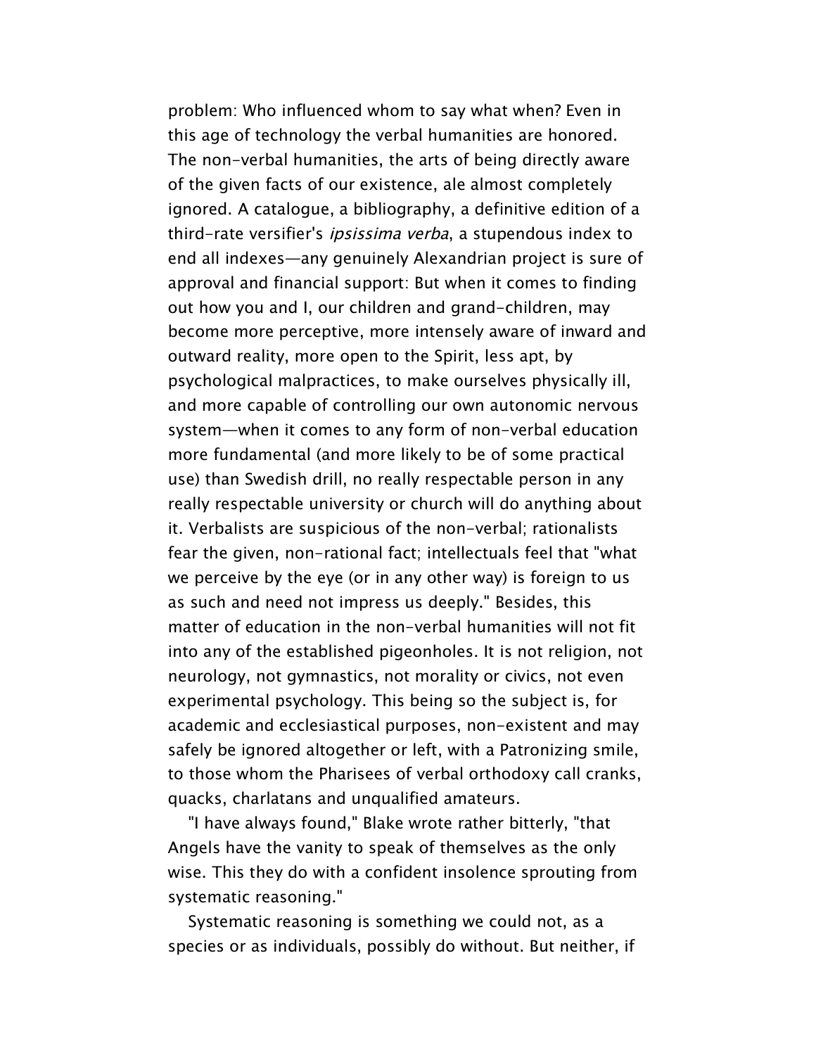problem: Who influenced whom to say what when? Even in this age of technology the verbal humanities are honored. The non-verbal humanities, the arts of being directly aware of the given facts of our existence, ale almost completely ignored. A catalogue, a bibliography, a definitive edition of a third-rate versifier's *ipsissima verba*, a stupendous index to end all indexes—any genuinely Alexandrian project is sure of approval and financial support: But when it comes to finding out how you and I, our children and grand-children, may become more perceptive, more intensely aware of inward and outward reality, more open to the Spirit, less apt, by psychological malpractices, to make ourselves physically ill, and more capable of controlling our own autonomic nervous system—when it comes to any form of non-verbal education more fundamental (and more likely to be of some practical use) than Swedish drill, no really respectable person in any really respectable university or church will do anything about it. Verbalists are suspicious of the non-verbal; rationalists fear the given, non-rational fact; intellectuals feel that "what we perceive by the eye (or in any other way) is foreign to us as such and need not impress us deeply." Besides, this matter of education in the non-verbal humanities will not fit into any of the established pigeonholes. It is not religion, not neurology, not gymnastics, not morality or civics, not even experimental psychology. This being so the subject is, for academic and ecclesiastical purposes, non-existent and may safely be ignored altogether or left, with a Patronizing smile, to those whom the Pharisees of verbal orthodoxy call cranks, quacks, charlatans and unqualified amateurs.

"I have always found," Blake wrote rather bitterly, "that Angels have the vanity to speak of themselves as the only wise. This they do with a confident insolence sprouting from systematic reasoning."

Systematic reasoning is something we could not, as a species or as individuals, possibly do without. But neither, if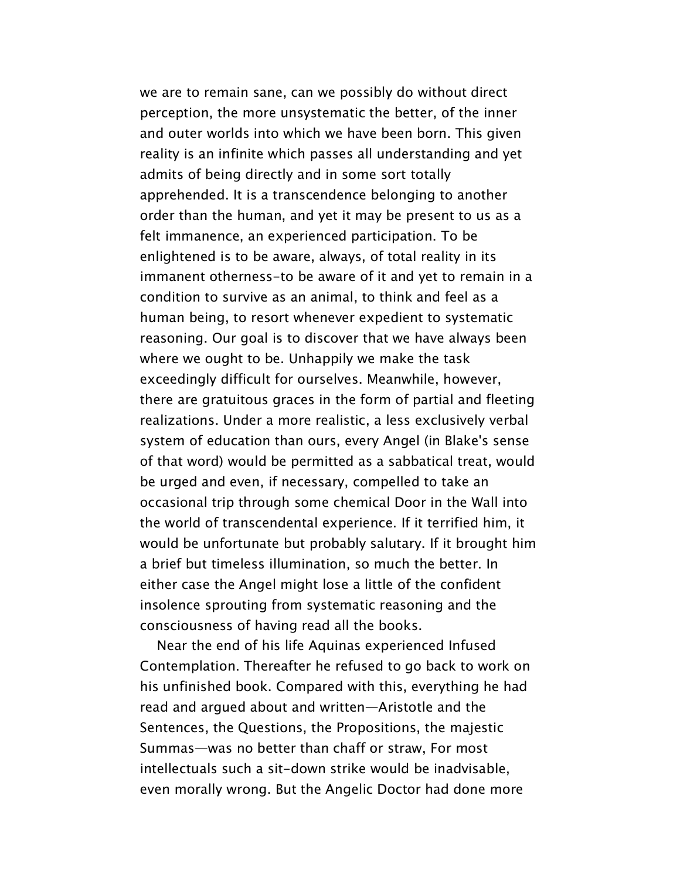we are to remain sane, can we possibly do without direct perception, the more unsystematic the better, of the inner and outer worlds into which we have been born. This given reality is an infinite which passes all understanding and yet admits of being directly and in some sort totally apprehended. It is a transcendence belonging to another order than the human, and yet it may be present to us as a felt immanence, an experienced participation. To be enlightened is to be aware, always, of total reality in its immanent otherness-to be aware of it and yet to remain in a condition to survive as an animal, to think and feel as a human being, to resort whenever expedient to systematic reasoning. Our goal is to discover that we have always been where we ought to be. Unhappily we make the task exceedingly difficult for ourselves. Meanwhile, however, there are gratuitous graces in the form of partial and fleeting realizations. Under a more realistic, a less exclusively verbal system of education than ours, every Angel (in Blake's sense of that word) would be permitted as a sabbatical treat, would be urged and even, if necessary, compelled to take an occasional trip through some chemical Door in the Wall into the world of transcendental experience. If it terrified him, it would be unfortunate but probably salutary. If it brought him a brief but timeless illumination, so much the better. In either case the Angel might lose a little of the confident insolence sprouting from systematic reasoning and the consciousness of having read all the books.

Near the end of his life Aquinas experienced Infused Contemplation. Thereafter he refused to go back to work on his unfinished book. Compared with this, everything he had read and argued about and written—Aristotle and the Sentences, the Questions, the Propositions, the majestic Summas—was no better than chaff or straw, For most intellectuals such a sit-down strike would be inadvisable, even morally wrong. But the Angelic Doctor had done more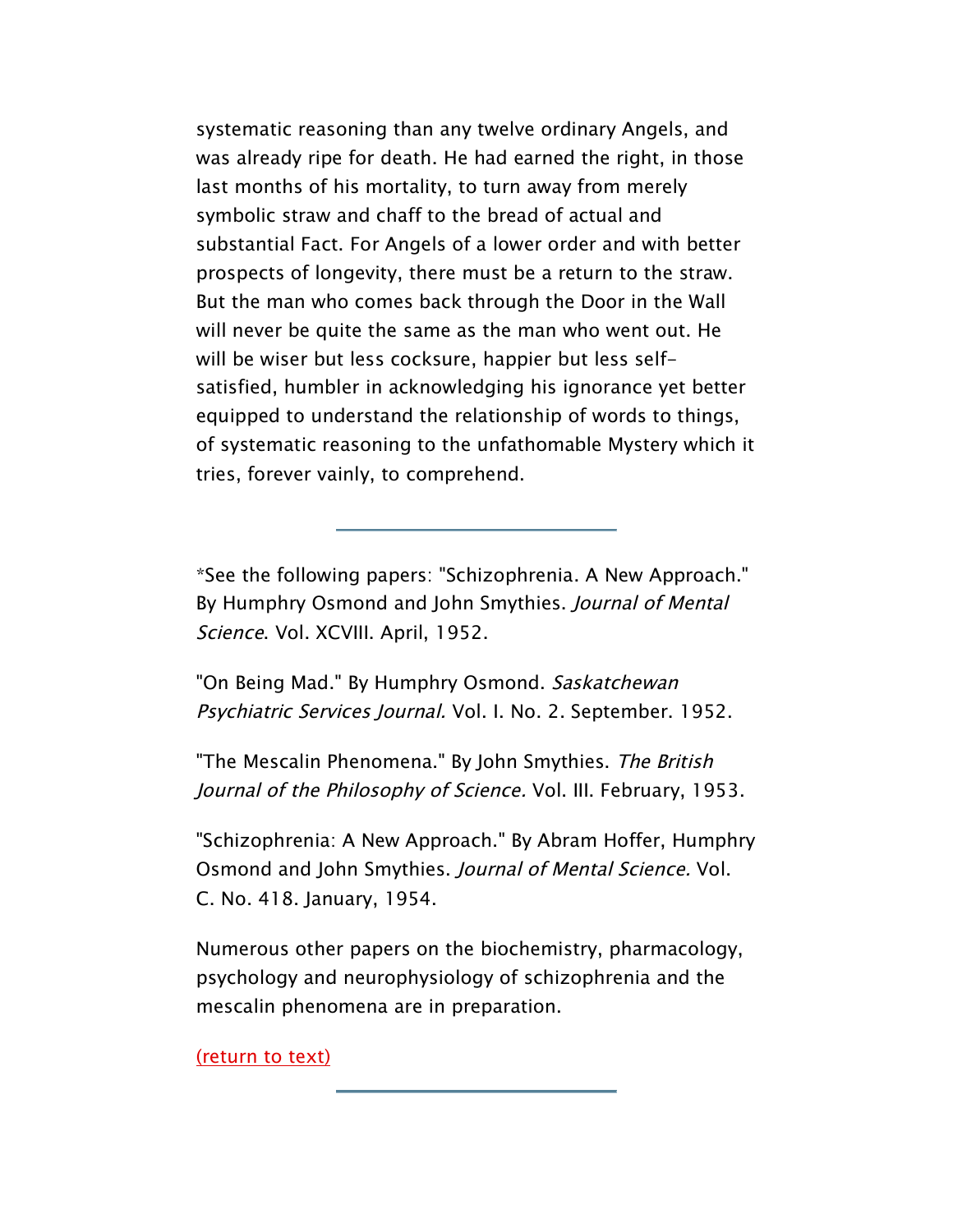systematic reasoning than any twelve ordinary Angels, and was already ripe for death. He had earned the right, in those last months of his mortality, to turn away from merely symbolic straw and chaff to the bread of actual and substantial Fact. For Angels of a lower order and with better prospects of longevity, there must be a return to the straw. But the man who comes back through the Door in the Wall will never be quite the same as the man who went out. He will be wiser but less cocksure, happier but less self-satisfied, humbler in acknowledging his ignorance yet better equipped to understand the relationship of words to things, of systematic reasoning to the unfathomable Mystery which it tries, forever vainly, to comprehend.

---

*See the following papers: "Schizophrenia. A New Approach." By Humphry Osmond and John Smythies. *Journal of Mental Science*. Vol. XCVIII. April, 1952.

"On Being Mad." By Humphry Osmond. *Saskatchewan Psychiatric Services Journal.* Vol. I. No. 2. September. 1952.

"The Mescalin Phenomena." By John Smythies. *The British Journal of the Philosophy of Science.* Vol. III. February, 1953.

"Schizophrenia: A New Approach." By Abram Hoffer, Humphry Osmond and John Smythies. *Journal of Mental Science.* Vol. C. No. 418. January, 1954.

Numerous other papers on the biochemistry, pharmacology, psychology and neurophysiology of schizophrenia and the mescalin phenomena are in preparation.

(return to text)

---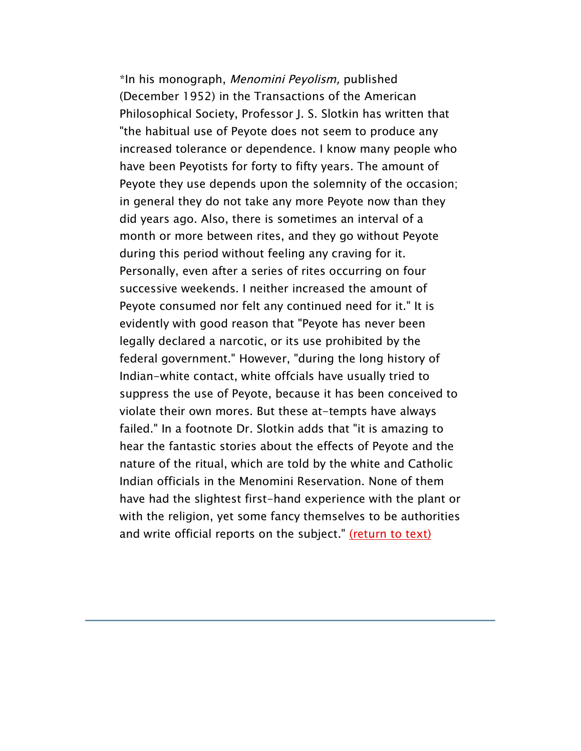*In his monograph, *Menomini Peyolism,* published (December 1952) in the Transactions of the American Philosophical Society, Professor J. S. Slotkin has written that "the habitual use of Peyote does not seem to produce any increased tolerance or dependence. I know many people who have been Peyotists for forty to fifty years. The amount of Peyote they use depends upon the solemnity of the occasion; in general they do not take any more Peyote now than they did years ago. Also, there is sometimes an interval of a month or more between rites, and they go without Peyote during this period without feeling any craving for it. Personally, even after a series of rites occurring on four successive weekends. I neither increased the amount of Peyote consumed nor felt any continued need for it." It is evidently with good reason that "Peyote has never been legally declared a narcotic, or its use prohibited by the federal government." However, "during the long history of Indian-white contact, white offcials have usually tried to suppress the use of Peyote, because it has been conceived to violate their own mores. But these at-tempts have always failed." In a footnote Dr. Slotkin adds that "it is amazing to hear the fantastic stories about the effects of Peyote and the nature of the ritual, which are told by the white and Catholic Indian officials in the Menomini Reservation. None of them have had the slightest first-hand experience with the plant or with the religion, yet some fancy themselves to be authorities and write official reports on the subject." (return to text)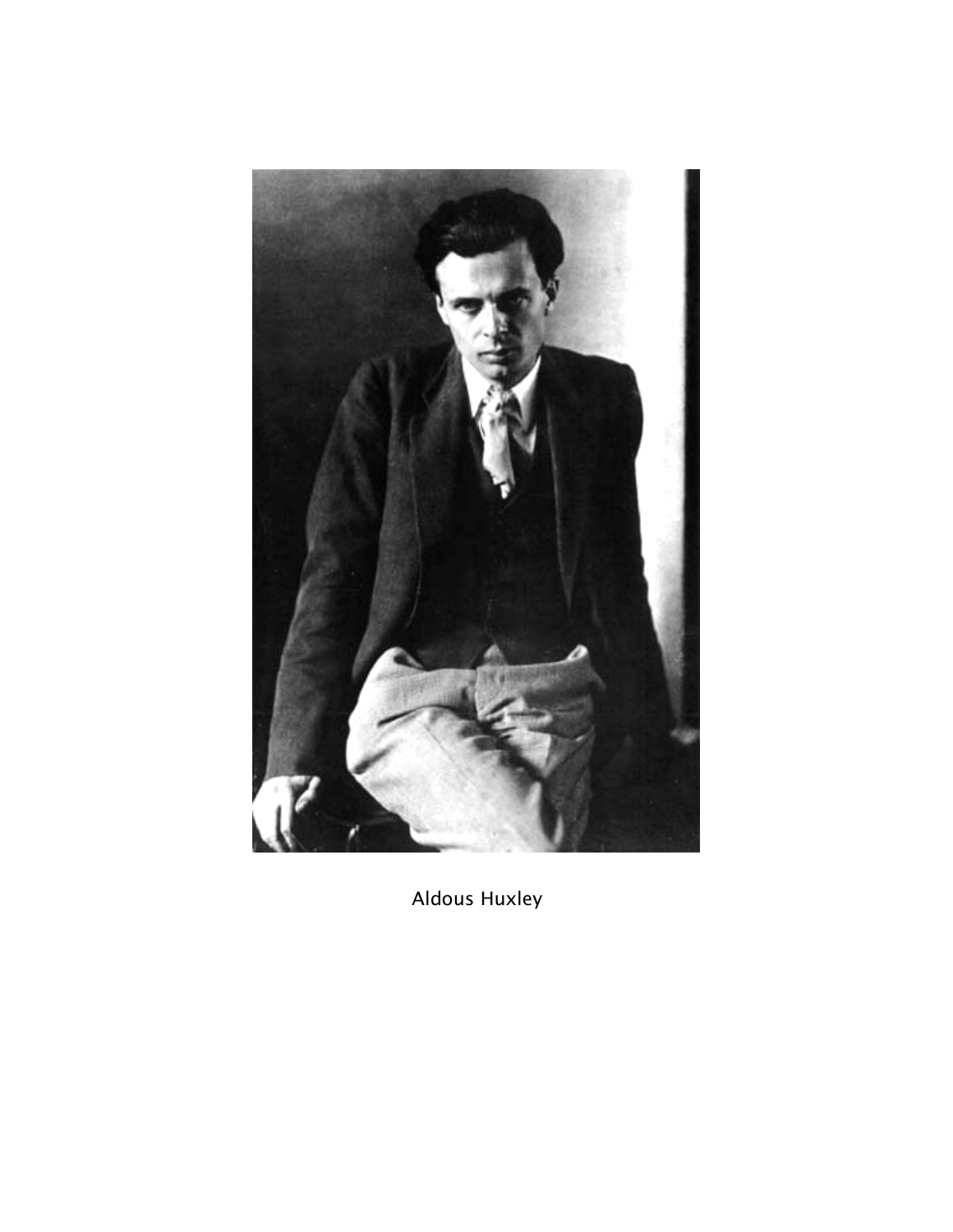Aldous Huxley